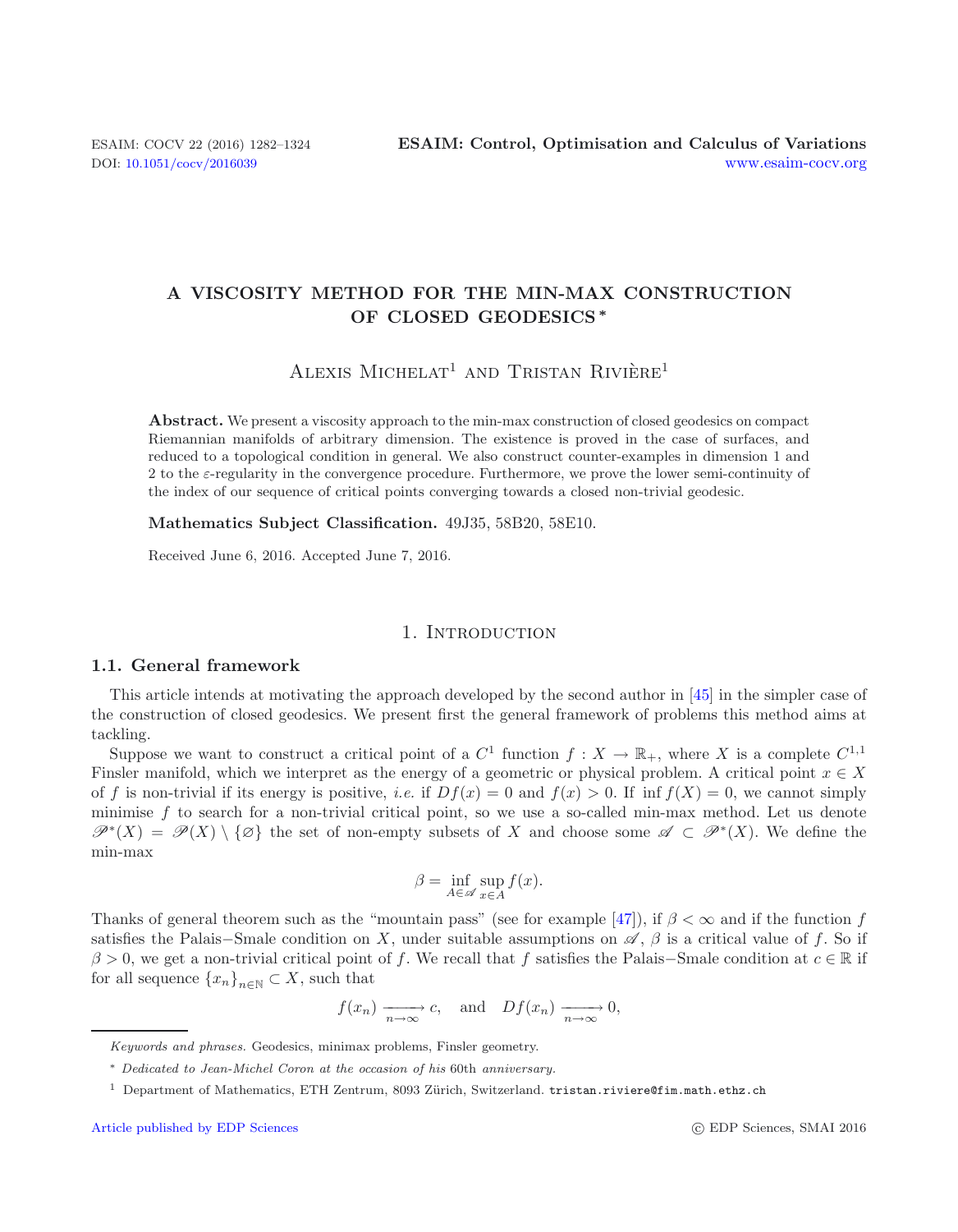# A VISCOSITY METHOD FOR THE MIN-MAX CONSTRUCTION OF CLOSED GEODESICS *

Alexis Michelat[1] and Tristan Rivière[1]

**Abstract.** We present a viscosity approach to the min-max construction of closed geodesics on compact Riemannian manifolds of arbitrary dimension. The existence is proved in the case of surfaces, and reduced to a topological condition in general. We also construct counter-examples in dimension 1 and 2 to the $\varepsilon$-regularity in the convergence procedure. Furthermore, we prove the lower semi-continuity of the index of our sequence of critical points converging towards a closed non-trivial geodesic.

**Mathematics Subject Classification.** 49J35, 58B20, 58E10.

Received June 6, 2016. Accepted June 7, 2016.

## 1. Introduction

### 1.1. General framework

This article intends at motivating the approach developed by the second author in [45] in the simpler case of the construction of closed geodesics. We present first the general framework of problems this method aims at tackling.

Suppose we want to construct a critical point of a $C^1$ function $f : X \to \mathbb{R}_+$, where $X$ is a complete $C^{1,1}$ Finsler manifold, which we interpret as the energy of a geometric or physical problem. A critical point $x \in X$ of $f$ is non-trivial if its energy is positive, *i.e.* if $Df(x) = 0$ and $f(x) > 0$. If $\inf f(X) = 0$, we cannot simply minimise $f$ to search for a non-trivial critical point, so we use a so-called min-max method. Let us denote $\mathscr{P}^*(X) = \mathscr{P}(X) \setminus \{\varnothing\}$ the set of non-empty subsets of $X$ and choose some $\mathscr{A} \subset \mathscr{P}^*(X)$. We define the min-max

$$\beta = \inf_{A \in \mathscr{A}} \sup_{x \in A} f(x).$$

Thanks of general theorem such as the "mountain pass" (see for example [47]), if $\beta < \infty$ and if the function $f$ satisfies the Palais−Smale condition on $X$, under suitable assumptions on $\mathscr{A}$, $\beta$ is a critical value of $f$. So if $\beta > 0$, we get a non-trivial critical point of $f$. We recall that $f$ satisfies the Palais−Smale condition at $c \in \mathbb{R}$ if for all sequence $\{x_n\}_{n \in \mathbb{N}} \subset X$, such that

$$f(x_n) \xrightarrow[n \to \infty]{} c, \quad \text{and} \quad Df(x_n) \xrightarrow[n \to \infty]{} 0,$$

---

*Keywords and phrases.* Geodesics, minimax problems, Finsler geometry.

\* *Dedicated to Jean-Michel Coron at the occasion of his* 60th *anniversary.*

[1] Department of Mathematics, ETH Zentrum, 8093 Zürich, Switzerland. tristan.riviere@fim.math.ethz.ch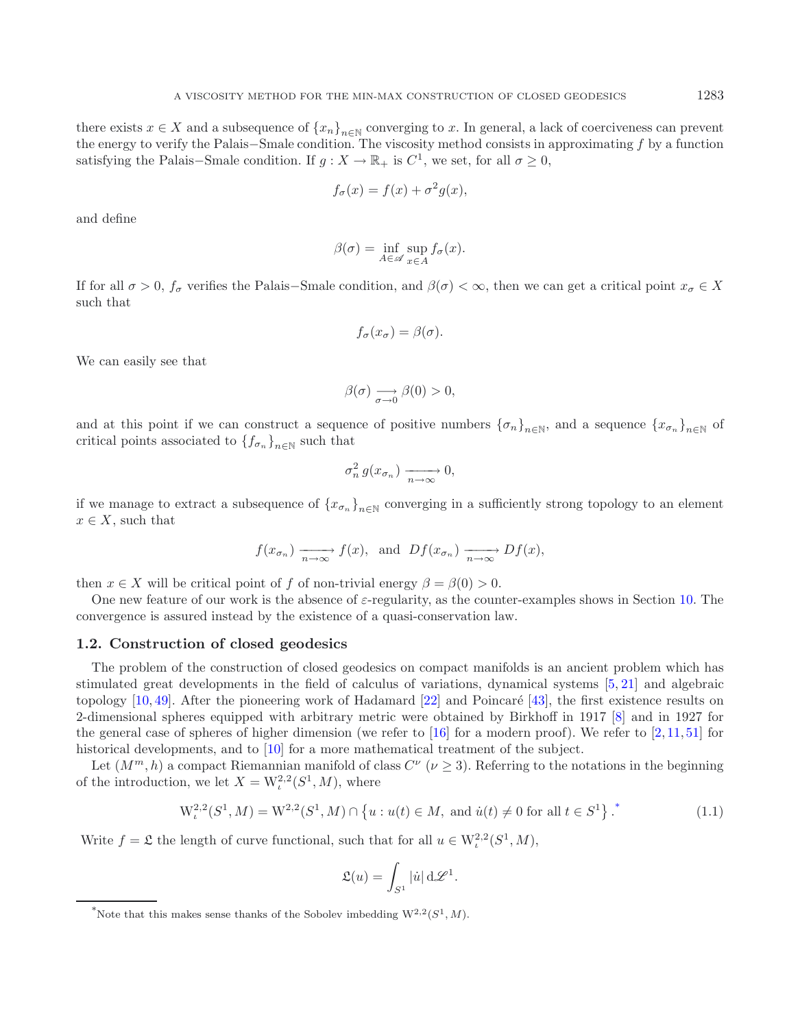there exists $x \in X$ and a subsequence of $\{x_n\}_{n\in\mathbb{N}}$ converging to $x$. In general, a lack of coerciveness can prevent the energy to verify the Palais−Smale condition. The viscosity method consists in approximating $f$ by a function satisfying the Palais−Smale condition. If $g : X \to \mathbb{R}_+$ is $C^1$, we set, for all $\sigma \geq 0$,

$$f_\sigma(x) = f(x) + \sigma^2 g(x),$$

and define

$$\beta(\sigma) = \inf_{A\in\mathscr{A}} \sup_{x\in A} f_\sigma(x).$$

If for all $\sigma > 0$, $f_\sigma$ verifies the Palais−Smale condition, and $\beta(\sigma) < \infty$, then we can get a critical point $x_\sigma \in X$ such that

$$f_\sigma(x_\sigma) = \beta(\sigma).$$

We can easily see that

$$\beta(\sigma) \underset{\sigma\to 0}{\longrightarrow} \beta(0) > 0,$$

and at this point if we can construct a sequence of positive numbers $\{\sigma_n\}_{n\in\mathbb{N}}$, and a sequence $\{x_{\sigma_n}\}_{n\in\mathbb{N}}$ of critical points associated to $\{f_{\sigma_n}\}_{n\in\mathbb{N}}$ such that

$$\sigma_n^2\, g(x_{\sigma_n}) \underset{n\to\infty}{\longrightarrow} 0,$$

if we manage to extract a subsequence of $\{x_{\sigma_n}\}_{n\in\mathbb{N}}$ converging in a sufficiently strong topology to an element $x \in X$, such that

$$f(x_{\sigma_n}) \underset{n\to\infty}{\longrightarrow} f(x), \;\; \text{and} \;\; Df(x_{\sigma_n}) \underset{n\to\infty}{\longrightarrow} Df(x),$$

then $x \in X$ will be critical point of $f$ of non-trivial energy $\beta = \beta(0) > 0$.

One new feature of our work is the absence of $\varepsilon$-regularity, as the counter-examples shows in Section 10. The convergence is assured instead by the existence of a quasi-conservation law.

### 1.2. Construction of closed geodesics

The problem of the construction of closed geodesics on compact manifolds is an ancient problem which has stimulated great developments in the field of calculus of variations, dynamical systems [5, 21] and algebraic topology [10, 49]. After the pioneering work of Hadamard [22] and Poincaré [43], the first existence results on 2-dimensional spheres equipped with arbitrary metric were obtained by Birkhoff in 1917 [8] and in 1927 for the general case of spheres of higher dimension (we refer to [16] for a modern proof). We refer to [2, 11, 51] for historical developments, and to [10] for a more mathematical treatment of the subject.

Let $(M^m, h)$ a compact Riemannian manifold of class $C^\nu$ ($\nu \geq 3$). Referring to the notations in the beginning of the introduction, we let $X = \mathrm{W}^{2,2}_\iota(S^1, M)$, where

$$\mathrm{W}^{2,2}_\iota(S^1, M) = \mathrm{W}^{2,2}(S^1, M) \cap \left\{u : u(t) \in M, \text{ and } \dot{u}(t) \neq 0 \text{ for all } t \in S^1\right\}.^{*} \tag{1.1}$$

Write $f = \mathfrak{L}$ the length of curve functional, such that for all $u \in \mathrm{W}^{2,2}_\iota(S^1, M)$,

$$\mathfrak{L}(u) = \int_{S^1} |\dot{u}|\, \mathrm{d}\mathscr{L}^1.$$

*Note that this makes sense thanks of the Sobolev imbedding $\mathrm{W}^{2,2}(S^1, M)$.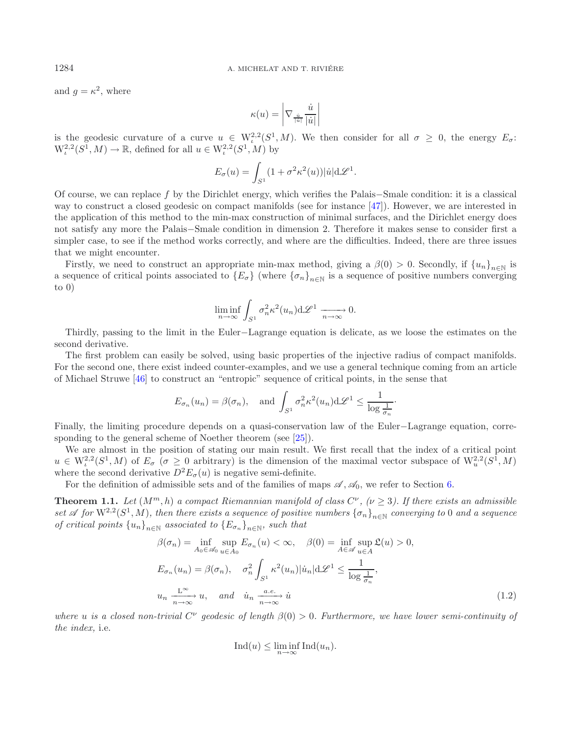and $g = \kappa^2$, where

$$\kappa(u) = \left| \nabla_{\frac{\dot{u}}{|\dot{u}|}} \frac{\dot{u}}{|\dot{u}|} \right|$$

is the geodesic curvature of a curve $u \in \mathrm{W}_\iota^{2,2}(S^1, M)$. We then consider for all $\sigma \geq 0$, the energy $E_\sigma$: $\mathrm{W}_\iota^{2,2}(S^1, M) \to \mathbb{R}$, defined for all $u \in \mathrm{W}_\iota^{2,2}(S^1, M)$ by

$$E_\sigma(u) = \int_{S^1} (1 + \sigma^2 \kappa^2(u)) |\dot{u}| \mathrm{d}\mathscr{L}^1.$$

Of course, we can replace $f$ by the Dirichlet energy, which verifies the Palais−Smale condition: it is a classical way to construct a closed geodesic on compact manifolds (see for instance [47]). However, we are interested in the application of this method to the min-max construction of minimal surfaces, and the Dirichlet energy does not satisfy any more the Palais−Smale condition in dimension 2. Therefore it makes sense to consider first a simpler case, to see if the method works correctly, and where are the difficulties. Indeed, there are three issues that we might encounter.

Firstly, we need to construct an appropriate min-max method, giving a $\beta(0) > 0$. Secondly, if $\{u_n\}_{n \in \mathbb{N}}$ is a sequence of critical points associated to $\{E_\sigma\}$ (where $\{\sigma_n\}_{n \in \mathbb{N}}$ is a sequence of positive numbers converging to 0)

$$\liminf_{n \to \infty} \int_{S^1} \sigma_n^2 \kappa^2(u_n) \mathrm{d}\mathscr{L}^1 \xrightarrow[n \to \infty]{} 0.$$

Thirdly, passing to the limit in the Euler−Lagrange equation is delicate, as we loose the estimates on the second derivative.

The first problem can easily be solved, using basic properties of the injective radius of compact manifolds. For the second one, there exist indeed counter-examples, and we use a general technique coming from an article of Michael Struwe [46] to construct an "entropic" sequence of critical points, in the sense that

$$E_{\sigma_n}(u_n) = \beta(\sigma_n), \quad \text{and} \int_{S^1} \sigma_n^2 \kappa^2(u_n) \mathrm{d}\mathscr{L}^1 \leq \frac{1}{\log \frac{1}{\sigma_n}}.$$

Finally, the limiting procedure depends on a quasi-conservation law of the Euler−Lagrange equation, corresponding to the general scheme of Noether theorem (see [25]).

We are almost in the position of stating our main result. We first recall that the index of a critical point $u \in \mathrm{W}_\iota^{2,2}(S^1, M)$ of $E_\sigma$ ($\sigma \geq 0$ arbitrary) is the dimension of the maximal vector subspace of $\mathrm{W}_u^{2,2}(S^1, M)$ where the second derivative $D^2 E_\sigma(u)$ is negative semi-definite.

For the definition of admissible sets and of the families of maps $\mathscr{A}, \mathscr{A}_0$, we refer to Section 6.

**Theorem 1.1.** *Let $(M^m, h)$ a compact Riemannian manifold of class $C^\nu$, ($\nu \geq 3$). If there exists an admissible set $\mathscr{A}$ for $\mathrm{W}^{2,2}(S^1, M)$, then there exists a sequence of positive numbers $\{\sigma_n\}_{n \in \mathbb{N}}$ converging to 0 and a sequence of critical points $\{u_n\}_{n \in \mathbb{N}}$ associated to $\{E_{\sigma_n}\}_{n \in \mathbb{N}}$, such that*

$$\begin{aligned}
&\beta(\sigma_n) = \inf_{A_0 \in \mathscr{A}_0} \sup_{u \in A_0} E_{\sigma_n}(u) < \infty, \quad \beta(0) = \inf_{A \in \mathscr{A}} \sup_{u \in A} \mathfrak{L}(u) > 0, \\
&E_{\sigma_n}(u_n) = \beta(\sigma_n), \quad \sigma_n^2 \int_{S^1} \kappa^2(u_n) |\dot{u}_n| \mathrm{d}\mathscr{L}^1 \leq \frac{1}{\log \frac{1}{\sigma_n}}, \\
&u_n \xrightarrow[n \to \infty]{\mathrm{L}^\infty} u, \quad \textit{and} \quad \dot{u}_n \xrightarrow[n \to \infty]{a.e.} \dot{u}
\end{aligned} \tag{1.2}$$

*where $u$ is a closed non-trivial $C^\nu$ geodesic of length $\beta(0) > 0$. Furthermore, we have lower semi-continuity of the index,* i.e.

$$\mathrm{Ind}(u) \leq \liminf_{n \to \infty} \mathrm{Ind}(u_n).$$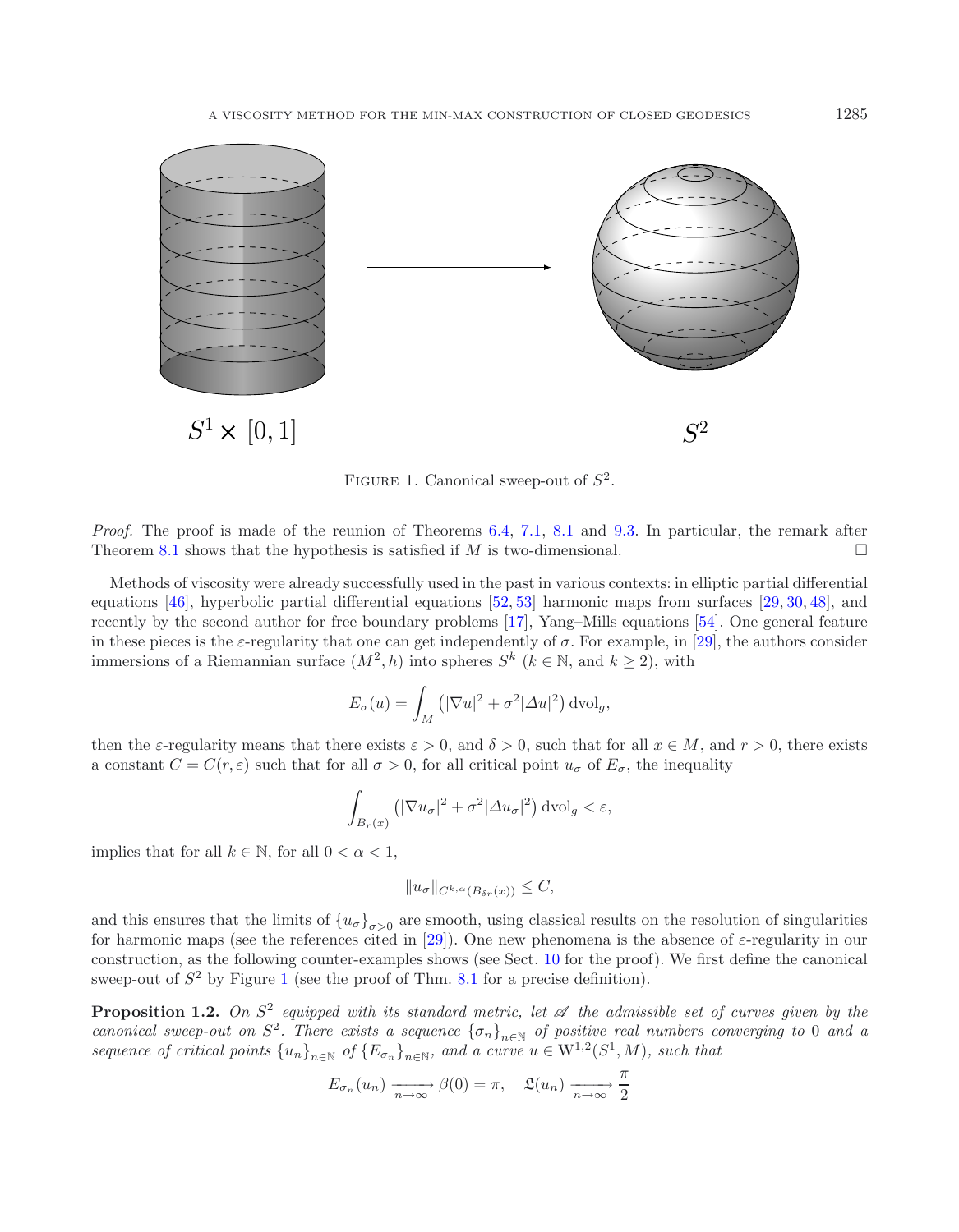$S^1 \times [0,1]$ $S^2$

Figure 1. Canonical sweep-out of $S^2$.

*Proof.* The proof is made of the reunion of Theorems 6.4, 7.1, 8.1 and 9.3. In particular, the remark after Theorem 8.1 shows that the hypothesis is satisfied if $M$ is two-dimensional. □

Methods of viscosity were already successfully used in the past in various contexts: in elliptic partial differential equations [46], hyperbolic partial differential equations [52, 53] harmonic maps from surfaces [29, 30, 48], and recently by the second author for free boundary problems [17], Yang–Mills equations [54]. One general feature in these pieces is the $\varepsilon$-regularity that one can get independently of $\sigma$. For example, in [29], the authors consider immersions of a Riemannian surface $(M^2, h)$ into spheres $S^k$ ($k \in \mathbb{N}$, and $k \geq 2$), with

$$E_\sigma(u) = \int_M \left(|\nabla u|^2 + \sigma^2 |\Delta u|^2\right) \mathrm{dvol}_g,$$

then the $\varepsilon$-regularity means that there exists $\varepsilon > 0$, and $\delta > 0$, such that for all $x \in M$, and $r > 0$, there exists a constant $C = C(r, \varepsilon)$ such that for all $\sigma > 0$, for all critical point $u_\sigma$ of $E_\sigma$, the inequality

$$\int_{B_r(x)} \left(|\nabla u_\sigma|^2 + \sigma^2 |\Delta u_\sigma|^2\right) \mathrm{dvol}_g < \varepsilon,$$

implies that for all $k \in \mathbb{N}$, for all $0 < \alpha < 1$,

$$\|u_\sigma\|_{C^{k,\alpha}(B_{\delta r}(x))} \leq C,$$

and this ensures that the limits of $\{u_\sigma\}_{\sigma > 0}$ are smooth, using classical results on the resolution of singularities for harmonic maps (see the references cited in [29]). One new phenomena is the absence of $\varepsilon$-regularity in our construction, as the following counter-examples shows (see Sect. 10 for the proof). We first define the canonical sweep-out of $S^2$ by Figure 1 (see the proof of Thm. 8.1 for a precise definition).

**Proposition 1.2.** *On $S^2$ equipped with its standard metric, let $\mathscr{A}$ the admissible set of curves given by the canonical sweep-out on $S^2$. There exists a sequence $\{\sigma_n\}_{n \in \mathbb{N}}$ of positive real numbers converging to 0 and a sequence of critical points $\{u_n\}_{n \in \mathbb{N}}$ of $\{E_{\sigma_n}\}_{n \in \mathbb{N}}$, and a curve $u \in \mathrm{W}^{1,2}(S^1, M)$, such that*

$$E_{\sigma_n}(u_n) \xrightarrow[n \to \infty]{} \beta(0) = \pi, \quad \mathfrak{L}(u_n) \xrightarrow[n \to \infty]{} \frac{\pi}{2}$$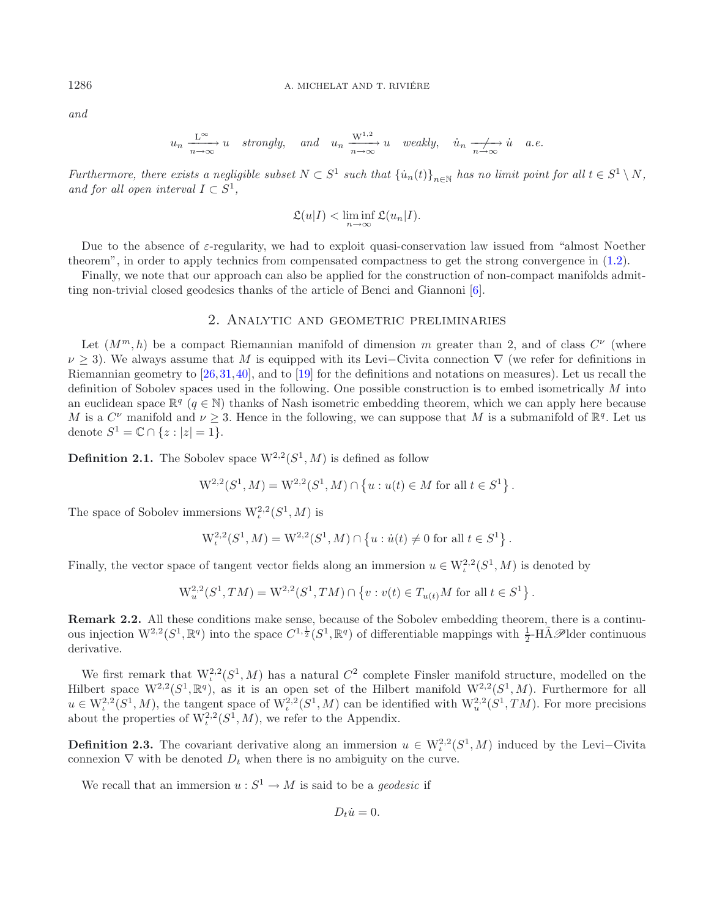*and*

$$u_n \xrightarrow[n\to\infty]{\mathrm{L}^\infty} u \quad \textit{strongly,} \quad \textit{and} \quad u_n \xrightarrow[n\to\infty]{\mathrm{W}^{1,2}} u \quad \textit{weakly,} \quad \dot{u}_n \underset{n\to\infty}{\not\longrightarrow} \dot{u} \quad \textit{a.e.}$$

*Furthermore, there exists a negligible subset* $N \subset S^1$ *such that* $\{\dot{u}_n(t)\}_{n\in\mathbb{N}}$ *has no limit point for all* $t \in S^1 \setminus N$*, and for all open interval* $I \subset S^1$*,*

$$\mathfrak{L}(u|I) < \liminf_{n\to\infty} \mathfrak{L}(u_n|I).$$

Due to the absence of $\varepsilon$-regularity, we had to exploit quasi-conservation law issued from "almost Noether theorem", in order to apply technics from compensated compactness to get the strong convergence in (1.2).

Finally, we note that our approach can also be applied for the construction of non-compact manifolds admitting non-trivial closed geodesics thanks of the article of Benci and Giannoni [6].

## 2. Analytic and geometric preliminaries

Let $(M^m, h)$ be a compact Riemannian manifold of dimension $m$ greater than 2, and of class $C^\nu$ (where $\nu \geq 3$). We always assume that $M$ is equipped with its Levi−Civita connection $\nabla$ (we refer for definitions in Riemannian geometry to [26,31,40], and to [19] for the definitions and notations on measures). Let us recall the definition of Sobolev spaces used in the following. One possible construction is to embed isometrically $M$ into an euclidean space $\mathbb{R}^q$ ($q \in \mathbb{N}$) thanks of Nash isometric embedding theorem, which we can apply here because $M$ is a $C^\nu$ manifold and $\nu \geq 3$. Hence in the following, we can suppose that $M$ is a submanifold of $\mathbb{R}^q$. Let us denote $S^1 = \mathbb{C} \cap \{z : |z| = 1\}$.

**Definition 2.1.** The Sobolev space $\mathrm{W}^{2,2}(S^1, M)$ is defined as follow

$$\mathrm{W}^{2,2}(S^1, M) = \mathrm{W}^{2,2}(S^1, M) \cap \left\{u : u(t) \in M \text{ for all } t \in S^1\right\}.$$

The space of Sobolev immersions $\mathrm{W}^{2,2}_\iota(S^1, M)$ is

$$\mathrm{W}^{2,2}_\iota(S^1, M) = \mathrm{W}^{2,2}(S^1, M) \cap \left\{u : \dot{u}(t) \neq 0 \text{ for all } t \in S^1\right\}.$$

Finally, the vector space of tangent vector fields along an immersion $u \in \mathrm{W}^{2,2}_\iota(S^1, M)$ is denoted by

$$\mathrm{W}^{2,2}_u(S^1, TM) = \mathrm{W}^{2,2}(S^1, TM) \cap \left\{v : v(t) \in T_{u(t)}M \text{ for all } t \in S^1\right\}.$$

**Remark 2.2.** All these conditions make sense, because of the Sobolev embedding theorem, there is a continuous injection $\mathrm{W}^{2,2}(S^1, \mathbb{R}^q)$ into the space $C^{1,\frac{1}{2}}(S^1, \mathbb{R}^q)$ of differentiable mappings with $\frac{1}{2}$-HÃ𝒫lder continuous derivative.

We first remark that $\mathrm{W}^{2,2}_\iota(S^1, M)$ has a natural $C^2$ complete Finsler manifold structure, modelled on the Hilbert space $\mathrm{W}^{2,2}(S^1, \mathbb{R}^q)$, as it is an open set of the Hilbert manifold $\mathrm{W}^{2,2}(S^1, M)$. Furthermore for all $u \in \mathrm{W}^{2,2}_\iota(S^1, M)$, the tangent space of $\mathrm{W}^{2,2}_\iota(S^1, M)$ can be identified with $\mathrm{W}^{2,2}_u(S^1, TM)$. For more precisions about the properties of $\mathrm{W}^{2,2}_\iota(S^1, M)$, we refer to the Appendix.

**Definition 2.3.** The covariant derivative along an immersion $u \in \mathrm{W}^{2,2}_\iota(S^1, M)$ induced by the Levi−Civita connexion $\nabla$ with be denoted $D_t$ when there is no ambiguity on the curve.

We recall that an immersion $u : S^1 \to M$ is said to be a *geodesic* if

$$D_t \dot{u} = 0.$$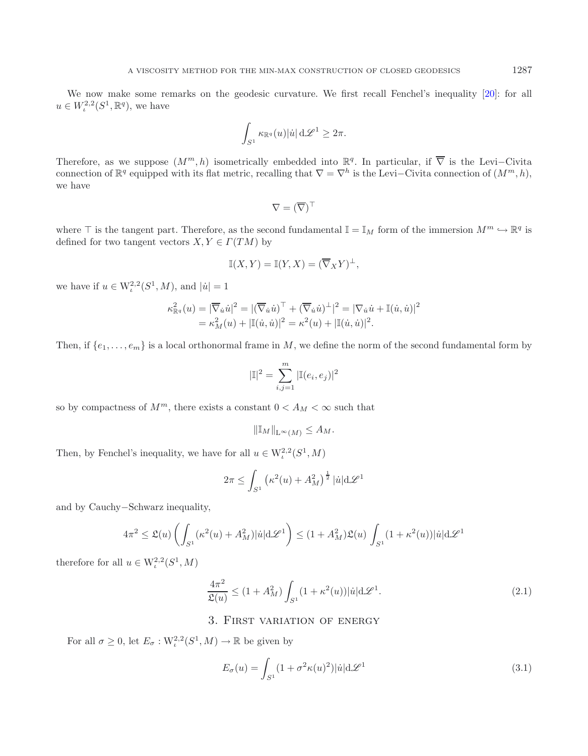We now make some remarks on the geodesic curvature. We first recall Fenchel's inequality [20]: for all $u \in W^{2,2}_{\iota}(S^1, \mathbb{R}^q)$, we have

$$\int_{S^1} \kappa_{\mathbb{R}^q}(u)|\dot{u}|\, \mathrm{d}\mathscr{L}^1 \geq 2\pi.$$

Therefore, as we suppose $(M^m, h)$ isometrically embedded into $\mathbb{R}^q$. In particular, if $\overline{\nabla}$ is the Levi−Civita connection of $\mathbb{R}^q$ equipped with its flat metric, recalling that $\nabla = \nabla^h$ is the Levi−Civita connection of $(M^m, h)$, we have

$$\nabla = (\overline{\nabla})^{\top}$$

where $\top$ is the tangent part. Therefore, as the second fundamental $\mathbb{I} = \mathbb{I}_M$ form of the immersion $M^m \hookrightarrow \mathbb{R}^q$ is defined for two tangent vectors $X, Y \in \Gamma(TM)$ by

$$\mathbb{I}(X, Y) = \mathbb{I}(Y, X) = (\overline{\nabla}_X Y)^{\perp},$$

we have if $u \in \mathrm{W}^{2,2}_{\iota}(S^1, M)$, and $|\dot{u}| = 1$

$$\begin{aligned}
\kappa^2_{\mathbb{R}^q}(u) &= |\overline{\nabla}_{\dot{u}}\dot{u}|^2 = |(\overline{\nabla}_{\dot{u}}\dot{u})^{\top} + (\overline{\nabla}_{\dot{u}}\dot{u})^{\perp}|^2 = |\nabla_{\dot{u}}\dot{u} + \mathbb{I}(\dot{u}, \dot{u})|^2 \\
&= \kappa^2_M(u) + |\mathbb{I}(\dot{u}, \dot{u})|^2 = \kappa^2(u) + |\mathbb{I}(\dot{u}, \dot{u})|^2.
\end{aligned}$$

Then, if $\{e_1, \ldots, e_m\}$ is a local orthonormal frame in $M$, we define the norm of the second fundamental form by

$$|\mathbb{I}|^2 = \sum_{i,j=1}^{m} |\mathbb{I}(e_i, e_j)|^2$$

so by compactness of $M^m$, there exists a constant $0 < A_M < \infty$ such that

$$\|\mathbb{I}_M\|_{\mathrm{L}^{\infty}(M)} \leq A_M.$$

Then, by Fenchel's inequality, we have for all $u \in \mathrm{W}^{2,2}_{\iota}(S^1, M)$

$$2\pi \leq \int_{S^1} \left(\kappa^2(u) + A_M^2\right)^{\frac{1}{2}} |\dot{u}| \mathrm{d}\mathscr{L}^1$$

and by Cauchy−Schwarz inequality,

$$4\pi^2 \leq \mathfrak{L}(u) \left( \int_{S^1} (\kappa^2(u) + A_M^2)|\dot{u}| \mathrm{d}\mathscr{L}^1 \right) \leq (1 + A_M^2)\mathfrak{L}(u) \int_{S^1} (1 + \kappa^2(u))|\dot{u}| \mathrm{d}\mathscr{L}^1$$

therefore for all $u \in \mathrm{W}^{2,2}_{\iota}(S^1, M)$

$$\frac{4\pi^2}{\mathfrak{L}(u)} \leq (1 + A_M^2) \int_{S^1} (1 + \kappa^2(u))|\dot{u}| \mathrm{d}\mathscr{L}^1. \tag{2.1}$$

## 3. First variation of energy

For all $\sigma \geq 0$, let $E_\sigma : \mathrm{W}^{2,2}_{\iota}(S^1, M) \to \mathbb{R}$ be given by

$$E_\sigma(u) = \int_{S^1} (1 + \sigma^2 \kappa(u)^2)|\dot{u}| \mathrm{d}\mathscr{L}^1 \tag{3.1}$$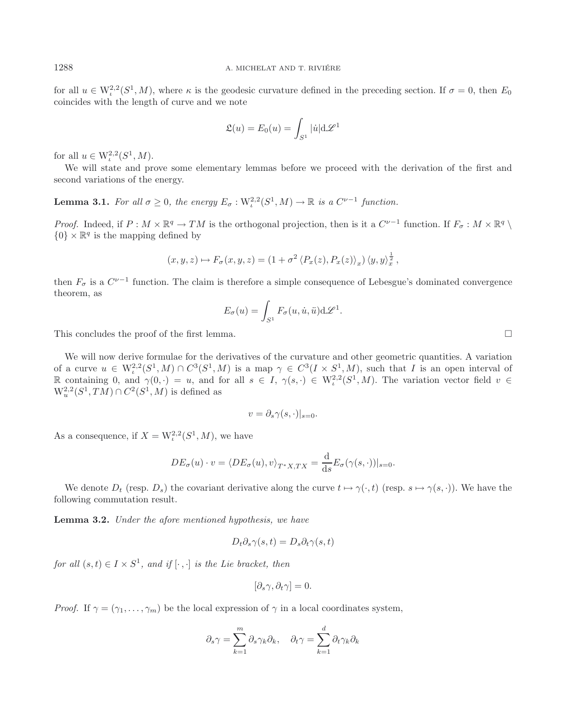for all $u \in \mathrm{W}^{2,2}_\iota(S^1, M)$, where $\kappa$ is the geodesic curvature defined in the preceding section. If $\sigma = 0$, then $E_0$ coincides with the length of curve and we note

$$\mathfrak{L}(u) = E_0(u) = \int_{S^1} |\dot{u}| \mathrm{d}\mathscr{L}^1$$

for all $u \in \mathrm{W}^{2,2}_\iota(S^1, M)$.

We will state and prove some elementary lemmas before we proceed with the derivation of the first and second variations of the energy.

**Lemma 3.1.** *For all $\sigma \geq 0$, the energy $E_\sigma : \mathrm{W}^{2,2}_\iota(S^1, M) \to \mathbb{R}$ is a $C^{\nu-1}$ function.*

*Proof.* Indeed, if $P : M \times \mathbb{R}^q \to TM$ is the orthogonal projection, then is it a $C^{\nu-1}$ function. If $F_\sigma : M \times \mathbb{R}^q \setminus \{0\} \times \mathbb{R}^q$ is the mapping defined by

$$(x, y, z) \mapsto F_\sigma(x, y, z) = (1 + \sigma^2 \langle P_x(z), P_x(z) \rangle_x) \langle y, y \rangle_x^{\frac{1}{2}},$$

then $F_\sigma$ is a $C^{\nu-1}$ function. The claim is therefore a simple consequence of Lebesgue's dominated convergence theorem, as

$$E_\sigma(u) = \int_{S^1} F_\sigma(u, \dot{u}, \ddot{u}) \mathrm{d}\mathscr{L}^1.$$

This concludes the proof of the first lemma. $\square$

We will now derive formulae for the derivatives of the curvature and other geometric quantities. A variation of a curve $u \in \mathrm{W}^{2,2}_\iota(S^1, M) \cap C^3(S^1, M)$ is a map $\gamma \in C^3(I \times S^1, M)$, such that $I$ is an open interval of $\mathbb{R}$ containing 0, and $\gamma(0, \cdot) = u$, and for all $s \in I$, $\gamma(s, \cdot) \in \mathrm{W}^{2,2}_\iota(S^1, M)$. The variation vector field $v \in \mathrm{W}^{2,2}_u(S^1, TM) \cap C^2(S^1, M)$ is defined as

$$v = \partial_s \gamma(s, \cdot)|_{s=0}.$$

As a consequence, if $X = \mathrm{W}^{2,2}_\iota(S^1, M)$, we have

$$DE_\sigma(u) \cdot v = \langle DE_\sigma(u), v \rangle_{T^*X, TX} = \frac{\mathrm{d}}{\mathrm{d}s} E_\sigma(\gamma(s, \cdot))|_{s=0}.$$

We denote $D_t$ (resp. $D_s$) the covariant derivative along the curve $t \mapsto \gamma(\cdot, t)$ (resp. $s \mapsto \gamma(s, \cdot)$). We have the following commutation result.

**Lemma 3.2.** *Under the afore mentioned hypothesis, we have*

$$D_t \partial_s \gamma(s, t) = D_s \partial_t \gamma(s, t)$$

*for all $(s, t) \in I \times S^1$, and if $[\cdot, \cdot]$ is the Lie bracket, then*

$$[\partial_s \gamma, \partial_t \gamma] = 0.$$

*Proof.* If $\gamma = (\gamma_1, \ldots, \gamma_m)$ be the local expression of $\gamma$ in a local coordinates system,

$$\partial_s \gamma = \sum_{k=1}^m \partial_s \gamma_k \partial_k, \quad \partial_t \gamma = \sum_{k=1}^d \partial_t \gamma_k \partial_k$$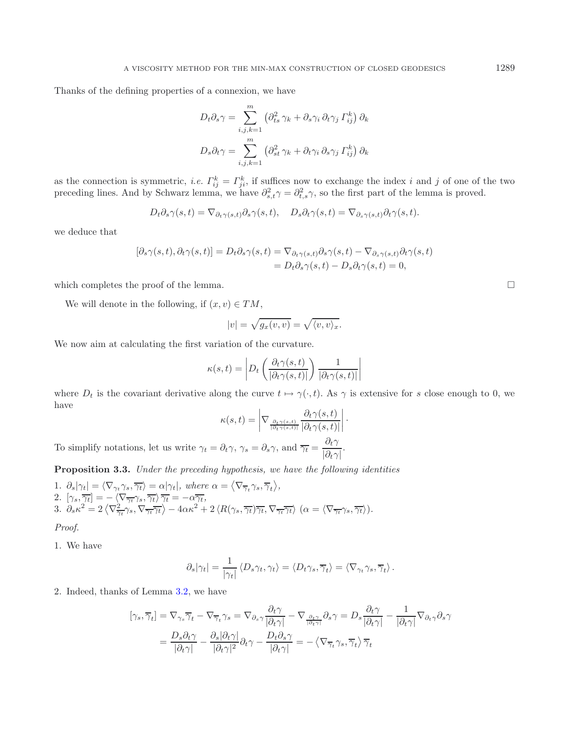Thanks of the defining properties of a connexion, we have

$$
\begin{aligned}
D_t\partial_s\gamma &= \sum_{i,j,k=1}^{m} \left(\partial^2_{ts}\,\gamma_k + \partial_s\gamma_i\,\partial_t\gamma_j\,\Gamma^k_{ij}\right)\partial_k\\
D_s\partial_t\gamma &= \sum_{i,j,k=1}^{m} \left(\partial^2_{st}\,\gamma_k + \partial_t\gamma_i\,\partial_s\gamma_j\,\Gamma^k_{ij}\right)\partial_k
\end{aligned}
$$

as the connection is symmetric, *i.e.* $\Gamma^k_{ij} = \Gamma^k_{ji}$, if suffices now to exchange the index $i$ and $j$ of one of the two preceding lines. And by Schwarz lemma, we have $\partial^2_{s,t}\gamma = \partial^2_{t,s}\gamma$, so the first part of the lemma is proved.

$$
D_t\partial_s\gamma(s,t) = \nabla_{\partial_t\gamma(s,t)}\partial_s\gamma(s,t), \quad D_s\partial_t\gamma(s,t) = \nabla_{\partial_s\gamma(s,t)}\partial_t\gamma(s,t).
$$

we deduce that

$$
\begin{aligned}
[\partial_s\gamma(s,t), \partial_t\gamma(s,t)] = D_t\partial_s\gamma(s,t) &= \nabla_{\partial_t\gamma(s,t)}\partial_s\gamma(s,t) - \nabla_{\partial_s\gamma(s,t)}\partial_t\gamma(s,t)\\
&= D_t\partial_s\gamma(s,t) - D_s\partial_t\gamma(s,t) = 0,
\end{aligned}
$$

which completes the proof of the lemma. □

We will denote in the following, if $(x,v) \in TM$,

$$
|v| = \sqrt{g_x(v,v)} = \sqrt{\langle v, v\rangle_x}.
$$

We now aim at calculating the first variation of the curvature.

$$
\kappa(s,t) = \left| D_t\left(\frac{\partial_t\gamma(s,t)}{|\partial_t\gamma(s,t)|}\right)\frac{1}{|\partial_t\gamma(s,t)|}\right|
$$

where $D_t$ is the covariant derivative along the curve $t \mapsto \gamma(\cdot, t)$. As $\gamma$ is extensive for $s$ close enough to 0, we have

$$
\kappa(s,t) = \left|\nabla_{\frac{\partial_t\gamma(s,t)}{|\partial_t\gamma(s,t)|}}\frac{\partial_t\gamma(s,t)}{|\partial_t\gamma(s,t)|}\right|.
$$

To simplify notations, let us write $\gamma_t = \partial_t\gamma$, $\gamma_s = \partial_s\gamma$, and $\overline{\gamma_t} = \dfrac{\partial_t\gamma}{|\partial_t\gamma|}$.

**Proposition 3.3.** *Under the preceding hypothesis, we have the following identities*

1. $\partial_s|\gamma_t| = \langle\nabla_{\gamma_t}\gamma_s, \overline{\gamma_t}\rangle = \alpha|\gamma_t|$, *where* $\alpha = \left\langle\nabla_{\overline{\gamma}_t}\gamma_s, \overline{\gamma}_t\right\rangle$,
2. $[\gamma_s, \overline{\gamma_t}] = -\langle\nabla_{\overline{\gamma_t}}\gamma_s, \overline{\gamma_t}\rangle\,\overline{\gamma_t} = -\alpha\overline{\gamma_t}$,
3. $\partial_s\kappa^2 = 2\left\langle\nabla^2_{\overline{\gamma_t}}\gamma_s, \nabla_{\overline{\gamma_t}}\overline{\gamma_t}\right\rangle - 4\alpha\kappa^2 + 2\left\langle R(\gamma_s, \overline{\gamma_t})\overline{\gamma_t}, \nabla_{\overline{\gamma_t}}\overline{\gamma_t}\right\rangle$ $(\alpha = \langle\nabla_{\overline{\gamma_t}}\gamma_s, \overline{\gamma_t}\rangle)$.

*Proof.*

1. We have

$$
\partial_s|\gamma_t| = \frac{1}{|\gamma_t|}\langle D_s\gamma_t, \gamma_t\rangle = \langle D_t\gamma_s, \overline{\gamma}_t\rangle = \langle\nabla_{\gamma_t}\gamma_s, \overline{\gamma}_t\rangle.
$$

2. Indeed, thanks of Lemma 3.2, we have

$$
\begin{aligned}
[\gamma_s, \overline{\gamma}_t] = \nabla_{\gamma_s}\overline{\gamma}_t - \nabla_{\overline{\gamma}_t}\gamma_s &= \nabla_{\partial_s\gamma}\frac{\partial_t\gamma}{|\partial_t\gamma|} - \nabla_{\frac{\partial_t\gamma}{|\partial_t\gamma|}}\partial_s\gamma = D_s\frac{\partial_t\gamma}{|\partial_t\gamma|} - \frac{1}{|\partial_t\gamma|}\nabla_{\partial_t\gamma}\partial_s\gamma\\
&= \frac{D_s\partial_t\gamma}{|\partial_t\gamma|} - \frac{\partial_s|\partial_t\gamma|}{|\partial_t\gamma|^2}\partial_t\gamma - \frac{D_t\partial_s\gamma}{|\partial_t\gamma|} = -\left\langle\nabla_{\overline{\gamma}_t}\gamma_s, \overline{\gamma}_t\right\rangle\overline{\gamma}_t
\end{aligned}
$$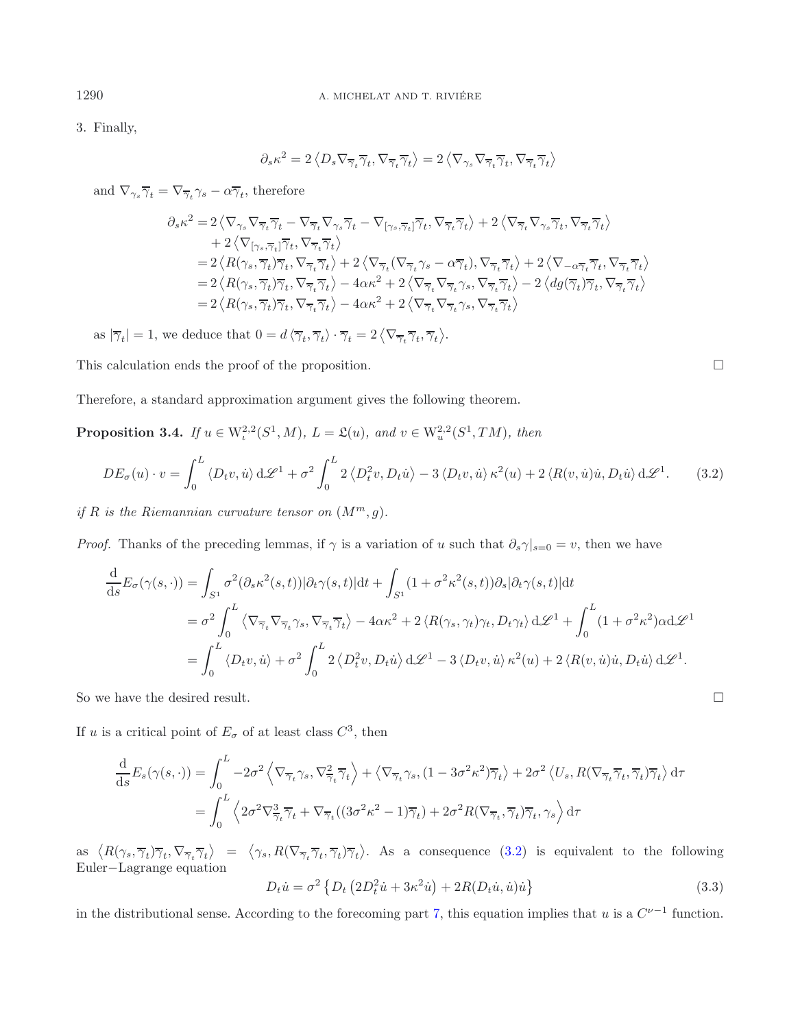3. Finally,

$$\partial_s \kappa^2 = 2\left\langle D_s \nabla_{\overline{\gamma}_t}\overline{\gamma}_t, \nabla_{\overline{\gamma}_t}\overline{\gamma}_t\right\rangle = 2\left\langle \nabla_{\gamma_s}\nabla_{\overline{\gamma}_t}\overline{\gamma}_t, \nabla_{\overline{\gamma}_t}\overline{\gamma}_t\right\rangle$$

and $\nabla_{\gamma_s}\overline{\gamma}_t = \nabla_{\overline{\gamma}_t}\gamma_s - \alpha\overline{\gamma}_t$, therefore

$$\begin{aligned}
\partial_s\kappa^2 &= 2\left\langle \nabla_{\gamma_s}\nabla_{\overline{\gamma}_t}\overline{\gamma}_t - \nabla_{\overline{\gamma}_t}\nabla_{\gamma_s}\overline{\gamma}_t - \nabla_{[\gamma_s,\overline{\gamma}_t]}\overline{\gamma}_t, \nabla_{\overline{\gamma}_t}\overline{\gamma}_t\right\rangle + 2\left\langle \nabla_{\overline{\gamma}_t}\nabla_{\gamma_s}\overline{\gamma}_t, \nabla_{\overline{\gamma}_t}\overline{\gamma}_t\right\rangle \\
&\quad + 2\left\langle \nabla_{[\gamma_s,\overline{\gamma}_t]}\overline{\gamma}_t, \nabla_{\overline{\gamma}_t}\overline{\gamma}_t\right\rangle \\
&= 2\left\langle R(\gamma_s,\overline{\gamma}_t)\overline{\gamma}_t, \nabla_{\overline{\gamma}_t}\overline{\gamma}_t\right\rangle + 2\left\langle \nabla_{\overline{\gamma}_t}(\nabla_{\overline{\gamma}_t}\gamma_s - \alpha\overline{\gamma}_t), \nabla_{\overline{\gamma}_t}\overline{\gamma}_t\right\rangle + 2\left\langle \nabla_{-\alpha\overline{\gamma}_t}\overline{\gamma}_t, \nabla_{\overline{\gamma}_t}\overline{\gamma}_t\right\rangle \\
&= 2\left\langle R(\gamma_s,\overline{\gamma}_t)\overline{\gamma}_t, \nabla_{\overline{\gamma}_t}\overline{\gamma}_t\right\rangle - 4\alpha\kappa^2 + 2\left\langle \nabla_{\overline{\gamma}_t}\nabla_{\overline{\gamma}_t}\gamma_s, \nabla_{\overline{\gamma}_t}\overline{\gamma}_t\right\rangle - 2\left\langle dg(\overline{\gamma}_t)\overline{\gamma}_t, \nabla_{\overline{\gamma}_t}\overline{\gamma}_t\right\rangle \\
&= 2\left\langle R(\gamma_s,\overline{\gamma}_t)\overline{\gamma}_t, \nabla_{\overline{\gamma}_t}\overline{\gamma}_t\right\rangle - 4\alpha\kappa^2 + 2\left\langle \nabla_{\overline{\gamma}_t}\nabla_{\overline{\gamma}_t}\gamma_s, \nabla_{\overline{\gamma}_t}\overline{\gamma}_t\right\rangle
\end{aligned}$$

as $|\overline{\gamma}_t| = 1$, we deduce that $0 = d\left\langle \overline{\gamma}_t, \overline{\gamma}_t\right\rangle \cdot \overline{\gamma}_t = 2\left\langle \nabla_{\overline{\gamma}_t}\overline{\gamma}_t, \overline{\gamma}_t\right\rangle$.

This calculation ends the proof of the proposition. □

Therefore, a standard approximation argument gives the following theorem.

**Proposition 3.4.** *If $u \in \mathrm{W}^{2,2}_\iota(S^1, M)$, $L = \mathfrak{L}(u)$, and $v \in \mathrm{W}^{2,2}_u(S^1, TM)$, then*

$$DE_\sigma(u)\cdot v = \int_0^L \left\langle D_t v, \dot{u}\right\rangle \mathrm{d}\mathscr{L}^1 + \sigma^2 \int_0^L 2\left\langle D_t^2 v, D_t\dot{u}\right\rangle - 3\left\langle D_t v, \dot{u}\right\rangle \kappa^2(u) + 2\left\langle R(v,\dot{u})\dot{u}, D_t\dot{u}\right\rangle \mathrm{d}\mathscr{L}^1. \tag{3.2}$$

*if $R$ is the Riemannian curvature tensor on $(M^m, g)$.*

*Proof.* Thanks of the preceding lemmas, if $\gamma$ is a variation of $u$ such that $\partial_s\gamma|_{s=0} = v$, then we have

$$\begin{aligned}
\frac{\mathrm{d}}{\mathrm{d}s}E_\sigma(\gamma(s,\cdot)) &= \int_{S^1} \sigma^2(\partial_s\kappa^2(s,t))|\partial_t\gamma(s,t)|\mathrm{d}t + \int_{S^1}(1+\sigma^2\kappa^2(s,t))\partial_s|\partial_t\gamma(s,t)|\mathrm{d}t \\
&= \sigma^2\int_0^L \left\langle \nabla_{\overline{\gamma}_t}\nabla_{\overline{\gamma}_t}\gamma_s, \nabla_{\overline{\gamma}_t}\overline{\gamma}_t\right\rangle - 4\alpha\kappa^2 + 2\left\langle R(\gamma_s,\gamma_t)\gamma_t, D_t\gamma_t\right\rangle \mathrm{d}\mathscr{L}^1 + \int_0^L (1+\sigma^2\kappa^2)\alpha \mathrm{d}\mathscr{L}^1 \\
&= \int_0^L \left\langle D_t v, \dot{u}\right\rangle + \sigma^2\int_0^L 2\left\langle D_t^2 v, D_t\dot{u}\right\rangle \mathrm{d}\mathscr{L}^1 - 3\left\langle D_t v, \dot{u}\right\rangle\kappa^2(u) + 2\left\langle R(v,\dot{u})\dot{u}, D_t\dot{u}\right\rangle \mathrm{d}\mathscr{L}^1.
\end{aligned}$$

So we have the desired result. □

If $u$ is a critical point of $E_\sigma$ of at least class $C^3$, then

$$\begin{aligned}
\frac{\mathrm{d}}{\mathrm{d}s}E_s(\gamma(s,\cdot)) &= \int_0^L -2\sigma^2\left\langle \nabla_{\overline{\gamma}_t}\gamma_s, \nabla^2_{\overline{\gamma}_t}\overline{\gamma}_t\right\rangle + \left\langle \nabla_{\overline{\gamma}_t}\gamma_s, (1-3\sigma^2\kappa^2)\overline{\gamma}_t\right\rangle + 2\sigma^2\left\langle U_s, R(\nabla_{\overline{\gamma}_t}\overline{\gamma}_t, \overline{\gamma}_t)\overline{\gamma}_t\right\rangle \mathrm{d}\tau \\
&= \int_0^L \left\langle 2\sigma^2\nabla^3_{\overline{\gamma}_t}\overline{\gamma}_t + \nabla_{\overline{\gamma}_t}((3\sigma^2\kappa^2-1)\overline{\gamma}_t) + 2\sigma^2 R(\nabla_{\overline{\gamma}_t}\overline{\gamma}_t, \overline{\gamma}_t)\overline{\gamma}_t, \gamma_s\right\rangle \mathrm{d}\tau
\end{aligned}$$

as $\left\langle R(\gamma_s,\overline{\gamma}_t)\overline{\gamma}_t, \nabla_{\overline{\gamma}_t}\overline{\gamma}_t\right\rangle = \left\langle \gamma_s, R(\nabla_{\overline{\gamma}_t}\overline{\gamma}_t, \overline{\gamma}_t)\overline{\gamma}_t\right\rangle$. As a consequence (3.2) is equivalent to the following Euler−Lagrange equation

$$D_t\dot{u} = \sigma^2\left\{D_t\left(2D_t^2\dot{u} + 3\kappa^2\dot{u}\right) + 2R(D_t\dot{u}, \dot{u})\dot{u}\right\} \tag{3.3}$$

in the distributional sense. According to the forecoming part 7, this equation implies that $u$ is a $C^{\nu-1}$ function.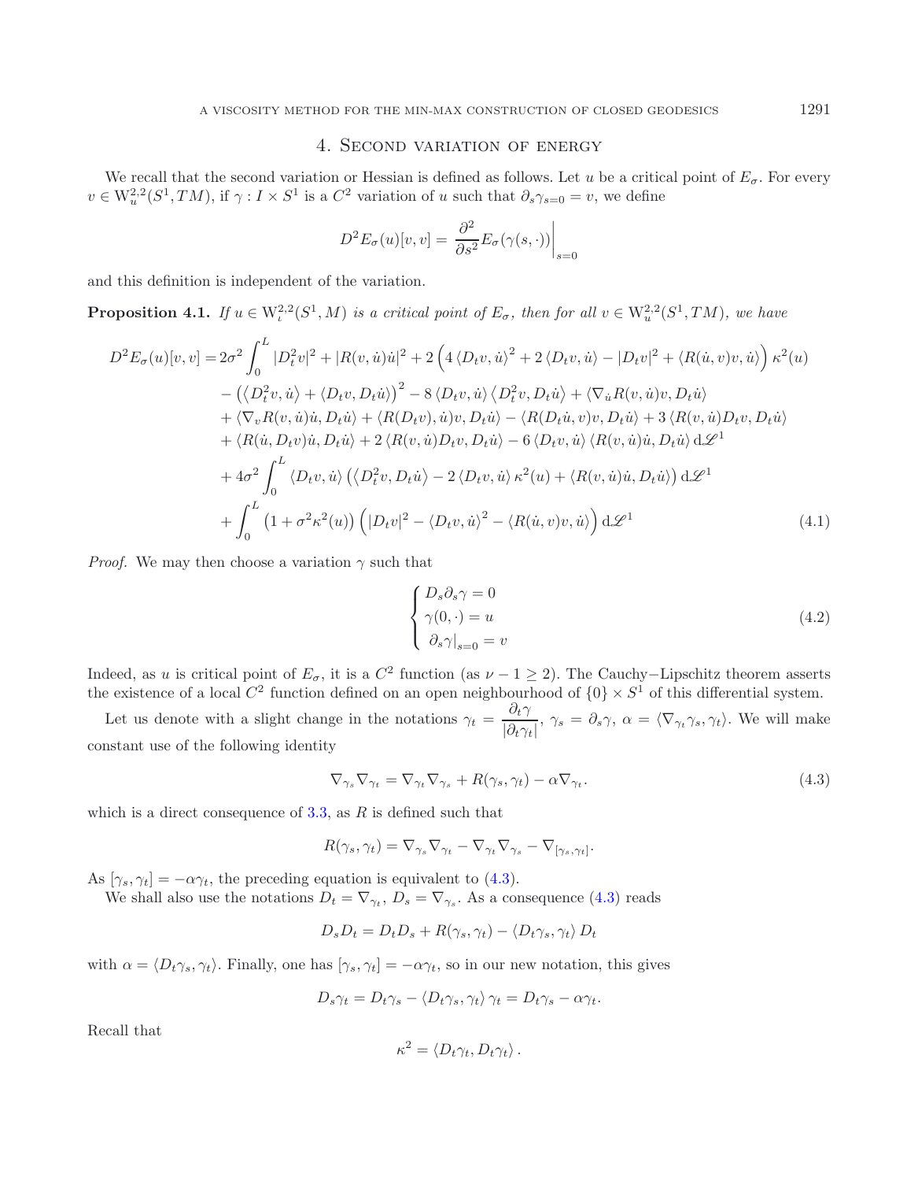## 4. Second variation of energy

We recall that the second variation or Hessian is defined as follows. Let $u$ be a critical point of $E_\sigma$. For every $v \in \mathrm{W}^{2,2}_u(S^1, TM)$, if $\gamma : I \times S^1$ is a $C^2$ variation of $u$ such that $\partial_s \gamma_{s=0} = v$, we define

$$D^2 E_\sigma(u)[v,v] = \left.\frac{\partial^2}{\partial s^2} E_\sigma(\gamma(s,\cdot))\right|_{s=0}$$

and this definition is independent of the variation.

**Proposition 4.1.** *If $u \in \mathrm{W}^{2,2}_\iota(S^1, M)$ is a critical point of $E_\sigma$, then for all $v \in \mathrm{W}^{2,2}_u(S^1, TM)$, we have*

$$\begin{aligned}
D^2 E_\sigma(u)[v,v] = &\, 2\sigma^2 \int_0^L |D_t^2 v|^2 + |R(v,\dot{u})\dot{u}|^2 + 2\left(4\langle D_t v, \dot{u}\rangle^2 + 2\langle D_t v, \dot{u}\rangle - |D_t v|^2 + \langle R(\dot{u}, v)v, \dot{u}\rangle\right)\kappa^2(u) \\
&- \left(\langle D_t^2 v, \dot{u}\rangle + \langle D_t v, D_t \dot{u}\rangle\right)^2 - 8\langle D_t v, \dot{u}\rangle \langle D_t^2 v, D_t \dot{u}\rangle + \langle \nabla_{\dot{u}} R(v,\dot{u})v, D_t \dot{u}\rangle \\
&+ \langle \nabla_v R(v,\dot{u})\dot{u}, D_t \dot{u}\rangle + \langle R(D_t v), \dot{u})v, D_t \dot{u}\rangle - \langle R(D_t \dot{u}, v)v, D_t \dot{u}\rangle + 3\langle R(v,\dot{u})D_t v, D_t \dot{u}\rangle \\
&+ \langle R(\dot{u}, D_t v)\dot{u}, D_t \dot{u}\rangle + 2\langle R(v,\dot{u})D_t v, D_t \dot{u}\rangle - 6\langle D_t v, \dot{u}\rangle \langle R(v,\dot{u})\dot{u}, D_t \dot{u}\rangle \, \mathrm{d}\mathscr{L}^1 \\
&+ 4\sigma^2 \int_0^L \langle D_t v, \dot{u}\rangle \left(\langle D_t^2 v, D_t \dot{u}\rangle - 2\langle D_t v, \dot{u}\rangle \kappa^2(u) + \langle R(v,\dot{u})\dot{u}, D_t \dot{u}\rangle\right) \mathrm{d}\mathscr{L}^1 \\
&+ \int_0^L \left(1 + \sigma^2 \kappa^2(u)\right)\left(|D_t v|^2 - \langle D_t v, \dot{u}\rangle^2 - \langle R(\dot{u}, v)v, \dot{u}\rangle\right) \mathrm{d}\mathscr{L}^1
\end{aligned} \tag{4.1}$$

*Proof.* We may then choose a variation $\gamma$ such that

$$\begin{cases} D_s \partial_s \gamma = 0 \\ \gamma(0,\cdot) = u \\ \left.\partial_s \gamma\right|_{s=0} = v \end{cases} \tag{4.2}$$

Indeed, as $u$ is critical point of $E_\sigma$, it is a $C^2$ function (as $\nu - 1 \geq 2$). The Cauchy−Lipschitz theorem asserts the existence of a local $C^2$ function defined on an open neighbourhood of $\{0\} \times S^1$ of this differential system.

Let us denote with a slight change in the notations $\gamma_t = \dfrac{\partial_t \gamma}{|\partial_t \gamma_t|}$, $\gamma_s = \partial_s \gamma$, $\alpha = \langle \nabla_{\gamma_t} \gamma_s, \gamma_t\rangle$. We will make constant use of the following identity

$$\nabla_{\gamma_s} \nabla_{\gamma_t} = \nabla_{\gamma_t} \nabla_{\gamma_s} + R(\gamma_s, \gamma_t) - \alpha \nabla_{\gamma_t}. \tag{4.3}$$

which is a direct consequence of 3.3, as $R$ is defined such that

$$R(\gamma_s, \gamma_t) = \nabla_{\gamma_s} \nabla_{\gamma_t} - \nabla_{\gamma_t} \nabla_{\gamma_s} - \nabla_{[\gamma_s, \gamma_t]}.$$

As $[\gamma_s, \gamma_t] = -\alpha \gamma_t$, the preceding equation is equivalent to (4.3).

We shall also use the notations $D_t = \nabla_{\gamma_t}$, $D_s = \nabla_{\gamma_s}$. As a consequence (4.3) reads

$$D_s D_t = D_t D_s + R(\gamma_s, \gamma_t) - \langle D_t \gamma_s, \gamma_t\rangle D_t$$

with $\alpha = \langle D_t \gamma_s, \gamma_t\rangle$. Finally, one has $[\gamma_s, \gamma_t] = -\alpha \gamma_t$, so in our new notation, this gives

$$D_s \gamma_t = D_t \gamma_s - \langle D_t \gamma_s, \gamma_t\rangle \gamma_t = D_t \gamma_s - \alpha \gamma_t.$$

Recall that

$$\kappa^2 = \langle D_t \gamma_t, D_t \gamma_t\rangle.$$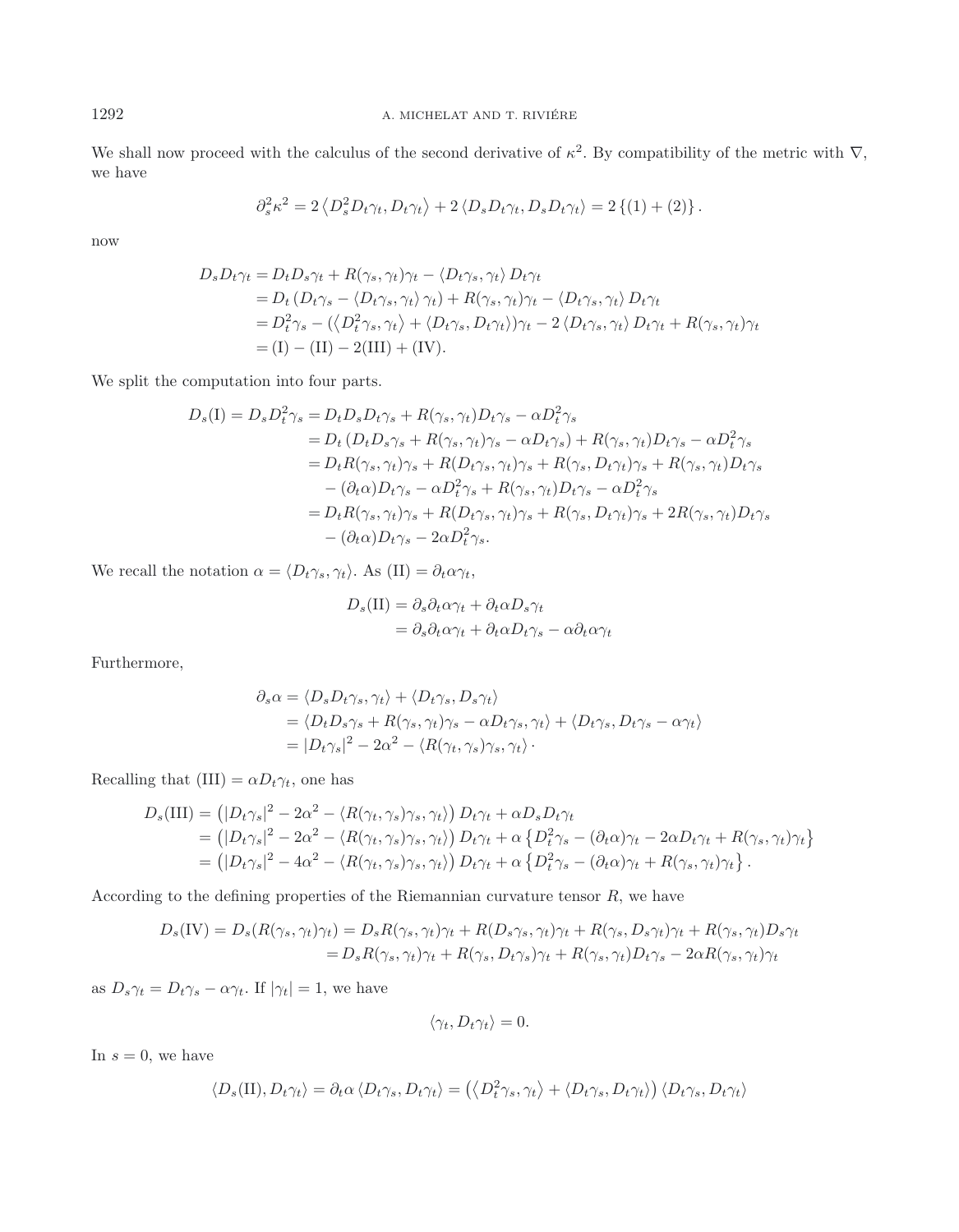We shall now proceed with the calculus of the second derivative of $\kappa^2$. By compatibility of the metric with $\nabla$, we have

$$\partial_s^2\kappa^2 = 2\left\langle D_s^2 D_t\gamma_t, D_t\gamma_t\right\rangle + 2\left\langle D_s D_t\gamma_t, D_s D_t\gamma_t\right\rangle = 2\left\{(1)+(2)\right\}.$$

now

$$\begin{aligned}
D_s D_t\gamma_t &= D_t D_s\gamma_t + R(\gamma_s,\gamma_t)\gamma_t - \left\langle D_t\gamma_s,\gamma_t\right\rangle D_t\gamma_t\\
&= D_t\left(D_t\gamma_s - \left\langle D_t\gamma_s,\gamma_t\right\rangle\gamma_t\right) + R(\gamma_s,\gamma_t)\gamma_t - \left\langle D_t\gamma_s,\gamma_t\right\rangle D_t\gamma_t\\
&= D_t^2\gamma_s - (\left\langle D_t^2\gamma_s,\gamma_t\right\rangle + \left\langle D_t\gamma_s, D_t\gamma_t\right\rangle)\gamma_t - 2\left\langle D_t\gamma_s,\gamma_t\right\rangle D_t\gamma_t + R(\gamma_s,\gamma_t)\gamma_t\\
&= \text{(I)} - \text{(II)} - 2\text{(III)} + \text{(IV)}.
\end{aligned}$$

We split the computation into four parts.

$$\begin{aligned}
D_s(\text{I}) = D_s D_t^2\gamma_s &= D_t D_s D_t\gamma_s + R(\gamma_s,\gamma_t)D_t\gamma_s - \alpha D_t^2\gamma_s\\
&= D_t\left(D_t D_s\gamma_s + R(\gamma_s,\gamma_t)\gamma_s - \alpha D_t\gamma_s\right) + R(\gamma_s,\gamma_t)D_t\gamma_s - \alpha D_t^2\gamma_s\\
&= D_t R(\gamma_s,\gamma_t)\gamma_s + R(D_t\gamma_s,\gamma_t)\gamma_s + R(\gamma_s, D_t\gamma_t)\gamma_s + R(\gamma_s,\gamma_t)D_t\gamma_s\\
&\quad - (\partial_t\alpha)D_t\gamma_s - \alpha D_t^2\gamma_s + R(\gamma_s,\gamma_t)D_t\gamma_s - \alpha D_t^2\gamma_s\\
&= D_t R(\gamma_s,\gamma_t)\gamma_s + R(D_t\gamma_s,\gamma_t)\gamma_s + R(\gamma_s,D_t\gamma_t)\gamma_s + 2R(\gamma_s,\gamma_t)D_t\gamma_s\\
&\quad - (\partial_t\alpha)D_t\gamma_s - 2\alpha D_t^2\gamma_s.
\end{aligned}$$

We recall the notation $\alpha = \langle D_t\gamma_s,\gamma_t\rangle$. As $\text{(II)} = \partial_t\alpha\gamma_t$,

$$\begin{aligned}
D_s(\text{II}) &= \partial_s\partial_t\alpha\gamma_t + \partial_t\alpha D_s\gamma_t\\
&= \partial_s\partial_t\alpha\gamma_t + \partial_t\alpha D_t\gamma_s - \alpha\partial_t\alpha\gamma_t
\end{aligned}$$

Furthermore,

$$\begin{aligned}
\partial_s\alpha &= \left\langle D_s D_t\gamma_s,\gamma_t\right\rangle + \left\langle D_t\gamma_s, D_s\gamma_t\right\rangle\\
&= \left\langle D_t D_s\gamma_s + R(\gamma_s,\gamma_t)\gamma_s - \alpha D_t\gamma_s,\gamma_t\right\rangle + \left\langle D_t\gamma_s, D_t\gamma_s - \alpha\gamma_t\right\rangle\\
&= |D_t\gamma_s|^2 - 2\alpha^2 - \left\langle R(\gamma_t,\gamma_s)\gamma_s,\gamma_t\right\rangle\cdot
\end{aligned}$$

Recalling that $\text{(III)} = \alpha D_t\gamma_t$, one has

$$\begin{aligned}
D_s(\text{III}) &= \left(|D_t\gamma_s|^2 - 2\alpha^2 - \left\langle R(\gamma_t,\gamma_s)\gamma_s,\gamma_t\right\rangle\right)D_t\gamma_t + \alpha D_s D_t\gamma_t\\
&= \left(|D_t\gamma_s|^2 - 2\alpha^2 - \left\langle R(\gamma_t,\gamma_s)\gamma_s,\gamma_t\right\rangle\right)D_t\gamma_t + \alpha\left\{D_t^2\gamma_s - (\partial_t\alpha)\gamma_t - 2\alpha D_t\gamma_t + R(\gamma_s,\gamma_t)\gamma_t\right\}\\
&= \left(|D_t\gamma_s|^2 - 4\alpha^2 - \left\langle R(\gamma_t,\gamma_s)\gamma_s,\gamma_t\right\rangle\right)D_t\gamma_t + \alpha\left\{D_t^2\gamma_s - (\partial_t\alpha)\gamma_t + R(\gamma_s,\gamma_t)\gamma_t\right\}.
\end{aligned}$$

According to the defining properties of the Riemannian curvature tensor $R$, we have

$$\begin{aligned}
D_s(\text{IV}) = D_s(R(\gamma_s,\gamma_t)\gamma_t) &= D_s R(\gamma_s,\gamma_t)\gamma_t + R(D_s\gamma_s,\gamma_t)\gamma_t + R(\gamma_s,D_s\gamma_t)\gamma_t + R(\gamma_s,\gamma_t)D_s\gamma_t\\
&= D_s R(\gamma_s,\gamma_t)\gamma_t + R(\gamma_s, D_t\gamma_s)\gamma_t + R(\gamma_s,\gamma_t)D_t\gamma_s - 2\alpha R(\gamma_s,\gamma_t)\gamma_t
\end{aligned}$$

as $D_s\gamma_t = D_t\gamma_s - \alpha\gamma_t$. If $|\gamma_t| = 1$, we have

$$\langle\gamma_t, D_t\gamma_t\rangle = 0.$$

In $s=0$, we have

$$\left\langle D_s(\text{II}), D_t\gamma_t\right\rangle = \partial_t\alpha\left\langle D_t\gamma_s, D_t\gamma_t\right\rangle = \left(\left\langle D_t^2\gamma_s,\gamma_t\right\rangle + \left\langle D_t\gamma_s, D_t\gamma_t\right\rangle\right)\left\langle D_t\gamma_s, D_t\gamma_t\right\rangle$$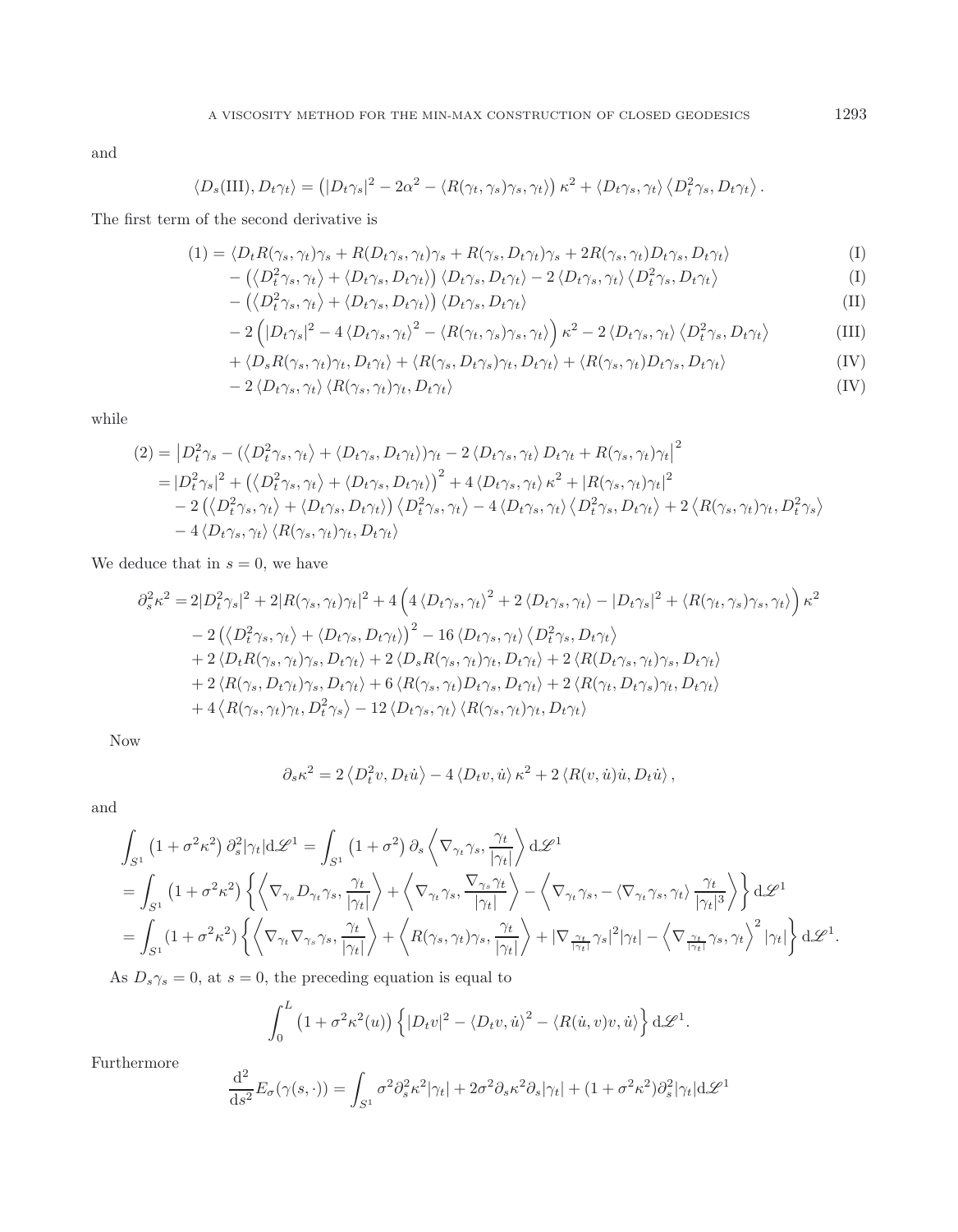and

$$\langle D_s(\mathrm{III}), D_t\gamma_t\rangle = \left(|D_t\gamma_s|^2 - 2\alpha^2 - \langle R(\gamma_t,\gamma_s)\gamma_s,\gamma_t\rangle\right)\kappa^2 + \langle D_t\gamma_s,\gamma_t\rangle\left\langle D_t^2\gamma_s, D_t\gamma_t\right\rangle.$$

The first term of the second derivative is

$$
\begin{aligned}
(1) = \;& \langle D_t R(\gamma_s,\gamma_t)\gamma_s + R(D_t\gamma_s,\gamma_t)\gamma_s + R(\gamma_s, D_t\gamma_t)\gamma_s + 2R(\gamma_s,\gamma_t)D_t\gamma_s, D_t\gamma_t\rangle & \text{(I)}\\
& - \left(\left\langle D_t^2\gamma_s,\gamma_t\right\rangle + \langle D_t\gamma_s, D_t\gamma_t\rangle\right)\langle D_t\gamma_s, D_t\gamma_t\rangle - 2\langle D_t\gamma_s,\gamma_t\rangle\left\langle D_t^2\gamma_s, D_t\gamma_t\right\rangle & \text{(I)}\\
& - \left(\left\langle D_t^2\gamma_s,\gamma_t\right\rangle + \langle D_t\gamma_s, D_t\gamma_t\rangle\right)\langle D_t\gamma_s, D_t\gamma_t\rangle & \text{(II)}\\
& - 2\left(|D_t\gamma_s|^2 - 4\langle D_t\gamma_s,\gamma_t\rangle^2 - \langle R(\gamma_t,\gamma_s)\gamma_s,\gamma_t\rangle\right)\kappa^2 - 2\langle D_t\gamma_s,\gamma_t\rangle\left\langle D_t^2\gamma_s, D_t\gamma_t\right\rangle & \text{(III)}\\
& + \langle D_s R(\gamma_s,\gamma_t)\gamma_t, D_t\gamma_t\rangle + \langle R(\gamma_s, D_t\gamma_s)\gamma_t, D_t\gamma_t\rangle + \langle R(\gamma_s,\gamma_t)D_t\gamma_s, D_t\gamma_t\rangle & \text{(IV)}\\
& - 2\langle D_t\gamma_s,\gamma_t\rangle\langle R(\gamma_s,\gamma_t)\gamma_t, D_t\gamma_t\rangle & \text{(IV)}
\end{aligned}
$$

while

$$
\begin{aligned}
(2) &= \left|D_t^2\gamma_s - (\left\langle D_t^2\gamma_s,\gamma_t\right\rangle + \langle D_t\gamma_s, D_t\gamma_t\rangle)\gamma_t - 2\langle D_t\gamma_s,\gamma_t\rangle D_t\gamma_t + R(\gamma_s,\gamma_t)\gamma_t\right|^2\\
&= |D_t^2\gamma_s|^2 + \left(\left\langle D_t^2\gamma_s,\gamma_t\right\rangle + \langle D_t\gamma_s, D_t\gamma_t\rangle\right)^2 + 4\langle D_t\gamma_s,\gamma_t\rangle\kappa^2 + |R(\gamma_s,\gamma_t)\gamma_t|^2\\
&\quad - 2\left(\left\langle D_t^2\gamma_s,\gamma_t\right\rangle + \langle D_t\gamma_s, D_t\gamma_t\rangle\right)\left\langle D_t^2\gamma_s,\gamma_t\right\rangle - 4\langle D_t\gamma_s,\gamma_t\rangle\left\langle D_t^2\gamma_s, D_t\gamma_t\right\rangle + 2\left\langle R(\gamma_s,\gamma_t)\gamma_t, D_t^2\gamma_s\right\rangle\\
&\quad - 4\langle D_t\gamma_s,\gamma_t\rangle\langle R(\gamma_s,\gamma_t)\gamma_t, D_t\gamma_t\rangle
\end{aligned}
$$

We deduce that in $s=0$, we have

$$
\begin{aligned}
\partial_s^2\kappa^2 = \;& 2|D_t^2\gamma_s|^2 + 2|R(\gamma_s,\gamma_t)\gamma_t|^2 + 4\left(4\langle D_t\gamma_s,\gamma_t\rangle^2 + 2\langle D_t\gamma_s,\gamma_t\rangle - |D_t\gamma_s|^2 + \langle R(\gamma_t,\gamma_s)\gamma_s,\gamma_t\rangle\right)\kappa^2\\
& - 2\left(\left\langle D_t^2\gamma_s,\gamma_t\right\rangle + \langle D_t\gamma_s, D_t\gamma_t\rangle\right)^2 - 16\langle D_t\gamma_s,\gamma_t\rangle\left\langle D_t^2\gamma_s, D_t\gamma_t\right\rangle\\
& + 2\langle D_t R(\gamma_s,\gamma_t)\gamma_s, D_t\gamma_t\rangle + 2\langle D_s R(\gamma_s,\gamma_t)\gamma_t, D_t\gamma_t\rangle + 2\langle R(D_t\gamma_s,\gamma_t)\gamma_s, D_t\gamma_t\rangle\\
& + 2\langle R(\gamma_s, D_t\gamma_t)\gamma_s, D_t\gamma_t\rangle + 6\langle R(\gamma_s,\gamma_t)D_t\gamma_s, D_t\gamma_t\rangle + 2\langle R(\gamma_t, D_t\gamma_s)\gamma_t, D_t\gamma_t\rangle\\
& + 4\left\langle R(\gamma_s,\gamma_t)\gamma_t, D_t^2\gamma_s\right\rangle - 12\langle D_t\gamma_s,\gamma_t\rangle\langle R(\gamma_s,\gamma_t)\gamma_t, D_t\gamma_t\rangle
\end{aligned}
$$

Now

$$\partial_s\kappa^2 = 2\left\langle D_t^2 v, D_t\dot{u}\right\rangle - 4\langle D_t v,\dot{u}\rangle\kappa^2 + 2\langle R(v,\dot{u})\dot{u}, D_t\dot{u}\rangle,$$

and

$$
\begin{aligned}
&\int_{S^1}\left(1+\sigma^2\kappa^2\right)\partial_s^2|\gamma_t|\mathrm{d}\mathscr{L}^1 = \int_{S^1}\left(1+\sigma^2\right)\partial_s\left\langle\nabla_{\gamma_t}\gamma_s,\frac{\gamma_t}{|\gamma_t|}\right\rangle\mathrm{d}\mathscr{L}^1\\
&= \int_{S^1}\left(1+\sigma^2\kappa^2\right)\left\{\left\langle\nabla_{\gamma_s}D_{\gamma_t}\gamma_s,\frac{\gamma_t}{|\gamma_t|}\right\rangle + \left\langle\nabla_{\gamma_t}\gamma_s,\frac{\nabla_{\gamma_s}\gamma_t}{|\gamma_t|}\right\rangle - \left\langle\nabla_{\gamma_t}\gamma_s, -\langle\nabla_{\gamma_t}\gamma_s,\gamma_t\rangle\frac{\gamma_t}{|\gamma_t|^3}\right\rangle\right\}\mathrm{d}\mathscr{L}^1\\
&= \int_{S^1}(1+\sigma^2\kappa^2)\left\{\left\langle\nabla_{\gamma_t}\nabla_{\gamma_s}\gamma_s,\frac{\gamma_t}{|\gamma_t|}\right\rangle + \left\langle R(\gamma_s,\gamma_t)\gamma_s,\frac{\gamma_t}{|\gamma_t|}\right\rangle + |\nabla_{\frac{\gamma_t}{|\gamma_t|}}\gamma_s|^2|\gamma_t| - \left\langle\nabla_{\frac{\gamma_t}{|\gamma_t|}}\gamma_s,\gamma_t\right\rangle^2|\gamma_t|\right\}\mathrm{d}\mathscr{L}^1.
\end{aligned}
$$

As $D_s\gamma_s = 0$, at $s=0$, the preceding equation is equal to

$$\int_0^L\left(1+\sigma^2\kappa^2(u)\right)\left\{|D_t v|^2 - \langle D_t v,\dot{u}\rangle^2 - \langle R(\dot{u},v)v,\dot{u}\rangle\right\}\mathrm{d}\mathscr{L}^1.$$

Furthermore

$$\frac{\mathrm{d}^2}{\mathrm{d}s^2}E_\sigma(\gamma(s,\cdot)) = \int_{S^1}\sigma^2\partial_s^2\kappa^2|\gamma_t| + 2\sigma^2\partial_s\kappa^2\partial_s|\gamma_t| + (1+\sigma^2\kappa^2)\partial_s^2|\gamma_t|\mathrm{d}\mathscr{L}^1$$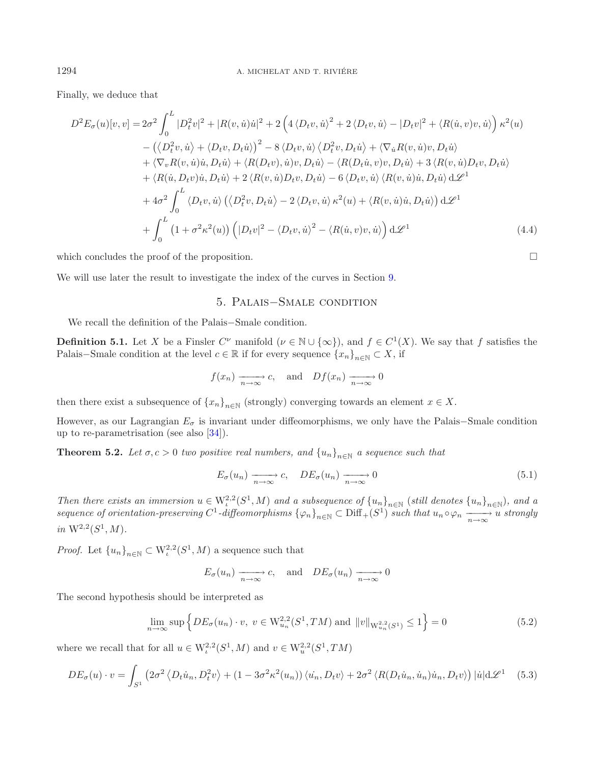Finally, we deduce that

$$
\begin{aligned}
D^2E_\sigma(u)[v,v] =& 2\sigma^2\int_0^L |D_t^2 v|^2 + |R(v,\dot{u})\dot{u}|^2 + 2\left(4\left\langle D_t v,\dot{u}\right\rangle^2 + 2\left\langle D_t v,\dot{u}\right\rangle - |D_t v|^2 + \left\langle R(\dot{u},v)v,\dot{u}\right\rangle\right)\kappa^2(u)\\
&-\left(\left\langle D_t^2 v,\dot{u}\right\rangle + \left\langle D_t v, D_t\dot{u}\right\rangle\right)^2 - 8\left\langle D_t v,\dot{u}\right\rangle\left\langle D_t^2 v, D_t\dot{u}\right\rangle + \left\langle \nabla_{\dot{u}} R(v,\dot{u})v, D_t\dot{u}\right\rangle\\
&+\left\langle \nabla_v R(v,\dot{u})\dot{u}, D_t\dot{u}\right\rangle + \left\langle R(D_t v),\dot{u})v, D_t\dot{u}\right\rangle - \left\langle R(D_t\dot{u},v)v, D_t\dot{u}\right\rangle + 3\left\langle R(v,\dot{u})D_t v, D_t\dot{u}\right\rangle\\
&+\left\langle R(\dot{u},D_t v)\dot{u}, D_t\dot{u}\right\rangle + 2\left\langle R(v,\dot{u})D_t v, D_t\dot{u}\right\rangle - 6\left\langle D_t v,\dot{u}\right\rangle\left\langle R(v,\dot{u})\dot{u}, D_t\dot{u}\right\rangle \mathrm{d}\mathscr{L}^1\\
&+4\sigma^2\int_0^L \left\langle D_t v,\dot{u}\right\rangle\left(\left\langle D_t^2 v, D_t\dot{u}\right\rangle - 2\left\langle D_t v,\dot{u}\right\rangle\kappa^2(u) + \left\langle R(v,\dot{u})\dot{u}, D_t\dot{u}\right\rangle\right)\mathrm{d}\mathscr{L}^1\\
&+\int_0^L \left(1+\sigma^2\kappa^2(u)\right)\left(|D_t v|^2 - \left\langle D_t v,\dot{u}\right\rangle^2 - \left\langle R(\dot{u},v)v,\dot{u}\right\rangle\right)\mathrm{d}\mathscr{L}^1
\end{aligned}
\tag{4.4}
$$

which concludes the proof of the proposition. □

We will use later the result to investigate the index of the curves in Section 9.

## 5. Palais−Smale condition

We recall the definition of the Palais−Smale condition.

**Definition 5.1.** Let $X$ be a Finsler $C^\nu$ manifold ($\nu \in \mathbb{N}\cup\{\infty\}$), and $f \in C^1(X)$. We say that $f$ satisfies the Palais−Smale condition at the level $c \in \mathbb{R}$ if for every sequence $\{x_n\}_{n\in\mathbb{N}} \subset X$, if

$$
f(x_n) \xrightarrow[n\to\infty]{} c, \quad \text{and} \quad Df(x_n) \xrightarrow[n\to\infty]{} 0
$$

then there exist a subsequence of $\{x_n\}_{n\in\mathbb{N}}$ (strongly) converging towards an element $x \in X$.

However, as our Lagrangian $E_\sigma$ is invariant under diffeomorphisms, we only have the Palais−Smale condition up to re-parametrisation (see also [34]).

**Theorem 5.2.** *Let $\sigma, c > 0$ two positive real numbers, and $\{u_n\}_{n\in\mathbb{N}}$ a sequence such that*

$$
E_\sigma(u_n) \xrightarrow[n\to\infty]{} c, \quad DE_\sigma(u_n) \xrightarrow[n\to\infty]{} 0 \tag{5.1}
$$

*Then there exists an immersion $u \in \mathrm{W}^{2,2}_\iota(S^1, M)$ and a subsequence of $\{u_n\}_{n\in\mathbb{N}}$ (still denotes $\{u_n\}_{n\in\mathbb{N}}$), and a sequence of orientation-preserving $C^1$-diffeomorphisms $\{\varphi_n\}_{n\in\mathbb{N}} \subset \mathrm{Diff}_+(S^1)$ such that $u_n\circ\varphi_n \xrightarrow[n\to\infty]{} u$ strongly in $\mathrm{W}^{2,2}(S^1, M)$.*

*Proof.* Let $\{u_n\}_{n\in\mathbb{N}} \subset \mathrm{W}^{2,2}_\iota(S^1, M)$ a sequence such that

$$
E_\sigma(u_n) \xrightarrow[n\to\infty]{} c, \quad \text{and} \quad DE_\sigma(u_n) \xrightarrow[n\to\infty]{} 0
$$

The second hypothesis should be interpreted as

$$
\lim_{n\to\infty} \sup\left\{ DE_\sigma(u_n)\cdot v,\ v \in \mathrm{W}^{2,2}_{u_n}(S^1, TM) \text{ and } \|v\|_{\mathrm{W}^{2,2}_{u_n}(S^1)} \leq 1\right\} = 0 \tag{5.2}
$$

where we recall that for all $u \in \mathrm{W}^{2,2}_\iota(S^1, M)$ and $v \in \mathrm{W}^{2,2}_u(S^1, TM)$

$$
DE_\sigma(u)\cdot v = \int_{S^1}\left(2\sigma^2\left\langle D_t\dot{u}_n, D_t^2 v\right\rangle + (1-3\sigma^2\kappa^2(u_n))\left\langle \dot{u_n}, D_t v\right\rangle + 2\sigma^2\left\langle R(D_t\dot{u}_n,\dot{u}_n)\dot{u}_n, D_t v\right\rangle\right)|\dot{u}|\mathrm{d}\mathscr{L}^1 \tag{5.3}
$$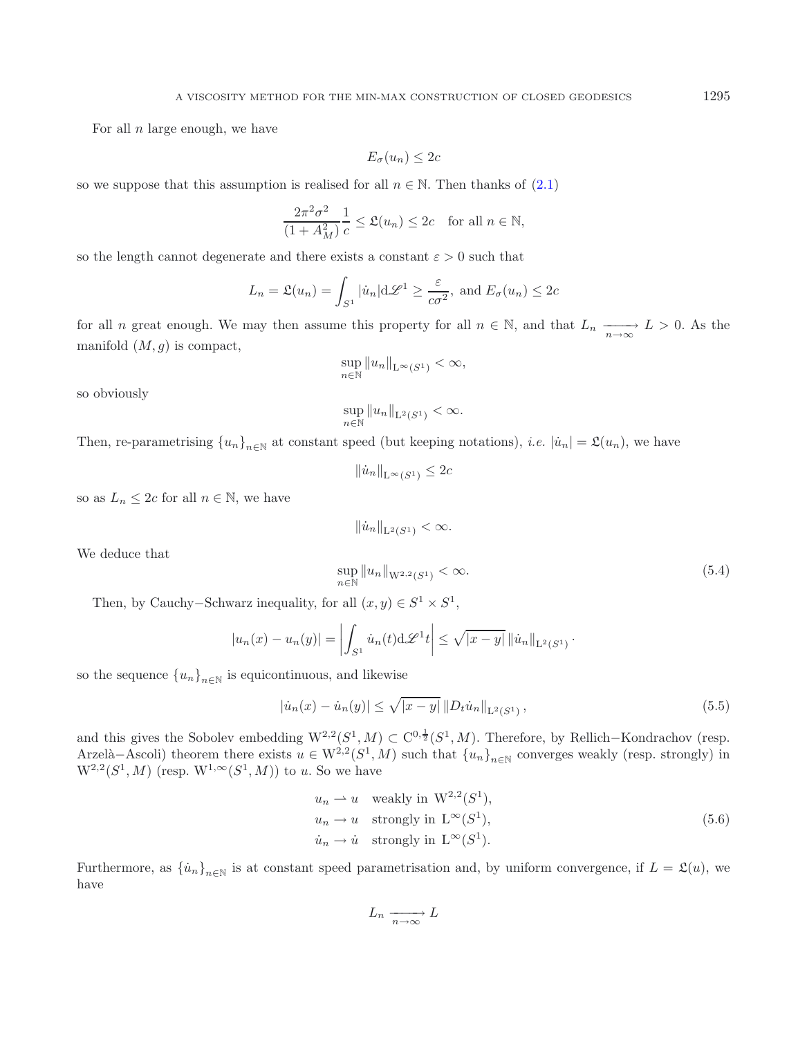For all $n$ large enough, we have

$$E_\sigma(u_n) \leq 2c$$

so we suppose that this assumption is realised for all $n \in \mathbb{N}$. Then thanks of (2.1)

$$\frac{2\pi^2\sigma^2}{(1+A_M^2)}\frac{1}{c} \leq \mathfrak{L}(u_n) \leq 2c \quad \text{for all } n \in \mathbb{N},$$

so the length cannot degenerate and there exists a constant $\varepsilon > 0$ such that

$$L_n = \mathfrak{L}(u_n) = \int_{S^1} |\dot{u}_n| \mathrm{d}\mathscr{L}^1 \geq \frac{\varepsilon}{c\sigma^2}, \text{ and } E_\sigma(u_n) \leq 2c$$

for all $n$ great enough. We may then assume this property for all $n \in \mathbb{N}$, and that $L_n \xrightarrow[n\to\infty]{} L > 0$. As the manifold $(M, g)$ is compact,

$$\sup_{n\in\mathbb{N}} \|u_n\|_{\mathrm{L}^\infty(S^1)} < \infty,$$

so obviously

$$\sup_{n\in\mathbb{N}} \|u_n\|_{\mathrm{L}^2(S^1)} < \infty.$$

Then, re-parametrising $\{u_n\}_{n\in\mathbb{N}}$ at constant speed (but keeping notations), *i.e.* $|\dot{u}_n| = \mathfrak{L}(u_n)$, we have

$$\|\dot{u}_n\|_{\mathrm{L}^\infty(S^1)} \leq 2c$$

so as $L_n \leq 2c$ for all $n \in \mathbb{N}$, we have

$$\|\dot{u}_n\|_{\mathrm{L}^2(S^1)} < \infty.$$

We deduce that

$$\sup_{n\in\mathbb{N}} \|u_n\|_{\mathrm{W}^{2,2}(S^1)} < \infty. \tag{5.4}$$

Then, by Cauchy−Schwarz inequality, for all $(x, y) \in S^1 \times S^1$,

$$|u_n(x) - u_n(y)| = \left| \int_{S^1} \dot{u}_n(t) \mathrm{d}\mathscr{L}^1 t \right| \leq \sqrt{|x-y|}\, \|\dot{u}_n\|_{\mathrm{L}^2(S^1)}.$$

so the sequence $\{u_n\}_{n\in\mathbb{N}}$ is equicontinuous, and likewise

$$|\dot{u}_n(x) - \dot{u}_n(y)| \leq \sqrt{|x-y|}\, \|D_t \dot{u}_n\|_{\mathrm{L}^2(S^1)}, \tag{5.5}$$

and this gives the Sobolev embedding $\mathrm{W}^{2,2}(S^1, M) \subset \mathrm{C}^{0,\frac{1}{2}}(S^1, M)$. Therefore, by Rellich−Kondrachov (resp. Arzelà−Ascoli) theorem there exists $u \in \mathrm{W}^{2,2}(S^1, M)$ such that $\{u_n\}_{n\in\mathbb{N}}$ converges weakly (resp. strongly) in $\mathrm{W}^{2,2}(S^1, M)$ (resp. $\mathrm{W}^{1,\infty}(S^1, M)$) to $u$. So we have

$$\begin{aligned} &u_n \rightharpoonup u \quad \text{weakly in } \mathrm{W}^{2,2}(S^1), \\ &u_n \to u \quad \text{strongly in } \mathrm{L}^\infty(S^1), \\ &\dot{u}_n \to \dot{u} \quad \text{strongly in } \mathrm{L}^\infty(S^1). \end{aligned} \tag{5.6}$$

Furthermore, as $\{\dot{u}_n\}_{n\in\mathbb{N}}$ is at constant speed parametrisation and, by uniform convergence, if $L = \mathfrak{L}(u)$, we have

$$L_n \xrightarrow[n\to\infty]{} L$$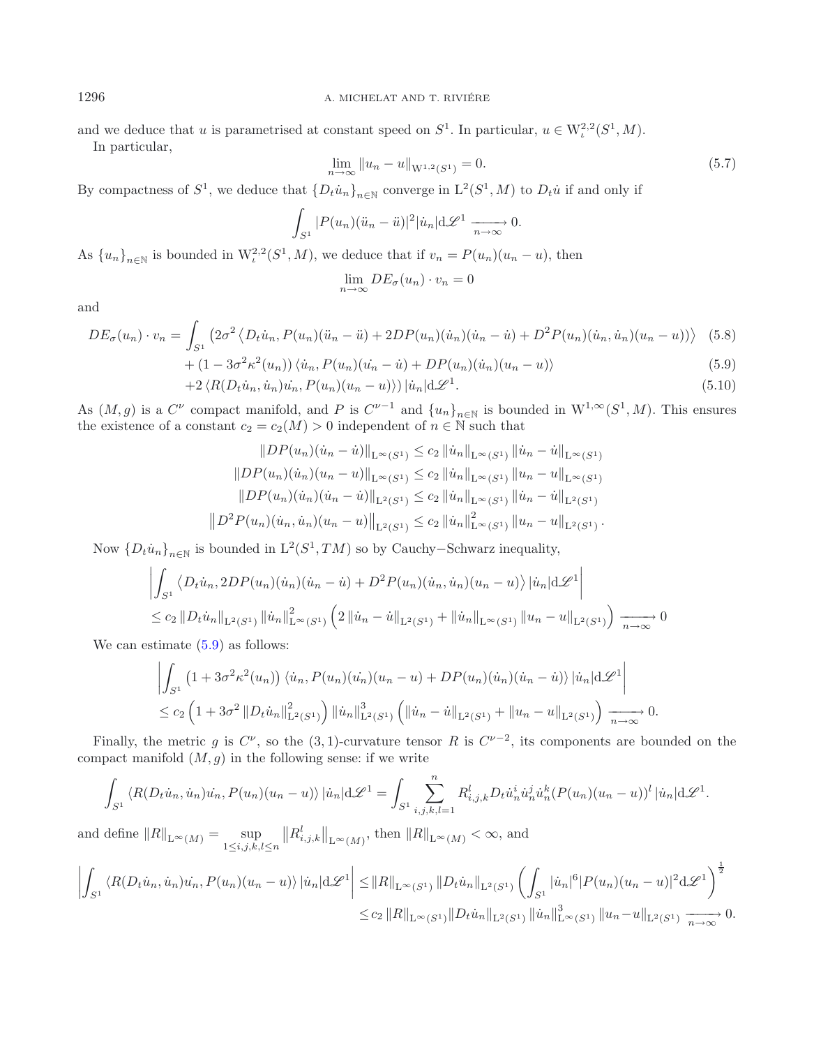and we deduce that $u$ is parametrised at constant speed on $S^1$. In particular, $u \in \mathrm{W}^{2,2}_\iota(S^1, M)$.

In particular,

$$\lim_{n\to\infty} \|u_n - u\|_{\mathrm{W}^{1,2}(S^1)} = 0. \tag{5.7}$$

By compactness of $S^1$, we deduce that $\{D_t \dot{u}_n\}_{n\in\mathbb{N}}$ converge in $\mathrm{L}^2(S^1, M)$ to $D_t \dot{u}$ if and only if

$$\int_{S^1} |P(u_n)(\ddot{u}_n - \ddot{u})|^2 |\dot{u}_n| \mathrm{d}\mathscr{L}^1 \xrightarrow[n\to\infty]{} 0.$$

As $\{u_n\}_{n\in\mathbb{N}}$ is bounded in $\mathrm{W}^{2,2}_\iota(S^1, M)$, we deduce that if $v_n = P(u_n)(u_n - u)$, then

$$\lim_{n\to\infty} DE_\sigma(u_n) \cdot v_n = 0$$

and

$$DE_\sigma(u_n) \cdot v_n = \int_{S^1} \left( 2\sigma^2 \left\langle D_t \dot{u}_n, P(u_n)(\ddot{u}_n - \ddot{u}) + 2DP(u_n)(\dot{u}_n)(\dot{u}_n - \dot{u}) + D^2P(u_n)(\dot{u}_n, \dot{u}_n)(u_n - u) \right)\right\rangle \tag{5.8}$$

$$+ (1 - 3\sigma^2 \kappa^2(u_n)) \left\langle \dot{u}_n, P(u_n)(\dot{u_n} - \dot{u}) + DP(u_n)(\dot{u}_n)(u_n - u) \right\rangle \tag{5.9}$$

$$+2 \left\langle R(D_t \dot{u}_n, \dot{u}_n)\dot{u_n}, P(u_n)(u_n - u) \right\rangle) |\dot{u}_n| \mathrm{d}\mathscr{L}^1. \tag{5.10}$$

As $(M, g)$ is a $C^\nu$ compact manifold, and $P$ is $C^{\nu-1}$ and $\{u_n\}_{n\in\mathbb{N}}$ is bounded in $\mathrm{W}^{1,\infty}(S^1, M)$. This ensures the existence of a constant $c_2 = c_2(M) > 0$ independent of $n \in \mathbb{N}$ such that

$$\|DP(u_n)(\dot{u}_n - \dot{u})\|_{\mathrm{L}^\infty(S^1)} \leq c_2 \|\dot{u}_n\|_{\mathrm{L}^\infty(S^1)} \|\dot{u}_n - \dot{u}\|_{\mathrm{L}^\infty(S^1)}$$

$$\|DP(u_n)(\dot{u}_n)(u_n - u)\|_{\mathrm{L}^\infty(S^1)} \leq c_2 \|\dot{u}_n\|_{\mathrm{L}^\infty(S^1)} \|u_n - u\|_{\mathrm{L}^\infty(S^1)}$$

$$\|DP(u_n)(\dot{u}_n)(\dot{u}_n - \dot{u})\|_{\mathrm{L}^2(S^1)} \leq c_2 \|\dot{u}_n\|_{\mathrm{L}^\infty(S^1)} \|\dot{u}_n - \dot{u}\|_{\mathrm{L}^2(S^1)}$$

$$\left\|D^2P(u_n)(\dot{u}_n, \dot{u}_n)(u_n - u)\right\|_{\mathrm{L}^2(S^1)} \leq c_2 \|\dot{u}_n\|^2_{\mathrm{L}^\infty(S^1)} \|u_n - u\|_{\mathrm{L}^2(S^1)}.$$

Now $\{D_t \dot{u}_n\}_{n\in\mathbb{N}}$ is bounded in $\mathrm{L}^2(S^1, TM)$ so by Cauchy−Schwarz inequality,

$$\left| \int_{S^1} \left\langle D_t \dot{u}_n, 2DP(u_n)(\dot{u}_n)(\dot{u}_n - \dot{u}) + D^2P(u_n)(\dot{u}_n, \dot{u}_n)(u_n - u) \right\rangle |\dot{u}_n| \mathrm{d}\mathscr{L}^1 \right|$$
$$\leq c_2 \|D_t \dot{u}_n\|_{\mathrm{L}^2(S^1)} \|\dot{u}_n\|^2_{\mathrm{L}^\infty(S^1)} \left( 2\|\dot{u}_n - \dot{u}\|_{\mathrm{L}^2(S^1)} + \|\dot{u}_n\|_{\mathrm{L}^\infty(S^1)} \|u_n - u\|_{\mathrm{L}^2(S^1)} \right) \xrightarrow[n\to\infty]{} 0$$

We can estimate (5.9) as follows:

$$\left| \int_{S^1} \left( 1 + 3\sigma^2 \kappa^2(u_n) \right) \left\langle \dot{u}_n, P(u_n)(\dot{u_n})(u_n - u) + DP(u_n)(\dot{u}_n)(\dot{u}_n - \dot{u}) \right\rangle |\dot{u}_n| \mathrm{d}\mathscr{L}^1 \right|$$
$$\leq c_2 \left( 1 + 3\sigma^2 \|D_t \dot{u}_n\|^2_{\mathrm{L}^2(S^1)} \right) \|\dot{u}_n\|^3_{\mathrm{L}^2(S^1)} \left( \|\dot{u}_n - \dot{u}\|_{\mathrm{L}^2(S^1)} + \|u_n - u\|_{\mathrm{L}^2(S^1)} \right) \xrightarrow[n\to\infty]{} 0.$$

Finally, the metric $g$ is $C^\nu$, so the $(3,1)$-curvature tensor $R$ is $C^{\nu-2}$, its components are bounded on the compact manifold $(M, g)$ in the following sense: if we write

$$\int_{S^1} \left\langle R(D_t \dot{u}_n, \dot{u}_n)\dot{u_n}, P(u_n)(u_n - u) \right\rangle |\dot{u}_n| \mathrm{d}\mathscr{L}^1 = \int_{S^1} \sum_{i,j,k,l=1}^n R^l_{i,j,k} D_t \dot{u}^i_n \dot{u}^j_n \dot{u}^k_n (P(u_n)(u_n - u))^l |\dot{u}_n| \mathrm{d}\mathscr{L}^1.$$

and define $\|R\|_{\mathrm{L}^\infty(M)} = \sup_{1\leq i,j,k,l\leq n} \left\|R^l_{i,j,k}\right\|_{\mathrm{L}^\infty(M)}$, then $\|R\|_{\mathrm{L}^\infty(M)} < \infty$, and

$$\left| \int_{S^1} \left\langle R(D_t \dot{u}_n, \dot{u}_n)\dot{u_n}, P(u_n)(u_n - u) \right\rangle |\dot{u}_n| \mathrm{d}\mathscr{L}^1 \right| \leq \|R\|_{\mathrm{L}^\infty(S^1)} \|D_t \dot{u}_n\|_{\mathrm{L}^2(S^1)} \left( \int_{S^1} |\dot{u}_n|^6 |P(u_n)(u_n - u)|^2 \mathrm{d}\mathscr{L}^1 \right)^{\frac{1}{2}}$$
$$\leq c_2 \|R\|_{\mathrm{L}^\infty(S^1)} \|D_t \dot{u}_n\|_{\mathrm{L}^2(S^1)} \|\dot{u}_n\|^3_{\mathrm{L}^\infty(S^1)} \|u_n - u\|_{\mathrm{L}^2(S^1)} \xrightarrow[n\to\infty]{} 0.$$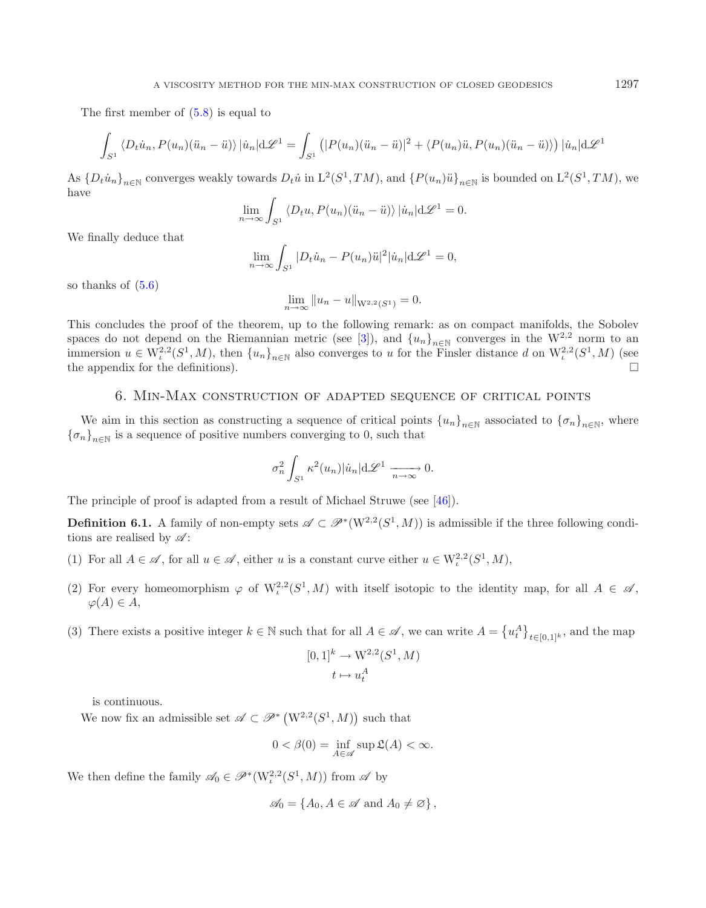The first member of (5.8) is equal to

$$\int_{S^1} \langle D_t \dot{u}_n, P(u_n)(\ddot{u}_n - \ddot{u})\rangle \, |\dot{u}_n| \mathrm{d}\mathscr{L}^1 = \int_{S^1} \left( |P(u_n)(\ddot{u}_n - \ddot{u})|^2 + \langle P(u_n)\ddot{u}, P(u_n)(\ddot{u}_n - \ddot{u})\rangle \right) |\dot{u}_n| \mathrm{d}\mathscr{L}^1$$

As $\{D_t \dot{u}_n\}_{n\in\mathbb{N}}$ converges weakly towards $D_t \dot{u}$ in $\mathrm{L}^2(S^1, TM)$, and $\{P(u_n)\ddot{u}\}_{n\in\mathbb{N}}$ is bounded on $\mathrm{L}^2(S^1, TM)$, we have

$$\lim_{n\to\infty} \int_{S^1} \langle D_t u, P(u_n)(\ddot{u}_n - \ddot{u})\rangle \, |\dot{u}_n| \mathrm{d}\mathscr{L}^1 = 0.$$

We finally deduce that

$$\lim_{n\to\infty} \int_{S^1} |D_t \dot{u}_n - P(u_n)\ddot{u}|^2 |\dot{u}_n| \mathrm{d}\mathscr{L}^1 = 0,$$

so thanks of (5.6)

$$\lim_{n\to\infty} \|u_n - u\|_{\mathrm{W}^{2,2}(S^1)} = 0.$$

This concludes the proof of the theorem, up to the following remark: as on compact manifolds, the Sobolev spaces do not depend on the Riemannian metric (see [3]), and $\{u_n\}_{n\in\mathbb{N}}$ converges in the $\mathrm{W}^{2,2}$ norm to an immersion $u \in \mathrm{W}^{2,2}_\iota(S^1, M)$, then $\{u_n\}_{n\in\mathbb{N}}$ also converges to $u$ for the Finsler distance $d$ on $\mathrm{W}^{2,2}_\iota(S^1, M)$ (see the appendix for the definitions). □

## 6. Min-Max construction of adapted sequence of critical points

We aim in this section as constructing a sequence of critical points $\{u_n\}_{n\in\mathbb{N}}$ associated to $\{\sigma_n\}_{n\in\mathbb{N}}$, where $\{\sigma_n\}_{n\in\mathbb{N}}$ is a sequence of positive numbers converging to 0, such that

$$\sigma_n^2 \int_{S^1} \kappa^2(u_n) |\dot{u}_n| \mathrm{d}\mathscr{L}^1 \xrightarrow[n\to\infty]{} 0.$$

The principle of proof is adapted from a result of Michael Struwe (see [46]).

**Definition 6.1.** A family of non-empty sets $\mathscr{A} \subset \mathscr{P}^*(\mathrm{W}^{2,2}(S^1, M))$ is admissible if the three following conditions are realised by $\mathscr{A}$:

(1) For all $A \in \mathscr{A}$, for all $u \in \mathscr{A}$, either $u$ is a constant curve either $u \in \mathrm{W}^{2,2}_\iota(S^1, M)$,

(2) For every homeomorphism $\varphi$ of $\mathrm{W}^{2,2}_\iota(S^1, M)$ with itself isotopic to the identity map, for all $A \in \mathscr{A}$, $\varphi(A) \in A$,

(3) There exists a positive integer $k \in \mathbb{N}$ such that for all $A \in \mathscr{A}$, we can write $A = \left\{u_t^A\right\}_{t\in[0,1]^k}$, and the map

$$\begin{aligned} [0,1]^k &\to \mathrm{W}^{2,2}(S^1, M) \\ t &\mapsto u_t^A \end{aligned}$$

is continuous.

We now fix an admissible set $\mathscr{A} \subset \mathscr{P}^*\left(\mathrm{W}^{2,2}(S^1, M)\right)$ such that

$$0 < \beta(0) = \inf_{A\in\mathscr{A}} \sup \mathfrak{L}(A) < \infty.$$

We then define the family $\mathscr{A}_0 \in \mathscr{P}^*(\mathrm{W}^{2,2}_\iota(S^1, M))$ from $\mathscr{A}$ by

$$\mathscr{A}_0 = \{A_0, A \in \mathscr{A} \text{ and } A_0 \neq \varnothing\},$$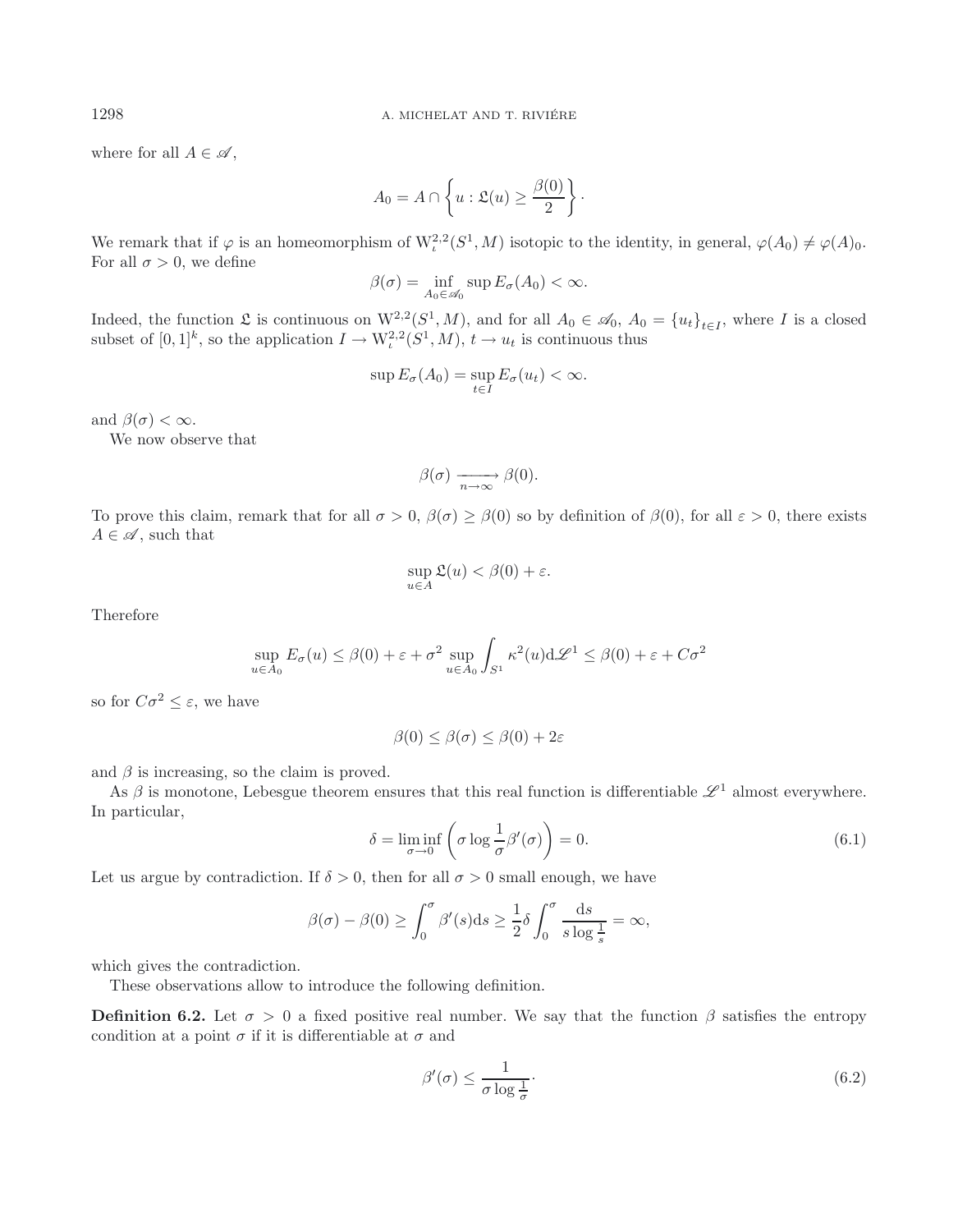where for all $A \in \mathscr{A}$,

$$A_0 = A \cap \left\{ u : \mathfrak{L}(u) \geq \frac{\beta(0)}{2} \right\}.$$

We remark that if $\varphi$ is an homeomorphism of $\mathrm{W}^{2,2}_\iota(S^1, M)$ isotopic to the identity, in general, $\varphi(A_0) \neq \varphi(A)_0$. For all $\sigma > 0$, we define

$$\beta(\sigma) = \inf_{A_0 \in \mathscr{A}_0} \sup E_\sigma(A_0) < \infty.$$

Indeed, the function $\mathfrak{L}$ is continuous on $\mathrm{W}^{2,2}(S^1, M)$, and for all $A_0 \in \mathscr{A}_0$, $A_0 = \{u_t\}_{t \in I}$, where $I$ is a closed subset of $[0,1]^k$, so the application $I \to \mathrm{W}^{2,2}_\iota(S^1, M)$, $t \to u_t$ is continuous thus

$$\sup E_\sigma(A_0) = \sup_{t \in I} E_\sigma(u_t) < \infty.$$

and $\beta(\sigma) < \infty$.

We now observe that

$$\beta(\sigma) \xrightarrow[n \to \infty]{} \beta(0).$$

To prove this claim, remark that for all $\sigma > 0$, $\beta(\sigma) \geq \beta(0)$ so by definition of $\beta(0)$, for all $\varepsilon > 0$, there exists $A \in \mathscr{A}$, such that

$$\sup_{u \in A} \mathfrak{L}(u) < \beta(0) + \varepsilon.$$

Therefore

$$\sup_{u \in A_0} E_\sigma(u) \leq \beta(0) + \varepsilon + \sigma^2 \sup_{u \in A_0} \int_{S^1} \kappa^2(u) \mathrm{d}\mathscr{L}^1 \leq \beta(0) + \varepsilon + C\sigma^2$$

so for $C\sigma^2 \leq \varepsilon$, we have

$$\beta(0) \leq \beta(\sigma) \leq \beta(0) + 2\varepsilon$$

and $\beta$ is increasing, so the claim is proved.

As $\beta$ is monotone, Lebesgue theorem ensures that this real function is differentiable $\mathscr{L}^1$ almost everywhere. In particular,

$$\delta = \liminf_{\sigma \to 0} \left( \sigma \log \frac{1}{\sigma} \beta'(\sigma) \right) = 0. \tag{6.1}$$

Let us argue by contradiction. If $\delta > 0$, then for all $\sigma > 0$ small enough, we have

$$\beta(\sigma) - \beta(0) \geq \int_0^\sigma \beta'(s) \mathrm{d}s \geq \frac{1}{2} \delta \int_0^\sigma \frac{\mathrm{d}s}{s \log \frac{1}{s}} = \infty,$$

which gives the contradiction.

These observations allow to introduce the following definition.

**Definition 6.2.** Let $\sigma > 0$ a fixed positive real number. We say that the function $\beta$ satisfies the entropy condition at a point $\sigma$ if it is differentiable at $\sigma$ and

$$\beta'(\sigma) \leq \frac{1}{\sigma \log \frac{1}{\sigma}}. \tag{6.2}$$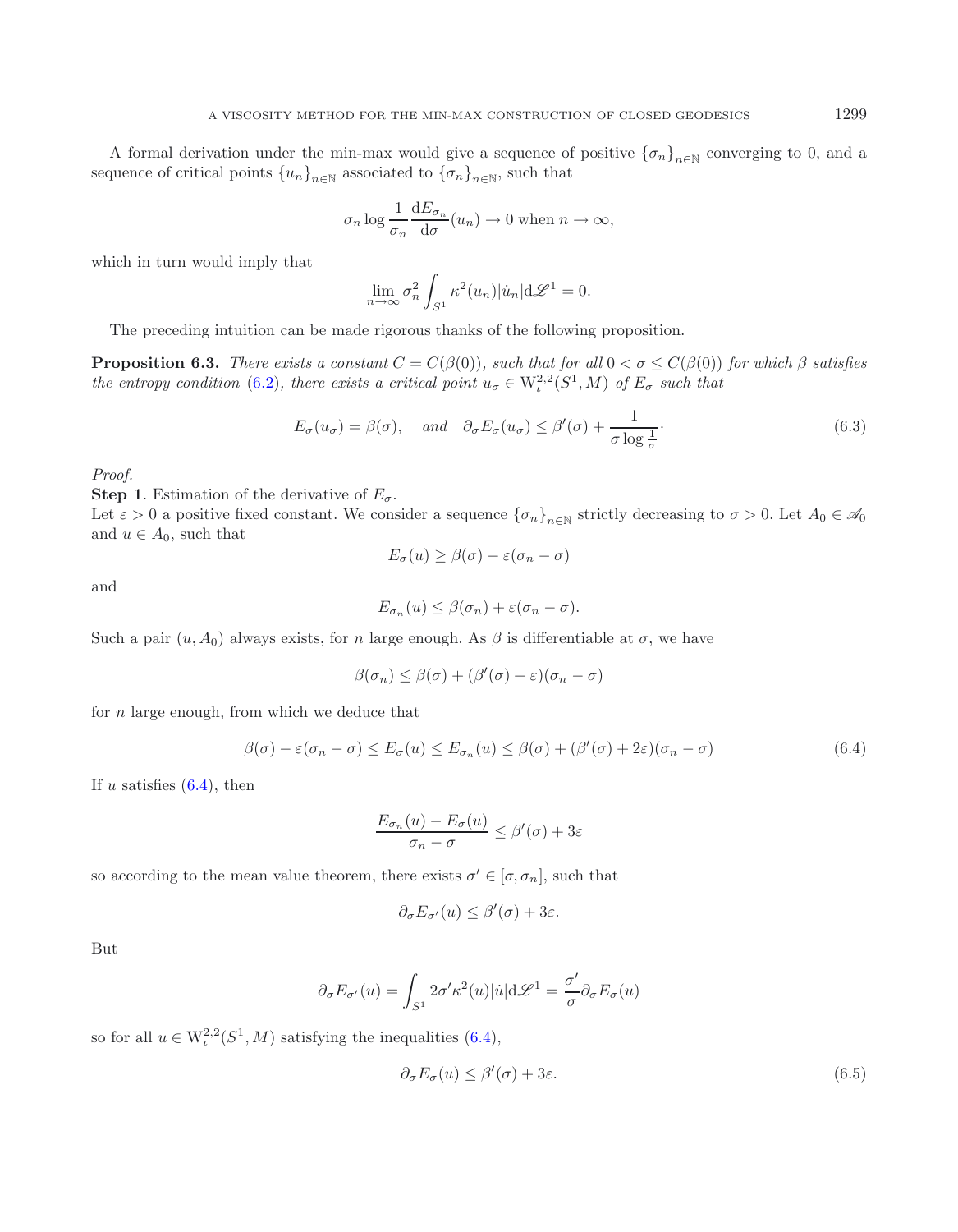A formal derivation under the min-max would give a sequence of positive $\{\sigma_n\}_{n\in\mathbb{N}}$ converging to 0, and a sequence of critical points $\{u_n\}_{n\in\mathbb{N}}$ associated to $\{\sigma_n\}_{n\in\mathbb{N}}$, such that

$$\sigma_n \log \frac{1}{\sigma_n} \frac{\mathrm{d}E_{\sigma_n}}{\mathrm{d}\sigma}(u_n) \to 0 \text{ when } n \to \infty,$$

which in turn would imply that

$$\lim_{n\to\infty} \sigma_n^2 \int_{S^1} \kappa^2(u_n)|\dot{u}_n|\mathrm{d}\mathscr{L}^1 = 0.$$

The preceding intuition can be made rigorous thanks of the following proposition.

**Proposition 6.3.** *There exists a constant $C = C(\beta(0))$, such that for all $0 < \sigma \leq C(\beta(0))$ for which $\beta$ satisfies the entropy condition (6.2), there exists a critical point $u_\sigma \in \mathrm{W}_\iota^{2,2}(S^1, M)$ of $E_\sigma$ such that*

$$E_\sigma(u_\sigma) = \beta(\sigma), \quad \textit{and} \quad \partial_\sigma E_\sigma(u_\sigma) \leq \beta'(\sigma) + \frac{1}{\sigma \log \frac{1}{\sigma}}. \tag{6.3}$$

*Proof.*
**Step 1**. Estimation of the derivative of $E_\sigma$.
Let $\varepsilon > 0$ a positive fixed constant. We consider a sequence $\{\sigma_n\}_{n\in\mathbb{N}}$ strictly decreasing to $\sigma > 0$. Let $A_0 \in \mathscr{A}_0$ and $u \in A_0$, such that

$$E_\sigma(u) \geq \beta(\sigma) - \varepsilon(\sigma_n - \sigma)$$

and

$$E_{\sigma_n}(u) \leq \beta(\sigma_n) + \varepsilon(\sigma_n - \sigma).$$

Such a pair $(u, A_0)$ always exists, for $n$ large enough. As $\beta$ is differentiable at $\sigma$, we have

$$\beta(\sigma_n) \leq \beta(\sigma) + (\beta'(\sigma) + \varepsilon)(\sigma_n - \sigma)$$

for $n$ large enough, from which we deduce that

$$\beta(\sigma) - \varepsilon(\sigma_n - \sigma) \leq E_\sigma(u) \leq E_{\sigma_n}(u) \leq \beta(\sigma) + (\beta'(\sigma) + 2\varepsilon)(\sigma_n - \sigma) \tag{6.4}$$

If $u$ satisfies (6.4), then

$$\frac{E_{\sigma_n}(u) - E_\sigma(u)}{\sigma_n - \sigma} \leq \beta'(\sigma) + 3\varepsilon$$

so according to the mean value theorem, there exists $\sigma' \in [\sigma, \sigma_n]$, such that

$$\partial_\sigma E_{\sigma'}(u) \leq \beta'(\sigma) + 3\varepsilon.$$

But

$$\partial_\sigma E_{\sigma'}(u) = \int_{S^1} 2\sigma' \kappa^2(u)|\dot{u}|\mathrm{d}\mathscr{L}^1 = \frac{\sigma'}{\sigma} \partial_\sigma E_\sigma(u)$$

so for all $u \in \mathrm{W}_\iota^{2,2}(S^1, M)$ satisfying the inequalities (6.4),

$$\partial_\sigma E_\sigma(u) \leq \beta'(\sigma) + 3\varepsilon. \tag{6.5}$$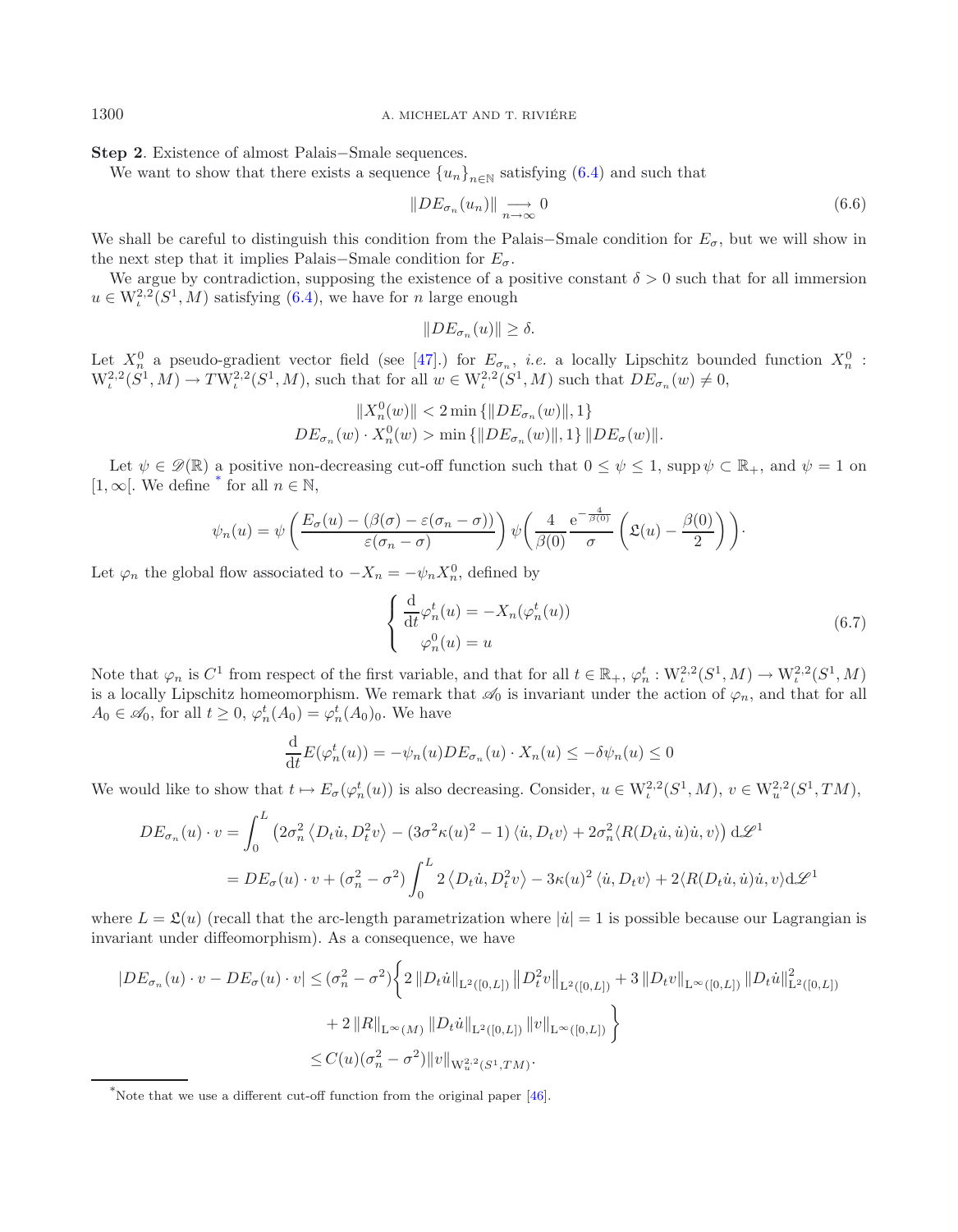**Step 2**. Existence of almost Palais−Smale sequences.

We want to show that there exists a sequence $\{u_n\}_{n\in\mathbb{N}}$ satisfying (6.4) and such that

$$\|DE_{\sigma_n}(u_n)\| \underset{n\to\infty}{\longrightarrow} 0 \tag{6.6}$$

We shall be careful to distinguish this condition from the Palais−Smale condition for $E_\sigma$, but we will show in the next step that it implies Palais−Smale condition for $E_\sigma$.

We argue by contradiction, supposing the existence of a positive constant $\delta > 0$ such that for all immersion $u \in \mathrm{W}^{2,2}_\iota(S^1, M)$ satisfying (6.4), we have for $n$ large enough

$$\|DE_{\sigma_n}(u)\| \geq \delta.$$

Let $X_n^0$ a pseudo-gradient vector field (see [47].) for $E_{\sigma_n}$, *i.e.* a locally Lipschitz bounded function $X_n^0 : \mathrm{W}^{2,2}_\iota(S^1, M) \to T\mathrm{W}^{2,2}_\iota(S^1, M)$, such that for all $w \in \mathrm{W}^{2,2}_\iota(S^1, M)$ such that $DE_{\sigma_n}(w) \neq 0$,

$$\|X_n^0(w)\| < 2\min\{\|DE_{\sigma_n}(w)\|, 1\}$$
$$DE_{\sigma_n}(w)\cdot X_n^0(w) > \min\{\|DE_{\sigma_n}(w)\|, 1\}\,\|DE_\sigma(w)\|.$$

Let $\psi \in \mathscr{D}(\mathbb{R})$ a positive non-decreasing cut-off function such that $0 \leq \psi \leq 1$, $\operatorname{supp}\psi \subset \mathbb{R}_+$, and $\psi = 1$ on $[1, \infty[$. We define * for all $n \in \mathbb{N}$,

$$\psi_n(u) = \psi\left(\frac{E_\sigma(u) - (\beta(\sigma) - \varepsilon(\sigma_n - \sigma))}{\varepsilon(\sigma_n - \sigma)}\right)\psi\left(\frac{4}{\beta(0)}\frac{\mathrm{e}^{-\frac{4}{\beta(0)}}}{\sigma}\left(\mathfrak{L}(u) - \frac{\beta(0)}{2}\right)\right).$$

Let $\varphi_n$ the global flow associated to $-X_n = -\psi_n X_n^0$, defined by

$$\begin{cases} \dfrac{\mathrm{d}}{\mathrm{d}t}\varphi_n^t(u) = -X_n(\varphi_n^t(u)) \\ \varphi_n^0(u) = u \end{cases} \tag{6.7}$$

Note that $\varphi_n$ is $C^1$ from respect of the first variable, and that for all $t \in \mathbb{R}_+$, $\varphi_n^t : \mathrm{W}^{2,2}_\iota(S^1, M) \to \mathrm{W}^{2,2}_\iota(S^1, M)$ is a locally Lipschitz homeomorphism. We remark that $\mathscr{A}_0$ is invariant under the action of $\varphi_n$, and that for all $A_0 \in \mathscr{A}_0$, for all $t \geq 0$, $\varphi_n^t(A_0) = \varphi_n^t(A_0)_0$. We have

$$\frac{\mathrm{d}}{\mathrm{d}t}E(\varphi_n^t(u)) = -\psi_n(u)DE_{\sigma_n}(u)\cdot X_n(u) \leq -\delta\psi_n(u) \leq 0$$

We would like to show that $t \mapsto E_\sigma(\varphi_n^t(u))$ is also decreasing. Consider, $u \in \mathrm{W}^{2,2}_\iota(S^1, M)$, $v \in \mathrm{W}^{2,2}_u(S^1, TM)$,

$$\begin{aligned}
DE_{\sigma_n}(u)\cdot v &= \int_0^L \left(2\sigma_n^2\left\langle D_t\dot{u}, D_t^2 v\right\rangle - (3\sigma^2\kappa(u)^2 - 1)\left\langle \dot{u}, D_t v\right\rangle + 2\sigma_n^2\langle R(D_t\dot{u}, \dot{u})\dot{u}, v\rangle\right)\mathrm{d}\mathscr{L}^1 \\
&= DE_\sigma(u)\cdot v + (\sigma_n^2 - \sigma^2)\int_0^L 2\left\langle D_t\dot{u}, D_t^2 v\right\rangle - 3\kappa(u)^2\left\langle \dot{u}, D_t v\right\rangle + 2\langle R(D_t\dot{u}, \dot{u})\dot{u}, v\rangle \mathrm{d}\mathscr{L}^1
\end{aligned}$$

where $L = \mathfrak{L}(u)$ (recall that the arc-length parametrization where $|\dot{u}| = 1$ is possible because our Lagrangian is invariant under diffeomorphism). As a consequence, we have

$$\begin{aligned}
|DE_{\sigma_n}(u)\cdot v - DE_\sigma(u)\cdot v| &\leq (\sigma_n^2 - \sigma^2)\Big\{2\|D_t\dot{u}\|_{\mathrm{L}^2([0,L])}\left\|D_t^2 v\right\|_{\mathrm{L}^2([0,L])} + 3\|D_t v\|_{\mathrm{L}^\infty([0,L])}\|D_t\dot{u}\|^2_{\mathrm{L}^2([0,L])} \\
&\quad + 2\|R\|_{\mathrm{L}^\infty(M)}\|D_t\dot{u}\|_{\mathrm{L}^2([0,L])}\|v\|_{\mathrm{L}^\infty([0,L])}\Big\} \\
&\leq C(u)(\sigma_n^2 - \sigma^2)\|v\|_{\mathrm{W}^{2,2}_u(S^1,TM)}.
\end{aligned}$$

*Note that we use a different cut-off function from the original paper [46].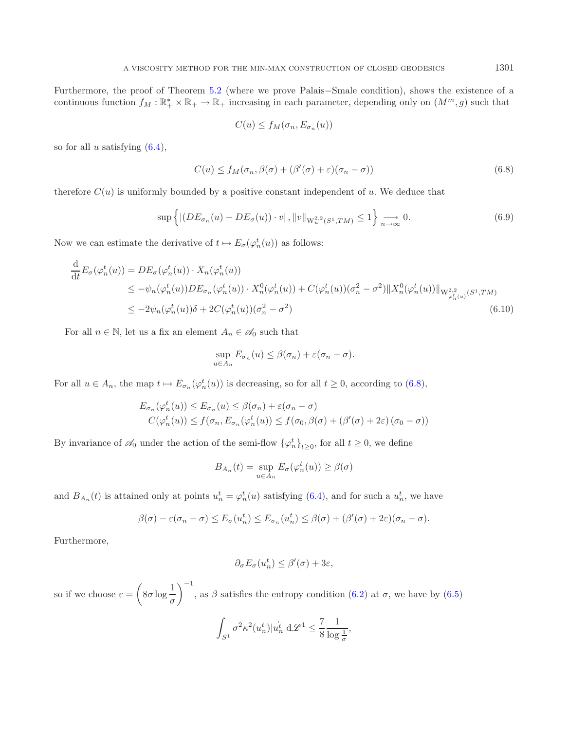Furthermore, the proof of Theorem 5.2 (where we prove Palais−Smale condition), shows the existence of a continuous function $f_M : \mathbb{R}_+^* \times \mathbb{R}_+ \to \mathbb{R}_+$ increasing in each parameter, depending only on $(M^m, g)$ such that

$$
C(u) \leq f_M(\sigma_n, E_{\sigma_n}(u))
$$

so for all $u$ satisfying (6.4),

$$
C(u) \leq f_M(\sigma_n, \beta(\sigma) + (\beta'(\sigma) + \varepsilon)(\sigma_n - \sigma)) \tag{6.8}
$$

therefore $C(u)$ is uniformly bounded by a positive constant independent of $u$. We deduce that

$$
\sup\left\{ |(DE_{\sigma_n}(u) - DE_{\sigma}(u)) \cdot v| \,, \|v\|_{\mathrm{W}^{2,2}_u(S^1,TM)} \leq 1 \right\} \underset{n\to\infty}{\longrightarrow} 0. \tag{6.9}
$$

Now we can estimate the derivative of $t \mapsto E_\sigma(\varphi_n^t(u))$ as follows:

$$
\begin{aligned}
\frac{\mathrm{d}}{\mathrm{d}t} E_\sigma(\varphi_n^t(u)) &= DE_\sigma(\varphi_n^t(u)) \cdot X_n(\varphi_n^t(u)) \\
&\leq -\psi_n(\varphi_n^t(u)) DE_{\sigma_n}(\varphi_n^t(u)) \cdot X_n^0(\varphi_n^t(u)) + C(\varphi_n^t(u))(\sigma_n^2 - \sigma^2) \|X_n^0(\varphi_n^t(u))\|_{\mathrm{W}^{2,2}_{\varphi_n^t(u)}(S^1,TM)} \\
&\leq -2\psi_n(\varphi_n^t(u))\delta + 2C(\varphi_n^t(u))(\sigma_n^2 - \sigma^2)
\end{aligned} \tag{6.10}
$$

For all $n \in \mathbb{N}$, let us a fix an element $A_n \in \mathscr{A}_0$ such that

$$
\sup_{u \in A_n} E_{\sigma_n}(u) \leq \beta(\sigma_n) + \varepsilon(\sigma_n - \sigma).
$$

For all $u \in A_n$, the map $t \mapsto E_{\sigma_n}(\varphi_n^t(u))$ is decreasing, so for all $t \geq 0$, according to (6.8),

$$
\begin{aligned}
E_{\sigma_n}(\varphi_n^t(u)) &\leq E_{\sigma_n}(u) \leq \beta(\sigma_n) + \varepsilon(\sigma_n - \sigma) \\
C(\varphi_n^t(u)) &\leq f(\sigma_n, E_{\sigma_n}(\varphi_n^t(u)) \leq f(\sigma_0, \beta(\sigma) + (\beta'(\sigma) + 2\varepsilon)(\sigma_0 - \sigma))
\end{aligned}
$$

By invariance of $\mathscr{A}_0$ under the action of the semi-flow $\{\varphi_n^t\}_{t\geq 0}$, for all $t \geq 0$, we define

$$
B_{A_n}(t) = \sup_{u \in A_n} E_\sigma(\varphi_n^t(u)) \geq \beta(\sigma)
$$

and $B_{A_n}(t)$ is attained only at points $u_n^t = \varphi_n^t(u)$ satisfying (6.4), and for such a $u_n^t$, we have

$$
\beta(\sigma) - \varepsilon(\sigma_n - \sigma) \leq E_\sigma(u_n^t) \leq E_{\sigma_n}(u_n^t) \leq \beta(\sigma) + (\beta'(\sigma) + 2\varepsilon)(\sigma_n - \sigma).
$$

Furthermore,

$$
\partial_\sigma E_\sigma(u_n^t) \leq \beta'(\sigma) + 3\varepsilon,
$$

so if we choose $\varepsilon = \left(8\sigma \log \dfrac{1}{\sigma}\right)^{-1}$, as $\beta$ satisfies the entropy condition (6.2) at $\sigma$, we have by (6.5)

$$
\int_{S^1} \sigma^2 \kappa^2(u_n^t) |\dot{u_n^t}| \mathrm{d}\mathscr{L}^1 \leq \frac{7}{8} \frac{1}{\log \frac{1}{\sigma}},
$$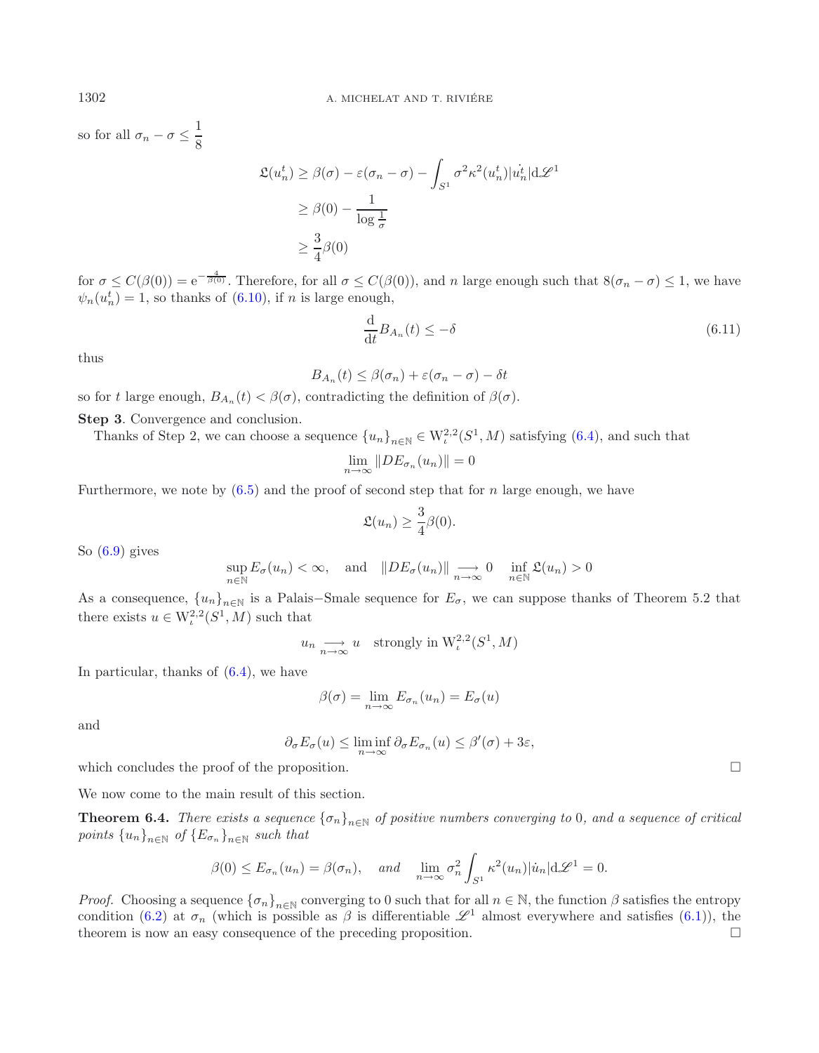so for all $\sigma_n - \sigma \leq \dfrac{1}{8}$

$$
\begin{aligned}
\mathfrak{L}(u_n^t) &\geq \beta(\sigma) - \varepsilon(\sigma_n - \sigma) - \int_{S^1} \sigma^2 \kappa^2(u_n^t)|\dot{u_n^t}|\mathrm{d}\mathscr{L}^1 \\
&\geq \beta(0) - \frac{1}{\log \frac{1}{\sigma}} \\
&\geq \frac{3}{4}\beta(0)
\end{aligned}
$$

for $\sigma \leq C(\beta(0)) = \mathrm{e}^{-\frac{4}{\beta(0)}}$. Therefore, for all $\sigma \leq C(\beta(0))$, and $n$ large enough such that $8(\sigma_n - \sigma) \leq 1$, we have $\psi_n(u_n^t) = 1$, so thanks of (6.10), if $n$ is large enough,

$$
\frac{\mathrm{d}}{\mathrm{dt}} B_{A_n}(t) \leq -\delta \tag{6.11}
$$

thus

$$
B_{A_n}(t) \leq \beta(\sigma_n) + \varepsilon(\sigma_n - \sigma) - \delta t
$$

so for $t$ large enough, $B_{A_n}(t) < \beta(\sigma)$, contradicting the definition of $\beta(\sigma)$.

**Step 3**. Convergence and conclusion.

Thanks of Step 2, we can choose a sequence $\{u_n\}_{n\in\mathbb{N}} \in \mathrm{W}_\iota^{2,2}(S^1, M)$ satisfying (6.4), and such that

$$
\lim_{n\to\infty} \|DE_{\sigma_n}(u_n)\| = 0
$$

Furthermore, we note by (6.5) and the proof of second step that for $n$ large enough, we have

$$
\mathfrak{L}(u_n) \geq \frac{3}{4}\beta(0).
$$

So (6.9) gives

$$
\sup_{n\in\mathbb{N}} E_\sigma(u_n) < \infty, \quad \text{and} \quad \|DE_\sigma(u_n)\| \underset{n\to\infty}{\longrightarrow} 0 \quad \inf_{n\in\mathbb{N}} \mathfrak{L}(u_n) > 0
$$

As a consequence, $\{u_n\}_{n\in\mathbb{N}}$ is a Palais−Smale sequence for $E_\sigma$, we can suppose thanks of Theorem 5.2 that there exists $u \in \mathrm{W}_\iota^{2,2}(S^1, M)$ such that

$$
u_n \underset{n\to\infty}{\longrightarrow} u \quad \text{strongly in } \mathrm{W}_\iota^{2,2}(S^1, M)
$$

In particular, thanks of (6.4), we have

$$
\beta(\sigma) = \lim_{n\to\infty} E_{\sigma_n}(u_n) = E_\sigma(u)
$$

and

$$
\partial_\sigma E_\sigma(u) \leq \liminf_{n\to\infty} \partial_\sigma E_{\sigma_n}(u) \leq \beta'(\sigma) + 3\varepsilon,
$$

which concludes the proof of the proposition. $\square$

We now come to the main result of this section.

**Theorem 6.4.** *There exists a sequence $\{\sigma_n\}_{n\in\mathbb{N}}$ of positive numbers converging to* 0*, and a sequence of critical points $\{u_n\}_{n\in\mathbb{N}}$ of $\{E_{\sigma_n}\}_{n\in\mathbb{N}}$ such that*

$$
\beta(0) \leq E_{\sigma_n}(u_n) = \beta(\sigma_n), \quad \textit{and} \quad \lim_{n\to\infty} \sigma_n^2 \int_{S^1} \kappa^2(u_n)|\dot{u}_n|\mathrm{d}\mathscr{L}^1 = 0.
$$

*Proof.* Choosing a sequence $\{\sigma_n\}_{n\in\mathbb{N}}$ converging to 0 such that for all $n \in \mathbb{N}$, the function $\beta$ satisfies the entropy condition (6.2) at $\sigma_n$ (which is possible as $\beta$ is differentiable $\mathscr{L}^1$ almost everywhere and satisfies (6.1)), the theorem is now an easy consequence of the preceding proposition. $\square$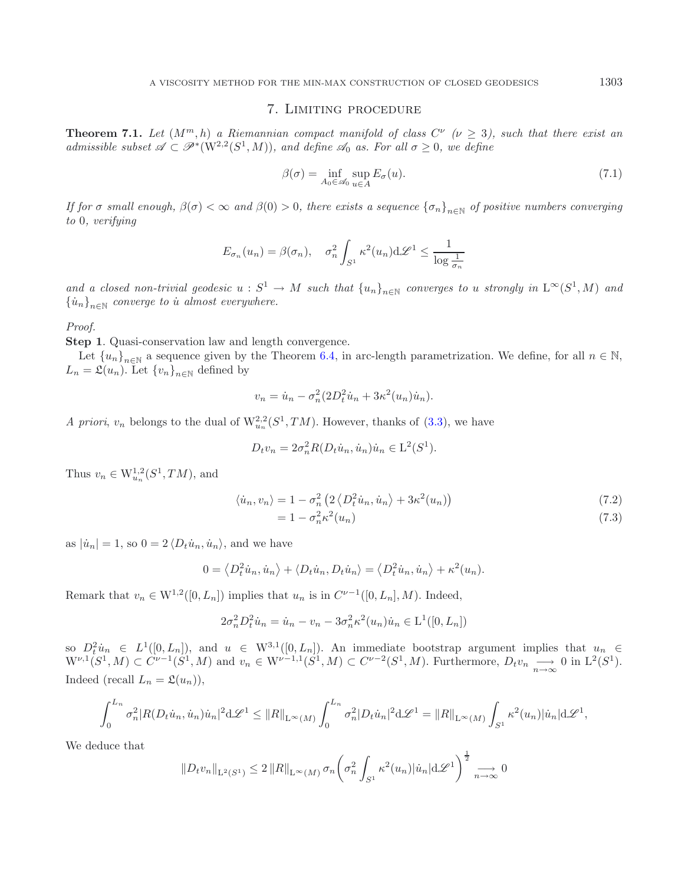## 7. Limiting procedure

**Theorem 7.1.** *Let $(M^m, h)$ a Riemannian compact manifold of class $C^\nu$ ($\nu \geq 3$), such that there exist an admissible subset $\mathscr{A} \subset \mathscr{P}^*(\mathrm{W}^{2,2}(S^1, M))$, and define $\mathscr{A}_0$ as. For all $\sigma \geq 0$, we define*

$$\beta(\sigma) = \inf_{A_0 \in \mathscr{A}_0} \sup_{u \in A} E_\sigma(u). \tag{7.1}$$

*If for $\sigma$ small enough, $\beta(\sigma) < \infty$ and $\beta(0) > 0$, there exists a sequence $\{\sigma_n\}_{n\in\mathbb{N}}$ of positive numbers converging to 0, verifying*

$$E_{\sigma_n}(u_n) = \beta(\sigma_n), \quad \sigma_n^2 \int_{S^1} \kappa^2(u_n) \mathrm{d}\mathscr{L}^1 \leq \frac{1}{\log \frac{1}{\sigma_n}}$$

*and a closed non-trivial geodesic $u : S^1 \to M$ such that $\{u_n\}_{n\in\mathbb{N}}$ converges to $u$ strongly in $\mathrm{L}^\infty(S^1, M)$ and $\{\dot{u}_n\}_{n\in\mathbb{N}}$ converge to $\dot{u}$ almost everywhere.*

*Proof.*

**Step 1**. Quasi-conservation law and length convergence.

Let $\{u_n\}_{n\in\mathbb{N}}$ a sequence given by the Theorem 6.4, in arc-length parametrization. We define, for all $n \in \mathbb{N}$, $L_n = \mathfrak{L}(u_n)$. Let $\{v_n\}_{n\in\mathbb{N}}$ defined by

$$v_n = \dot{u}_n - \sigma_n^2(2D_t^2\dot{u}_n + 3\kappa^2(u_n)\dot{u}_n).$$

*A priori*, $v_n$ belongs to the dual of $\mathrm{W}^{2,2}_{u_n}(S^1, TM)$. However, thanks of (3.3), we have

$$D_t v_n = 2\sigma_n^2 R(D_t\dot{u}_n, \dot{u}_n)\dot{u}_n \in \mathrm{L}^2(S^1).$$

Thus $v_n \in \mathrm{W}^{1,2}_{u_n}(S^1, TM)$, and

$$\begin{aligned}
\langle \dot{u}_n, v_n\rangle &= 1 - \sigma_n^2\left(2\left\langle D_t^2\dot{u}_n, \dot{u}_n\right\rangle + 3\kappa^2(u_n)\right) &(7.2)\\
&= 1 - \sigma_n^2\kappa^2(u_n) &(7.3)
\end{aligned}$$

as $|\dot{u}_n| = 1$, so $0 = 2\langle D_t\dot{u}_n, \dot{u}_n\rangle$, and we have

$$0 = \left\langle D_t^2\dot{u}_n, \dot{u}_n\right\rangle + \langle D_t\dot{u}_n, D_t\dot{u}_n\rangle = \left\langle D_t^2\dot{u}_n, \dot{u}_n\right\rangle + \kappa^2(u_n).$$

Remark that $v_n \in \mathrm{W}^{1,2}([0, L_n])$ implies that $u_n$ is in $C^{\nu-1}([0, L_n], M)$. Indeed,

$$2\sigma_n^2 D_t^2\dot{u}_n = \dot{u}_n - v_n - 3\sigma_n^2\kappa^2(u_n)\dot{u}_n \in \mathrm{L}^1([0, L_n])$$

so $D_t^2\dot{u}_n \in L^1([0, L_n])$, and $u \in \mathrm{W}^{3,1}([0, L_n])$. An immediate bootstrap argument implies that $u_n \in \mathrm{W}^{\nu,1}(S^1, M) \subset C^{\nu-1}(S^1, M)$ and $v_n \in \mathrm{W}^{\nu-1,1}(S^1, M) \subset C^{\nu-2}(S^1, M)$. Furthermore, $D_t v_n \underset{n\to\infty}{\longrightarrow} 0$ in $\mathrm{L}^2(S^1)$. Indeed (recall $L_n = \mathfrak{L}(u_n)$),

$$\int_0^{L_n} \sigma_n^2 |R(D_t\dot{u}_n, \dot{u}_n)\dot{u}_n|^2 \mathrm{d}\mathscr{L}^1 \leq \|R\|_{\mathrm{L}^\infty(M)} \int_0^{L_n} \sigma_n^2 |D_t\dot{u}_n|^2 \mathrm{d}\mathscr{L}^1 = \|R\|_{\mathrm{L}^\infty(M)} \int_{S^1} \kappa^2(u_n)|\dot{u}_n| \mathrm{d}\mathscr{L}^1,$$

We deduce that

$$\|D_t v_n\|_{\mathrm{L}^2(S^1)} \leq 2\,\|R\|_{\mathrm{L}^\infty(M)}\,\sigma_n\left(\sigma_n^2\int_{S^1}\kappa^2(u_n)|\dot{u}_n|\mathrm{d}\mathscr{L}^1\right)^{\frac{1}{2}} \underset{n\to\infty}{\longrightarrow} 0$$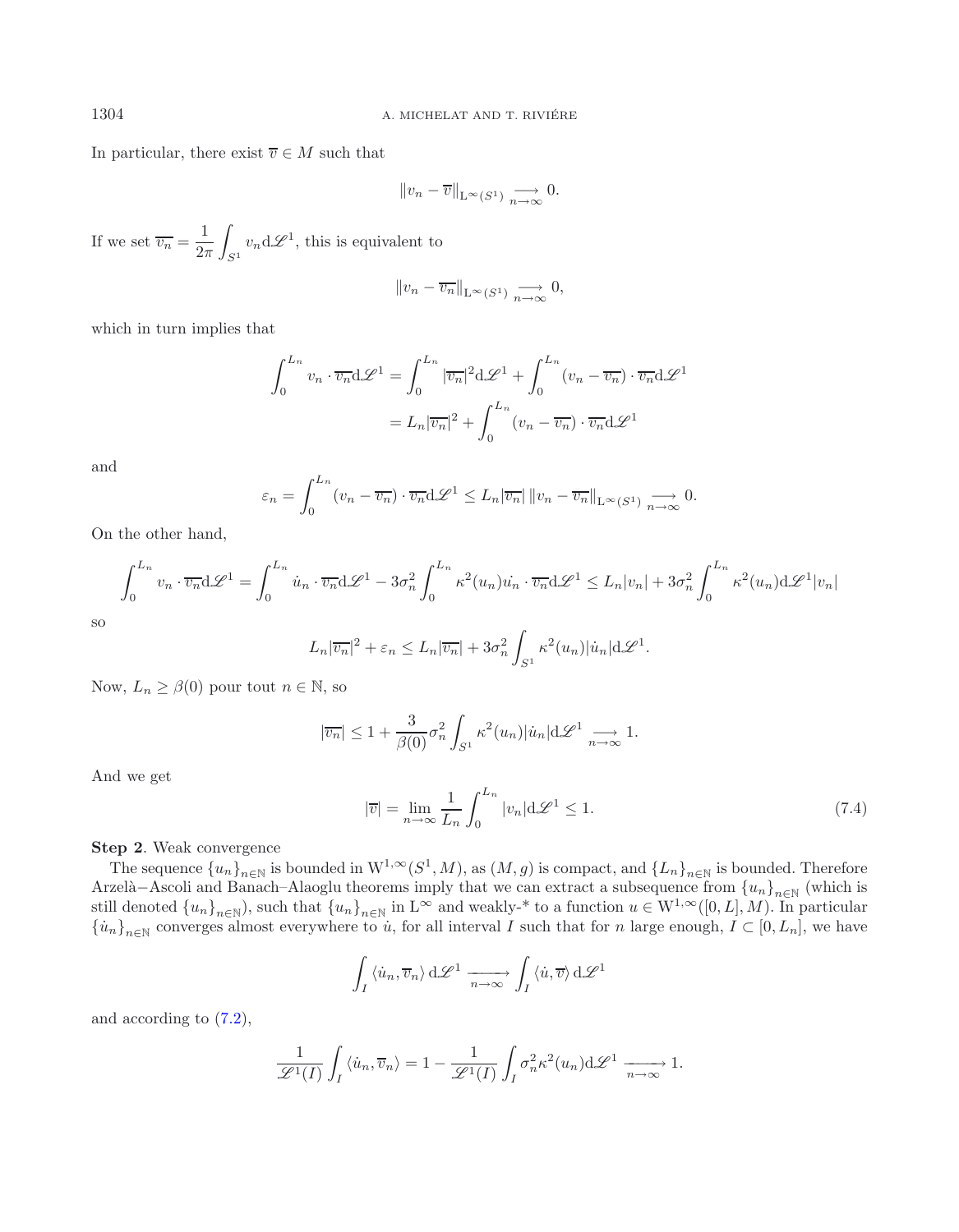In particular, there exist $\overline{v} \in M$ such that

$$\|v_n - \overline{v}\|_{\mathrm{L}^\infty(S^1)} \underset{n\to\infty}{\longrightarrow} 0.$$

If we set $\overline{v_n} = \dfrac{1}{2\pi}\displaystyle\int_{S^1} v_n \mathrm{d}\mathscr{L}^1$, this is equivalent to

$$\|v_n - \overline{v_n}\|_{\mathrm{L}^\infty(S^1)} \underset{n\to\infty}{\longrightarrow} 0,$$

which in turn implies that

$$\begin{aligned}
\int_0^{L_n} v_n \cdot \overline{v_n} \mathrm{d}\mathscr{L}^1 &= \int_0^{L_n} |\overline{v_n}|^2 \mathrm{d}\mathscr{L}^1 + \int_0^{L_n} (v_n - \overline{v_n}) \cdot \overline{v_n} \mathrm{d}\mathscr{L}^1 \\
&= L_n |\overline{v_n}|^2 + \int_0^{L_n} (v_n - \overline{v_n}) \cdot \overline{v_n} \mathrm{d}\mathscr{L}^1
\end{aligned}$$

and

$$\varepsilon_n = \int_0^{L_n} (v_n - \overline{v_n}) \cdot \overline{v_n} \mathrm{d}\mathscr{L}^1 \leq L_n |\overline{v_n}| \, \|v_n - \overline{v_n}\|_{\mathrm{L}^\infty(S^1)} \underset{n\to\infty}{\longrightarrow} 0.$$

On the other hand,

$$\int_0^{L_n} v_n \cdot \overline{v_n} \mathrm{d}\mathscr{L}^1 = \int_0^{L_n} \dot{u}_n \cdot \overline{v_n} \mathrm{d}\mathscr{L}^1 - 3\sigma_n^2 \int_0^{L_n} \kappa^2(u_n) \dot{u_n} \cdot \overline{v_n} \mathrm{d}\mathscr{L}^1 \leq L_n |v_n| + 3\sigma_n^2 \int_0^{L_n} \kappa^2(u_n) \mathrm{d}\mathscr{L}^1 |v_n|$$

so

$$L_n |\overline{v_n}|^2 + \varepsilon_n \leq L_n |\overline{v_n}| + 3\sigma_n^2 \int_{S^1} \kappa^2(u_n) |\dot{u}_n| \mathrm{d}\mathscr{L}^1.$$

Now, $L_n \geq \beta(0)$ pour tout $n \in \mathbb{N}$, so

$$|\overline{v_n}| \leq 1 + \frac{3}{\beta(0)} \sigma_n^2 \int_{S^1} \kappa^2(u_n) |\dot{u}_n| \mathrm{d}\mathscr{L}^1 \underset{n\to\infty}{\longrightarrow} 1.$$

And we get

$$|\overline{v}| = \lim_{n\to\infty} \frac{1}{L_n} \int_0^{L_n} |v_n| \mathrm{d}\mathscr{L}^1 \leq 1. \tag{7.4}$$

**Step 2**. Weak convergence

The sequence $\{u_n\}_{n\in\mathbb{N}}$ is bounded in $\mathrm{W}^{1,\infty}(S^1, M)$, as $(M, g)$ is compact, and $\{L_n\}_{n\in\mathbb{N}}$ is bounded. Therefore Arzelà–Ascoli and Banach–Alaoglu theorems imply that we can extract a subsequence from $\{u_n\}_{n\in\mathbb{N}}$ (which is still denoted $\{u_n\}_{n\in\mathbb{N}}$), such that $\{u_n\}_{n\in\mathbb{N}}$ in $\mathrm{L}^\infty$ and weakly-\* to a function $u \in \mathrm{W}^{1,\infty}([0, L], M)$. In particular $\{\dot{u}_n\}_{n\in\mathbb{N}}$ converges almost everywhere to $\dot{u}$, for all interval $I$ such that for $n$ large enough, $I \subset [0, L_n]$, we have

$$\int_I \langle \dot{u}_n, \overline{v}_n \rangle \, \mathrm{d}\mathscr{L}^1 \underset{n\to\infty}{\longrightarrow} \int_I \langle \dot{u}, \overline{v} \rangle \, \mathrm{d}\mathscr{L}^1$$

and according to (7.2),

$$\frac{1}{\mathscr{L}^1(I)} \int_I \langle \dot{u}_n, \overline{v}_n \rangle = 1 - \frac{1}{\mathscr{L}^1(I)} \int_I \sigma_n^2 \kappa^2(u_n) \mathrm{d}\mathscr{L}^1 \underset{n\to\infty}{\longrightarrow} 1.$$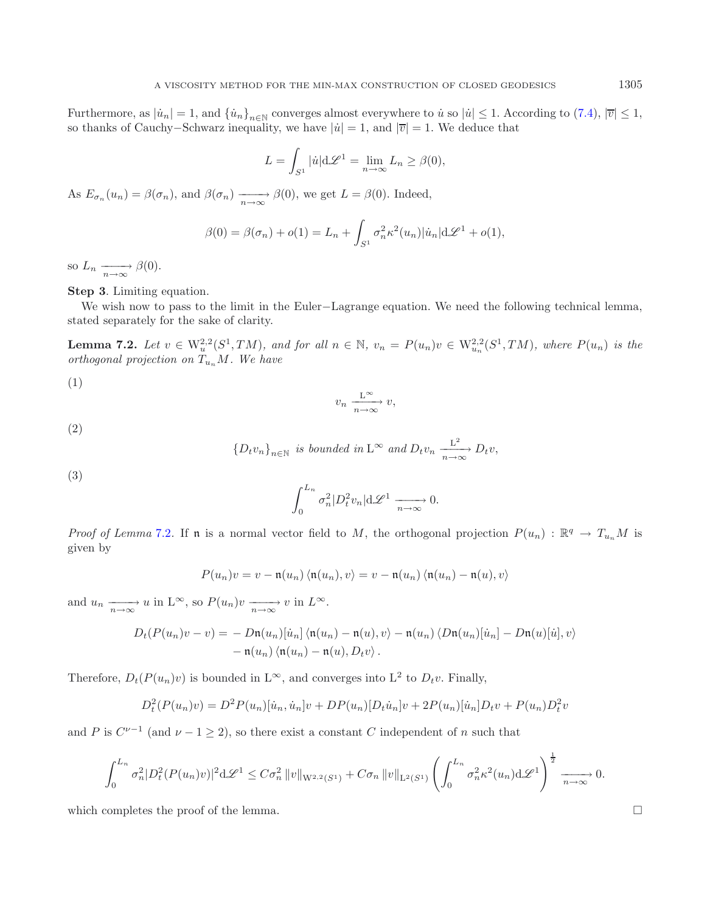Furthermore, as $|\dot{u}_n| = 1$, and $\{\dot{u}_n\}_{n\in\mathbb{N}}$ converges almost everywhere to $\dot{u}$ so $|\dot{u}| \leq 1$. According to (7.4), $|\overline{v}| \leq 1$, so thanks of Cauchy−Schwarz inequality, we have $|\dot{u}| = 1$, and $|\overline{v}| = 1$. We deduce that

$$L = \int_{S^1} |\dot{u}| \mathrm{d}\mathscr{L}^1 = \lim_{n\to\infty} L_n \geq \beta(0),$$

As $E_{\sigma_n}(u_n) = \beta(\sigma_n)$, and $\beta(\sigma_n) \xrightarrow[n\to\infty]{} \beta(0)$, we get $L = \beta(0)$. Indeed,

$$\beta(0) = \beta(\sigma_n) + o(1) = L_n + \int_{S^1} \sigma_n^2 \kappa^2(u_n) |\dot{u}_n| \mathrm{d}\mathscr{L}^1 + o(1),$$

so $L_n \xrightarrow[n\to\infty]{} \beta(0)$.

**Step 3**. Limiting equation.

We wish now to pass to the limit in the Euler−Lagrange equation. We need the following technical lemma, stated separately for the sake of clarity.

**Lemma 7.2.** *Let $v \in \mathrm{W}^{2,2}_u(S^1, TM)$, and for all $n \in \mathbb{N}$, $v_n = P(u_n)v \in \mathrm{W}^{2,2}_{u_n}(S^1, TM)$, where $P(u_n)$ is the orthogonal projection on $T_{u_n}M$. We have*

(1)
$$v_n \xrightarrow[n\to\infty]{\mathrm{L}^\infty} v,$$

(2)
$$\{D_t v_n\}_{n\in\mathbb{N}} \textit{ is bounded in } \mathrm{L}^\infty \textit{ and } D_t v_n \xrightarrow[n\to\infty]{\mathrm{L}^2} D_t v,$$

(3)
$$\int_0^{L_n} \sigma_n^2 |D_t^2 v_n| \mathrm{d}\mathscr{L}^1 \xrightarrow[n\to\infty]{} 0.$$

*Proof of Lemma* 7.2. If $\mathfrak{n}$ is a normal vector field to $M$, the orthogonal projection $P(u_n) : \mathbb{R}^q \to T_{u_n}M$ is given by

$$P(u_n)v = v - \mathfrak{n}(u_n) \langle \mathfrak{n}(u_n), v \rangle = v - \mathfrak{n}(u_n) \langle \mathfrak{n}(u_n) - \mathfrak{n}(u), v \rangle$$

and $u_n \xrightarrow[n\to\infty]{} u$ in $\mathrm{L}^\infty$, so $P(u_n)v \xrightarrow[n\to\infty]{} v$ in $L^\infty$.

$$\begin{aligned} D_t(P(u_n)v - v) = &- D\mathfrak{n}(u_n)[\dot{u}_n] \langle \mathfrak{n}(u_n) - \mathfrak{n}(u), v \rangle - \mathfrak{n}(u_n) \langle D\mathfrak{n}(u_n)[\dot{u}_n] - D\mathfrak{n}(u)[\dot{u}], v \rangle \\ &- \mathfrak{n}(u_n) \langle \mathfrak{n}(u_n) - \mathfrak{n}(u), D_t v \rangle . \end{aligned}$$

Therefore, $D_t(P(u_n)v)$ is bounded in $\mathrm{L}^\infty$, and converges into $\mathrm{L}^2$ to $D_t v$. Finally,

$$D_t^2(P(u_n)v) = D^2P(u_n)[\dot{u}_n, \dot{u}_n]v + DP(u_n)[D_t \dot{u}_n]v + 2P(u_n)[\dot{u}_n]D_t v + P(u_n)D_t^2 v$$

and $P$ is $C^{\nu-1}$ (and $\nu - 1 \geq 2$), so there exist a constant $C$ independent of $n$ such that

$$\int_0^{L_n} \sigma_n^2 |D_t^2(P(u_n)v)|^2 \mathrm{d}\mathscr{L}^1 \leq C\sigma_n^2 \|v\|_{\mathrm{W}^{2,2}(S^1)} + C\sigma_n \|v\|_{\mathrm{L}^2(S^1)} \left( \int_0^{L_n} \sigma_n^2 \kappa^2(u_n) \mathrm{d}\mathscr{L}^1 \right)^{\frac{1}{2}} \xrightarrow[n\to\infty]{} 0.$$

which completes the proof of the lemma. □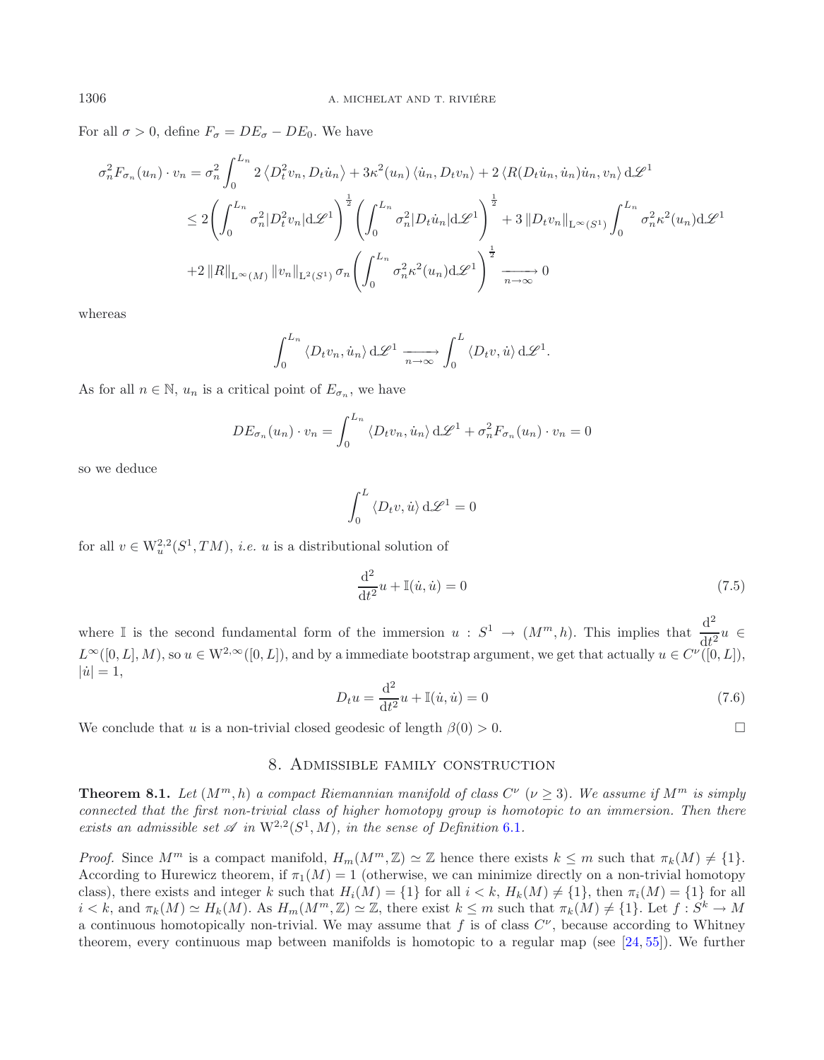For all $\sigma > 0$, define $F_\sigma = DE_\sigma - DE_0$. We have

$$
\begin{aligned}
\sigma_n^2 F_{\sigma_n}(u_n)\cdot v_n &= \sigma_n^2\int_0^{L_n} 2\left\langle D_t^2 v_n, D_t\dot{u}_n\right\rangle + 3\kappa^2(u_n)\left\langle \dot{u}_n, D_t v_n\right\rangle + 2\left\langle R(D_t\dot{u}_n,\dot{u}_n)\dot{u}_n, v_n\right\rangle \mathrm{d}\mathscr{L}^1\\
&\leq 2\left(\int_0^{L_n}\sigma_n^2|D_t^2 v_n|\mathrm{d}\mathscr{L}^1\right)^{\frac{1}{2}}\left(\int_0^{L_n}\sigma_n^2|D_t\dot{u}_n|\mathrm{d}\mathscr{L}^1\right)^{\frac{1}{2}} + 3\left\|D_t v_n\right\|_{\mathrm{L}^\infty(S^1)}\int_0^{L_n}\sigma_n^2\kappa^2(u_n)\mathrm{d}\mathscr{L}^1\\
&\quad +2\left\|R\right\|_{\mathrm{L}^\infty(M)}\left\|v_n\right\|_{\mathrm{L}^2(S^1)}\sigma_n\left(\int_0^{L_n}\sigma_n^2\kappa^2(u_n)\mathrm{d}\mathscr{L}^1\right)^{\frac{1}{2}} \underset{n\to\infty}{\longrightarrow} 0
\end{aligned}
$$

whereas

$$
\int_0^{L_n}\left\langle D_t v_n, \dot{u}_n\right\rangle \mathrm{d}\mathscr{L}^1 \underset{n\to\infty}{\longrightarrow} \int_0^L \left\langle D_t v, \dot{u}\right\rangle \mathrm{d}\mathscr{L}^1.
$$

As for all $n\in\mathbb{N}$, $u_n$ is a critical point of $E_{\sigma_n}$, we have

$$
DE_{\sigma_n}(u_n)\cdot v_n = \int_0^{L_n}\left\langle D_t v_n, \dot{u}_n\right\rangle \mathrm{d}\mathscr{L}^1 + \sigma_n^2 F_{\sigma_n}(u_n)\cdot v_n = 0
$$

so we deduce

$$
\int_0^L \left\langle D_t v, \dot{u}\right\rangle \mathrm{d}\mathscr{L}^1 = 0
$$

for all $v\in \mathrm{W}_u^{2,2}(S^1, TM)$, *i.e.* $u$ is a distributional solution of

$$
\frac{\mathrm{d}^2}{\mathrm{d}t^2}u + \mathbb{I}(\dot{u},\dot{u}) = 0 \tag{7.5}
$$

where $\mathbb{I}$ is the second fundamental form of the immersion $u : S^1 \to (M^m, h)$. This implies that $\dfrac{\mathrm{d}^2}{\mathrm{d}t^2}u \in L^\infty([0,L], M)$, so $u\in \mathrm{W}^{2,\infty}([0,L])$, and by a immediate bootstrap argument, we get that actually $u\in C^\nu([0,L])$, $|\dot{u}| = 1$,

$$
D_t u = \frac{\mathrm{d}^2}{\mathrm{d}t^2}u + \mathbb{I}(\dot{u},\dot{u}) = 0 \tag{7.6}
$$

We conclude that $u$ is a non-trivial closed geodesic of length $\beta(0) > 0$. □

## 8. Admissible family construction

**Theorem 8.1.** *Let $(M^m, h)$ a compact Riemannian manifold of class $C^\nu$ ($\nu \geq 3$). We assume if $M^m$ is simply connected that the first non-trivial class of higher homotopy group is homotopic to an immersion. Then there exists an admissible set $\mathscr{A}$ in $\mathrm{W}^{2,2}(S^1, M)$, in the sense of Definition 6.1.*

*Proof.* Since $M^m$ is a compact manifold, $H_m(M^m, \mathbb{Z}) \simeq \mathbb{Z}$ hence there exists $k \leq m$ such that $\pi_k(M) \neq \{1\}$. According to Hurewicz theorem, if $\pi_1(M) = 1$ (otherwise, we can minimize directly on a non-trivial homotopy class), there exists and integer $k$ such that $H_i(M) = \{1\}$ for all $i < k$, $H_k(M) \neq \{1\}$, then $\pi_i(M) = \{1\}$ for all $i < k$, and $\pi_k(M) \simeq H_k(M)$. As $H_m(M^m, \mathbb{Z}) \simeq \mathbb{Z}$, there exist $k \leq m$ such that $\pi_k(M) \neq \{1\}$. Let $f : S^k \to M$ a continuous homotopically non-trivial. We may assume that $f$ is of class $C^\nu$, because according to Whitney theorem, every continuous map between manifolds is homotopic to a regular map (see [24, 55]). We further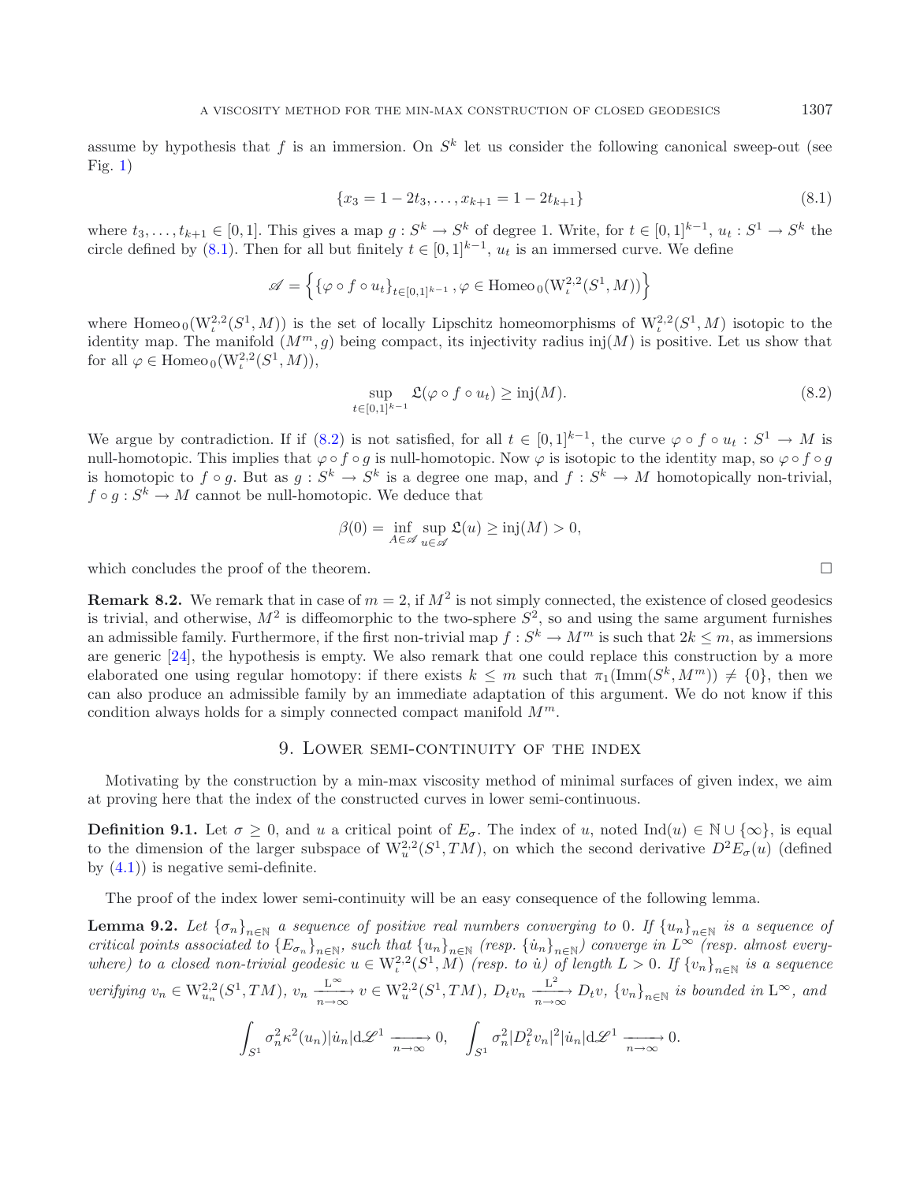assume by hypothesis that $f$ is an immersion. On $S^k$ let us consider the following canonical sweep-out (see Fig. 1)

$$\{x_3 = 1 - 2t_3, \ldots, x_{k+1} = 1 - 2t_{k+1}\} \tag{8.1}$$

where $t_3, \ldots, t_{k+1} \in [0,1]$. This gives a map $g : S^k \to S^k$ of degree 1. Write, for $t \in [0,1]^{k-1}$, $u_t : S^1 \to S^k$ the circle defined by (8.1). Then for all but finitely $t \in [0,1]^{k-1}$, $u_t$ is an immersed curve. We define

$$\mathscr{A} = \left\{ \{\varphi \circ f \circ u_t\}_{t \in [0,1]^{k-1}}, \varphi \in \mathrm{Homeo}_0(\mathrm{W}^{2,2}_\iota(S^1, M)) \right\}$$

where $\mathrm{Homeo}_0(\mathrm{W}^{2,2}_\iota(S^1, M))$ is the set of locally Lipschitz homeomorphisms of $\mathrm{W}^{2,2}_\iota(S^1, M)$ isotopic to the identity map. The manifold $(M^m, g)$ being compact, its injectivity radius $\mathrm{inj}(M)$ is positive. Let us show that for all $\varphi \in \mathrm{Homeo}_0(\mathrm{W}^{2,2}_\iota(S^1, M))$,

$$\sup_{t \in [0,1]^{k-1}} \mathfrak{L}(\varphi \circ f \circ u_t) \geq \mathrm{inj}(M). \tag{8.2}$$

We argue by contradiction. If if (8.2) is not satisfied, for all $t \in [0,1]^{k-1}$, the curve $\varphi \circ f \circ u_t : S^1 \to M$ is null-homotopic. This implies that $\varphi \circ f \circ g$ is null-homotopic. Now $\varphi$ is isotopic to the identity map, so $\varphi \circ f \circ g$ is homotopic to $f \circ g$. But as $g : S^k \to S^k$ is a degree one map, and $f : S^k \to M$ homotopically non-trivial, $f \circ g : S^k \to M$ cannot be null-homotopic. We deduce that

$$\beta(0) = \inf_{A \in \mathscr{A}} \sup_{u \in \mathscr{A}} \mathfrak{L}(u) \geq \mathrm{inj}(M) > 0,$$

which concludes the proof of the theorem. □

**Remark 8.2.** We remark that in case of $m = 2$, if $M^2$ is not simply connected, the existence of closed geodesics is trivial, and otherwise, $M^2$ is diffeomorphic to the two-sphere $S^2$, so and using the same argument furnishes an admissible family. Furthermore, if the first non-trivial map $f : S^k \to M^m$ is such that $2k \leq m$, as immersions are generic [24], the hypothesis is empty. We also remark that one could replace this construction by a more elaborated one using regular homotopy: if there exists $k \leq m$ such that $\pi_1(\mathrm{Imm}(S^k, M^m)) \neq \{0\}$, then we can also produce an admissible family by an immediate adaptation of this argument. We do not know if this condition always holds for a simply connected compact manifold $M^m$.

## 9. Lower semi-continuity of the index

Motivating by the construction by a min-max viscosity method of minimal surfaces of given index, we aim at proving here that the index of the constructed curves in lower semi-continuous.

**Definition 9.1.** Let $\sigma \geq 0$, and $u$ a critical point of $E_\sigma$. The index of $u$, noted $\mathrm{Ind}(u) \in \mathbb{N} \cup \{\infty\}$, is equal to the dimension of the larger subspace of $\mathrm{W}^{2,2}_u(S^1, TM)$, on which the second derivative $D^2 E_\sigma(u)$ (defined by (4.1)) is negative semi-definite.

The proof of the index lower semi-continuity will be an easy consequence of the following lemma.

**Lemma 9.2.** *Let $\{\sigma_n\}_{n \in \mathbb{N}}$ a sequence of positive real numbers converging to 0. If $\{u_n\}_{n \in \mathbb{N}}$ is a sequence of critical points associated to $\{E_{\sigma_n}\}_{n \in \mathbb{N}}$, such that $\{u_n\}_{n \in \mathbb{N}}$ (resp. $\{\dot{u}_n\}_{n \in \mathbb{N}}$) converge in $L^\infty$ (resp. almost everywhere) to a closed non-trivial geodesic $u \in \mathrm{W}^{2,2}_\iota(S^1, M)$ (resp. to $\dot{u}$) of length $L > 0$. If $\{v_n\}_{n \in \mathbb{N}}$ is a sequence verifying $v_n \in \mathrm{W}^{2,2}_{u_n}(S^1, TM)$, $v_n \xrightarrow[n \to \infty]{\mathrm{L}^\infty} v \in \mathrm{W}^{2,2}_u(S^1, TM)$, $D_t v_n \xrightarrow[n \to \infty]{\mathrm{L}^2} D_t v$, $\{v_n\}_{n \in \mathbb{N}}$ is bounded in $\mathrm{L}^\infty$, and*

$$\int_{S^1} \sigma_n^2 \kappa^2(u_n) |\dot{u}_n| d\mathscr{L}^1 \xrightarrow[n \to \infty]{} 0, \quad \int_{S^1} \sigma_n^2 |D_t^2 v_n|^2 |\dot{u}_n| d\mathscr{L}^1 \xrightarrow[n \to \infty]{} 0.$$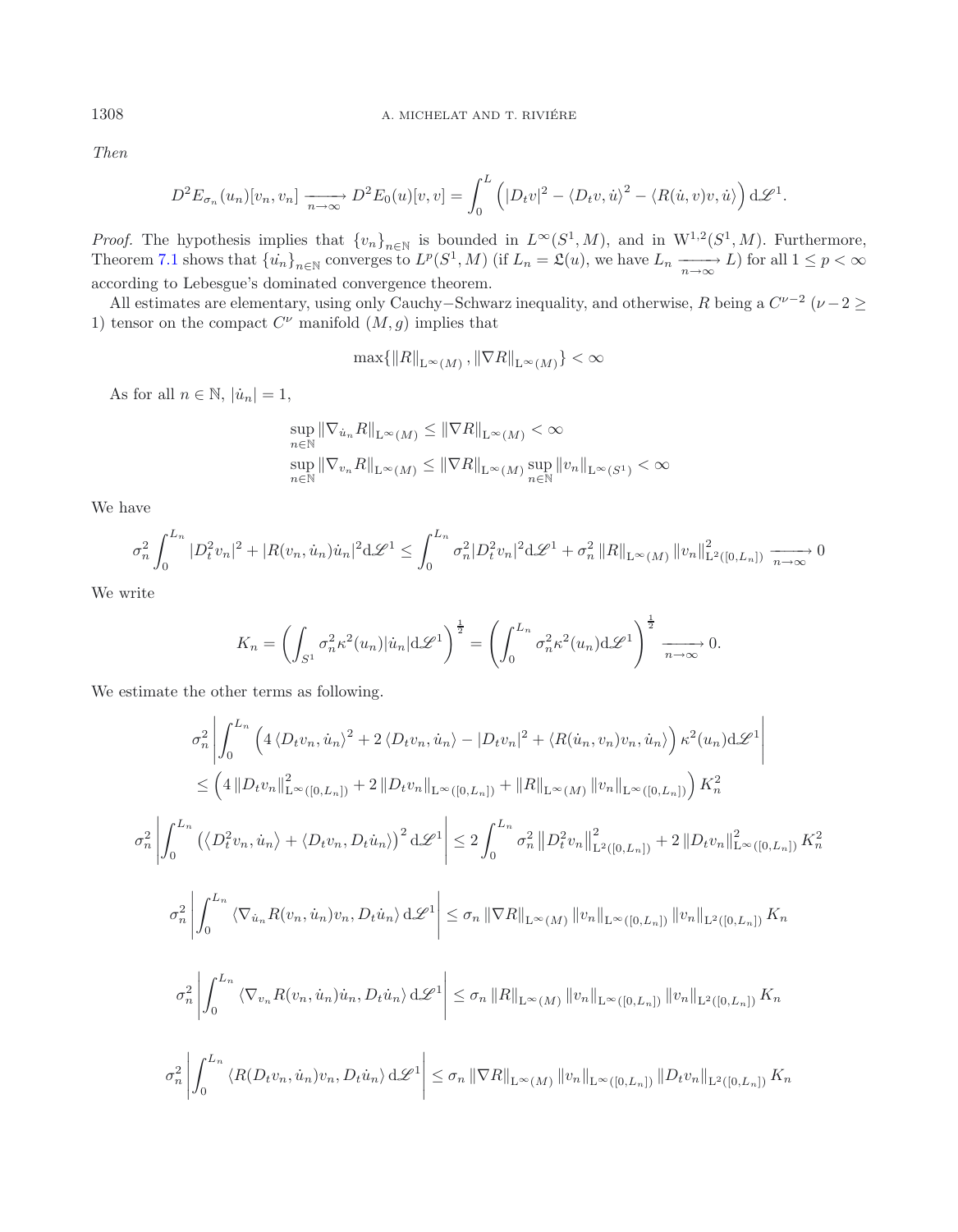*Then*

$$D^2 E_{\sigma_n}(u_n)[v_n, v_n] \xrightarrow[n\to\infty]{} D^2 E_0(u)[v,v] = \int_0^L \left( |D_t v|^2 - \langle D_t v, \dot{u}\rangle^2 - \langle R(\dot{u}, v)v, \dot{u}\rangle \right) \mathrm{d}\mathscr{L}^1.$$

*Proof.* The hypothesis implies that $\{v_n\}_{n\in\mathbb{N}}$ is bounded in $L^\infty(S^1, M)$, and in $\mathrm{W}^{1,2}(S^1, M)$. Furthermore, Theorem 7.1 shows that $\{\dot{u_n}\}_{n\in\mathbb{N}}$ converges to $L^p(S^1, M)$ (if $L_n = \mathfrak{L}(u)$, we have $L_n \xrightarrow[n\to\infty]{} L$) for all $1 \leq p < \infty$ according to Lebesgue's dominated convergence theorem.

All estimates are elementary, using only Cauchy−Schwarz inequality, and otherwise, $R$ being a $C^{\nu-2}$ ($\nu - 2 \geq 1$) tensor on the compact $C^\nu$ manifold $(M, g)$ implies that

$$\max\{\|R\|_{\mathrm{L}^\infty(M)}, \|\nabla R\|_{\mathrm{L}^\infty(M)}\} < \infty$$

As for all $n \in \mathbb{N}$, $|\dot{u}_n| = 1$,

$$\sup_{n\in\mathbb{N}} \|\nabla_{\dot{u}_n} R\|_{\mathrm{L}^\infty(M)} \leq \|\nabla R\|_{\mathrm{L}^\infty(M)} < \infty$$
$$\sup_{n\in\mathbb{N}} \|\nabla_{v_n} R\|_{\mathrm{L}^\infty(M)} \leq \|\nabla R\|_{\mathrm{L}^\infty(M)} \sup_{n\in\mathbb{N}} \|v_n\|_{\mathrm{L}^\infty(S^1)} < \infty$$

We have

$$\sigma_n^2 \int_0^{L_n} |D_t^2 v_n|^2 + |R(v_n, \dot{u}_n)\dot{u}_n|^2 \mathrm{d}\mathscr{L}^1 \leq \int_0^{L_n} \sigma_n^2 |D_t^2 v_n|^2 \mathrm{d}\mathscr{L}^1 + \sigma_n^2 \|R\|_{\mathrm{L}^\infty(M)} \|v_n\|^2_{\mathrm{L}^2([0,L_n])} \xrightarrow[n\to\infty]{} 0$$

We write

$$K_n = \left( \int_{S^1} \sigma_n^2 \kappa^2(u_n)|\dot{u}_n| \mathrm{d}\mathscr{L}^1 \right)^{\frac{1}{2}} = \left( \int_0^{L_n} \sigma_n^2 \kappa^2(u_n) \mathrm{d}\mathscr{L}^1 \right)^{\frac{1}{2}} \xrightarrow[n\to\infty]{} 0.$$

We estimate the other terms as following.

$$\begin{aligned}
&\sigma_n^2 \left| \int_0^{L_n} \left( 4\langle D_t v_n, \dot{u}_n\rangle^2 + 2\langle D_t v_n, \dot{u}_n\rangle - |D_t v_n|^2 + \langle R(\dot{u}_n, v_n)v_n, \dot{u}_n\rangle \right) \kappa^2(u_n) \mathrm{d}\mathscr{L}^1 \right| \\
&\leq \left( 4\|D_t v_n\|^2_{\mathrm{L}^\infty([0,L_n])} + 2\|D_t v_n\|_{\mathrm{L}^\infty([0,L_n])} + \|R\|_{\mathrm{L}^\infty(M)} \|v_n\|_{\mathrm{L}^\infty([0,L_n])} \right) K_n^2
\end{aligned}$$

$$\sigma_n^2 \left| \int_0^{L_n} \left( \langle D_t^2 v_n, \dot{u}_n\rangle + \langle D_t v_n, D_t \dot{u}_n\rangle \right)^2 \mathrm{d}\mathscr{L}^1 \right| \leq 2\int_0^{L_n} \sigma_n^2 \left\| D_t^2 v_n \right\|^2_{\mathrm{L}^2([0,L_n])} + 2\|D_t v_n\|^2_{\mathrm{L}^\infty([0,L_n])} K_n^2$$

$$\sigma_n^2 \left| \int_0^{L_n} \langle \nabla_{\dot{u}_n} R(v_n, \dot{u}_n)v_n, D_t \dot{u}_n\rangle \mathrm{d}\mathscr{L}^1 \right| \leq \sigma_n \|\nabla R\|_{\mathrm{L}^\infty(M)} \|v_n\|_{\mathrm{L}^\infty([0,L_n])} \|v_n\|_{\mathrm{L}^2([0,L_n])} K_n$$

$$\sigma_n^2 \left| \int_0^{L_n} \langle \nabla_{v_n} R(v_n, \dot{u}_n)\dot{u}_n, D_t \dot{u}_n\rangle \mathrm{d}\mathscr{L}^1 \right| \leq \sigma_n \|R\|_{\mathrm{L}^\infty(M)} \|v_n\|_{\mathrm{L}^\infty([0,L_n])} \|v_n\|_{\mathrm{L}^2([0,L_n])} K_n$$

$$\sigma_n^2 \left| \int_0^{L_n} \langle R(D_t v_n, \dot{u}_n)v_n, D_t \dot{u}_n\rangle \mathrm{d}\mathscr{L}^1 \right| \leq \sigma_n \|\nabla R\|_{\mathrm{L}^\infty(M)} \|v_n\|_{\mathrm{L}^\infty([0,L_n])} \|D_t v_n\|_{\mathrm{L}^2([0,L_n])} K_n$$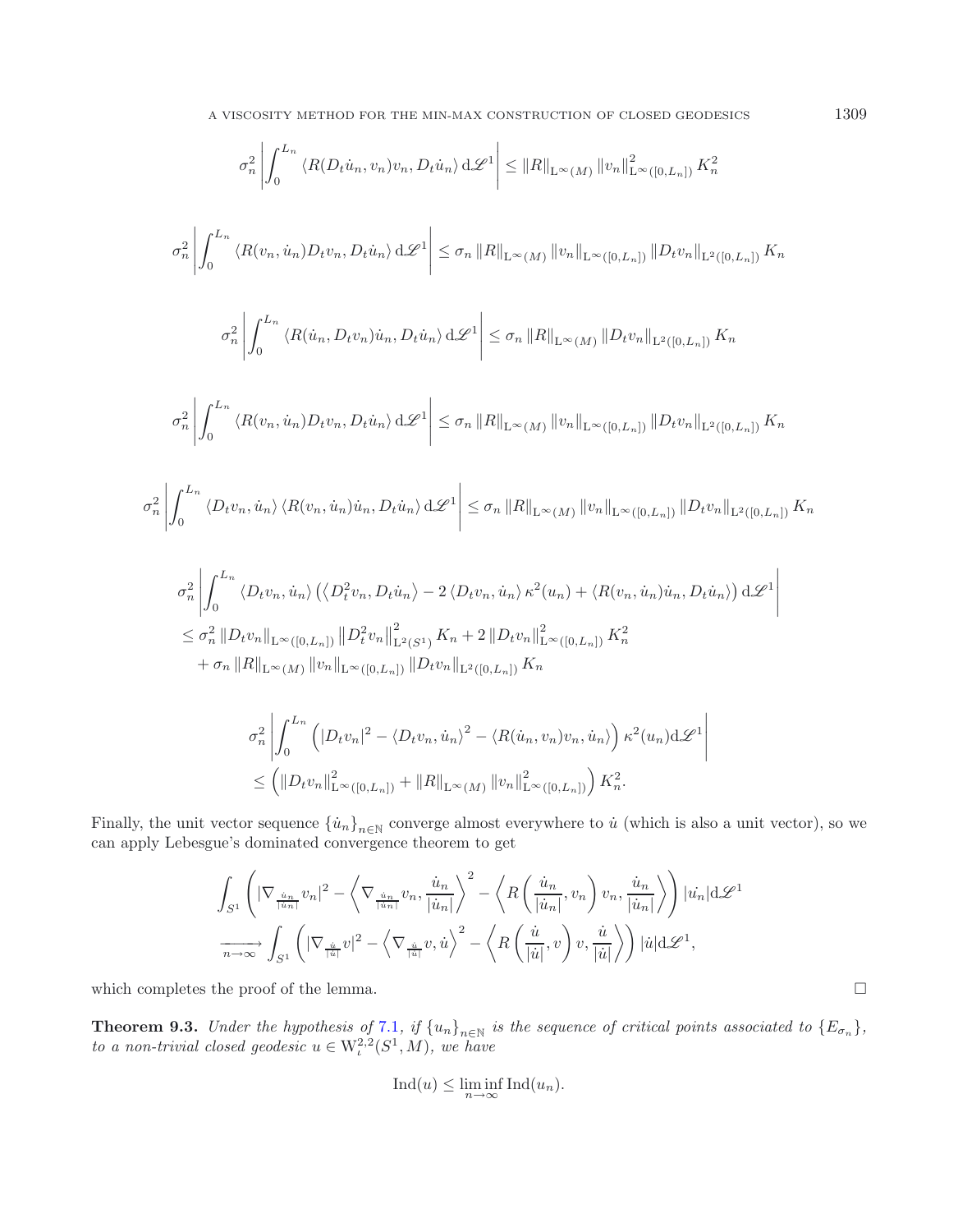$$\sigma_n^2 \left| \int_0^{L_n} \langle R(D_t \dot{u}_n, v_n) v_n, D_t \dot{u}_n \rangle \, \mathrm{d}\mathscr{L}^1 \right| \leq \|R\|_{\mathrm{L}^\infty(M)} \|v_n\|^2_{\mathrm{L}^\infty([0,L_n])} K_n^2$$

$$\sigma_n^2 \left| \int_0^{L_n} \langle R(v_n, \dot{u}_n) D_t v_n, D_t \dot{u}_n \rangle \, \mathrm{d}\mathscr{L}^1 \right| \leq \sigma_n \|R\|_{\mathrm{L}^\infty(M)} \|v_n\|_{\mathrm{L}^\infty([0,L_n])} \|D_t v_n\|_{\mathrm{L}^2([0,L_n])} K_n$$

$$\sigma_n^2 \left| \int_0^{L_n} \langle R(\dot{u}_n, D_t v_n) \dot{u}_n, D_t \dot{u}_n \rangle \, \mathrm{d}\mathscr{L}^1 \right| \leq \sigma_n \|R\|_{\mathrm{L}^\infty(M)} \|D_t v_n\|_{\mathrm{L}^2([0,L_n])} K_n$$

$$\sigma_n^2 \left| \int_0^{L_n} \langle R(v_n, \dot{u}_n) D_t v_n, D_t \dot{u}_n \rangle \, \mathrm{d}\mathscr{L}^1 \right| \leq \sigma_n \|R\|_{\mathrm{L}^\infty(M)} \|v_n\|_{\mathrm{L}^\infty([0,L_n])} \|D_t v_n\|_{\mathrm{L}^2([0,L_n])} K_n$$

$$\sigma_n^2 \left| \int_0^{L_n} \langle D_t v_n, \dot{u}_n \rangle \langle R(v_n, \dot{u}_n) \dot{u}_n, D_t \dot{u}_n \rangle \, \mathrm{d}\mathscr{L}^1 \right| \leq \sigma_n \|R\|_{\mathrm{L}^\infty(M)} \|v_n\|_{\mathrm{L}^\infty([0,L_n])} \|D_t v_n\|_{\mathrm{L}^2([0,L_n])} K_n$$

$$\begin{aligned}
&\sigma_n^2 \left| \int_0^{L_n} \langle D_t v_n, \dot{u}_n \rangle \left( \langle D_t^2 v_n, D_t \dot{u}_n \rangle - 2 \langle D_t v_n, \dot{u}_n \rangle \kappa^2(u_n) + \langle R(v_n, \dot{u}_n) \dot{u}_n, D_t \dot{u}_n \rangle \right) \mathrm{d}\mathscr{L}^1 \right| \\
&\leq \sigma_n^2 \|D_t v_n\|_{\mathrm{L}^\infty([0,L_n])} \|D_t^2 v_n\|^2_{\mathrm{L}^2(S^1)} K_n + 2 \|D_t v_n\|^2_{\mathrm{L}^\infty([0,L_n])} K_n^2 \\
&\quad + \sigma_n \|R\|_{\mathrm{L}^\infty(M)} \|v_n\|_{\mathrm{L}^\infty([0,L_n])} \|D_t v_n\|_{\mathrm{L}^2([0,L_n])} K_n
\end{aligned}$$

$$\begin{aligned}
&\sigma_n^2 \left| \int_0^{L_n} \left( |D_t v_n|^2 - \langle D_t v_n, \dot{u}_n \rangle^2 - \langle R(\dot{u}_n, v_n) v_n, \dot{u}_n \rangle \right) \kappa^2(u_n) \mathrm{d}\mathscr{L}^1 \right| \\
&\leq \left( \|D_t v_n\|^2_{\mathrm{L}^\infty([0,L_n])} + \|R\|_{\mathrm{L}^\infty(M)} \|v_n\|^2_{\mathrm{L}^\infty([0,L_n])} \right) K_n^2.
\end{aligned}$$

Finally, the unit vector sequence $\{\dot{u}_n\}_{n\in\mathbb{N}}$ converge almost everywhere to $\dot{u}$ (which is also a unit vector), so we can apply Lebesgue's dominated convergence theorem to get

$$\begin{aligned}
&\int_{S^1} \left( |\nabla_{\frac{\dot{u}_n}{|\dot{u}_n|}} v_n|^2 - \left\langle \nabla_{\frac{\dot{u}_n}{|\dot{u}_n|}} v_n, \frac{\dot{u}_n}{|\dot{u}_n|} \right\rangle^2 - \left\langle R\left( \frac{\dot{u}_n}{|\dot{u}_n|}, v_n \right) v_n, \frac{\dot{u}_n}{|\dot{u}_n|} \right\rangle \right) |\dot{u}_n| \mathrm{d}\mathscr{L}^1 \\
&\underset{n\to\infty}{\longrightarrow} \int_{S^1} \left( |\nabla_{\frac{\dot{u}}{|\dot{u}|}} v|^2 - \left\langle \nabla_{\frac{\dot{u}}{|\dot{u}|}} v, \dot{u} \right\rangle^2 - \left\langle R\left( \frac{\dot{u}}{|\dot{u}|}, v \right) v, \frac{\dot{u}}{|\dot{u}|} \right\rangle \right) |\dot{u}| \mathrm{d}\mathscr{L}^1,
\end{aligned}$$

which completes the proof of the lemma. □

**Theorem 9.3.** *Under the hypothesis of 7.1, if $\{u_n\}_{n\in\mathbb{N}}$ is the sequence of critical points associated to $\{E_{\sigma_n}\}$, to a non-trivial closed geodesic $u \in \mathrm{W}^{2,2}_\iota(S^1, M)$, we have*

$$\mathrm{Ind}(u) \leq \liminf_{n\to\infty} \mathrm{Ind}(u_n).$$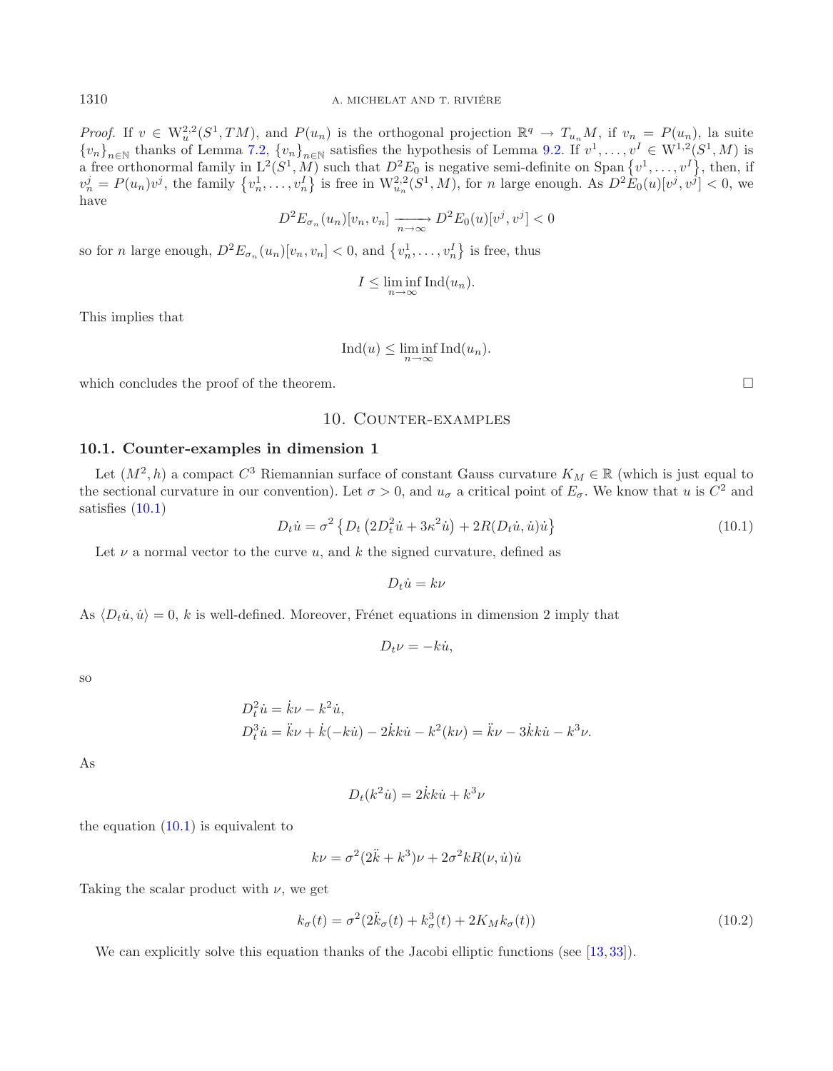*Proof.* If $v \in W^{2,2}_u(S^1, TM)$, and $P(u_n)$ is the orthogonal projection $\mathbb{R}^q \to T_{u_n}M$, if $v_n = P(u_n)$, la suite $\{v_n\}_{n\in\mathbb{N}}$ thanks of Lemma 7.2, $\{v_n\}_{n\in\mathbb{N}}$ satisfies the hypothesis of Lemma 9.2. If $v^1, \ldots, v^I \in W^{1,2}(S^1, M)$ is a free orthonormal family in $L^2(S^1, M)$ such that $D^2E_0$ is negative semi-definite on $\operatorname{Span}\{v^1, \ldots, v^I\}$, then, if $v_n^j = P(u_n)v^j$, the family $\{v_n^1, \ldots, v_n^I\}$ is free in $W^{2,2}_{u_n}(S^1, M)$, for $n$ large enough. As $D^2E_0(u)[v^j, v^j] < 0$, we have

$$D^2E_{\sigma_n}(u_n)[v_n, v_n] \xrightarrow[n\to\infty]{} D^2E_0(u)[v^j, v^j] < 0$$

so for $n$ large enough, $D^2E_{\sigma_n}(u_n)[v_n, v_n] < 0$, and $\{v_n^1, \ldots, v_n^I\}$ is free, thus

$$I \leq \liminf_{n\to\infty} \operatorname{Ind}(u_n).$$

This implies that

$$\operatorname{Ind}(u) \leq \liminf_{n\to\infty} \operatorname{Ind}(u_n).$$

which concludes the proof of the theorem. □

## 10. Counter-examples

### 10.1. Counter-examples in dimension 1

Let $(M^2, h)$ a compact $C^3$ Riemannian surface of constant Gauss curvature $K_M \in \mathbb{R}$ (which is just equal to the sectional curvature in our convention). Let $\sigma > 0$, and $u_\sigma$ a critical point of $E_\sigma$. We know that $u$ is $C^2$ and satisfies (10.1)

$$D_t\dot{u} = \sigma^2\left\{D_t\left(2D_t^2\dot{u} + 3\kappa^2\dot{u}\right) + 2R(D_t\dot{u}, \dot{u})\dot{u}\right\} \tag{10.1}$$

Let $\nu$ a normal vector to the curve $u$, and $k$ the signed curvature, defined as

$$D_t\dot{u} = k\nu$$

As $\langle D_t\dot{u}, \dot{u}\rangle = 0$, $k$ is well-defined. Moreover, Frénet equations in dimension 2 imply that

$$D_t\nu = -k\dot{u},$$

so

$$\begin{aligned}
&D_t^2\dot{u} = \dot{k}\nu - k^2\dot{u}, \\
&D_t^3\dot{u} = \ddot{k}\nu + \dot{k}(-k\dot{u}) - 2\dot{k}k\dot{u} - k^2(k\nu) = \ddot{k}\nu - 3\dot{k}k\dot{u} - k^3\nu.
\end{aligned}$$

As

$$D_t(k^2\dot{u}) = 2\dot{k}k\dot{u} + k^3\nu$$

the equation (10.1) is equivalent to

$$k\nu = \sigma^2(2\ddot{k} + k^3)\nu + 2\sigma^2 kR(\nu, \dot{u})\dot{u}$$

Taking the scalar product with $\nu$, we get

$$k_\sigma(t) = \sigma^2(2\ddot{k}_\sigma(t) + k_\sigma^3(t) + 2K_M k_\sigma(t)) \tag{10.2}$$

We can explicitly solve this equation thanks of the Jacobi elliptic functions (see [13, 33]).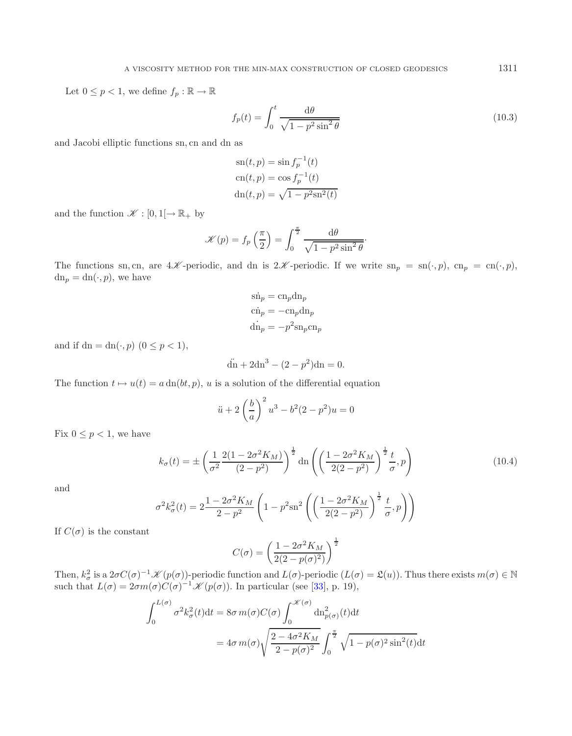Let $0 \leq p < 1$, we define $f_p : \mathbb{R} \to \mathbb{R}$

$$f_p(t) = \int_0^t \frac{\mathrm{d}\theta}{\sqrt{1 - p^2 \sin^2 \theta}} \tag{10.3}$$

and Jacobi elliptic functions sn, cn and dn as

$$\begin{aligned}
\mathrm{sn}(t,p) &= \sin f_p^{-1}(t) \\
\mathrm{cn}(t,p) &= \cos f_p^{-1}(t) \\
\mathrm{dn}(t,p) &= \sqrt{1 - p^2 \mathrm{sn}^2(t)}
\end{aligned}$$

and the function $\mathscr{K} : [0, 1[\to \mathbb{R}_+$ by

$$\mathscr{K}(p) = f_p\left(\frac{\pi}{2}\right) = \int_0^{\frac{\pi}{2}} \frac{\mathrm{d}\theta}{\sqrt{1 - p^2 \sin^2 \theta}}.$$

The functions sn, cn, are $4\mathscr{K}$-periodic, and dn is $2\mathscr{K}$-periodic. If we write $\mathrm{sn}_p = \mathrm{sn}(\cdot, p)$, $\mathrm{cn}_p = \mathrm{cn}(\cdot, p)$, $\mathrm{dn}_p = \mathrm{dn}(\cdot, p)$, we have

$$\begin{aligned}
\dot{\mathrm{sn}}_p &= \mathrm{cn}_p \mathrm{dn}_p \\
\dot{\mathrm{cn}}_p &= -\mathrm{cn}_p \mathrm{dn}_p \\
\dot{\mathrm{dn}}_p &= -p^2 \mathrm{sn}_p \mathrm{cn}_p
\end{aligned}$$

and if $\mathrm{dn} = \mathrm{dn}(\cdot, p)$ $(0 \leq p < 1)$,

$$\ddot{\mathrm{dn}} + 2\mathrm{dn}^3 - (2 - p^2)\mathrm{dn} = 0.$$

The function $t \mapsto u(t) = a\,\mathrm{dn}(bt, p)$, $u$ is a solution of the differential equation

$$\ddot{u} + 2\left(\frac{b}{a}\right)^2 u^3 - b^2(2 - p^2)u = 0$$

Fix $0 \leq p < 1$, we have

$$k_\sigma(t) = \pm\left(\frac{1}{\sigma^2}\frac{2(1 - 2\sigma^2 K_M)}{(2 - p^2)}\right)^{\frac{1}{2}} \mathrm{dn}\left(\left(\frac{1 - 2\sigma^2 K_M}{2(2 - p^2)}\right)^{\frac{1}{2}} \frac{t}{\sigma}, p\right) \tag{10.4}$$

and

$$\sigma^2 k_\sigma^2(t) = 2\frac{1 - 2\sigma^2 K_M}{2 - p^2}\left(1 - p^2 \mathrm{sn}^2\left(\left(\frac{1 - 2\sigma^2 K_M}{2(2 - p^2)}\right)^{\frac{1}{2}} \frac{t}{\sigma}, p\right)\right)$$

If $C(\sigma)$ is the constant

$$C(\sigma) = \left(\frac{1 - 2\sigma^2 K_M}{2(2 - p(\sigma)^2)}\right)^{\frac{1}{2}}$$

Then, $k_\sigma^2$ is a $2\sigma C(\sigma)^{-1}\mathscr{K}(p(\sigma))$-periodic function and $L(\sigma)$-periodic ($L(\sigma) = \mathfrak{L}(u)$). Thus there exists $m(\sigma) \in \mathbb{N}$ such that $L(\sigma) = 2\sigma m(\sigma) C(\sigma)^{-1}\mathscr{K}(p(\sigma))$. In particular (see [33], p. 19),

$$\begin{aligned}
\int_0^{L(\sigma)} \sigma^2 k_\sigma^2(t)\mathrm{d}t &= 8\sigma\, m(\sigma) C(\sigma) \int_0^{\mathscr{K}(\sigma)} \mathrm{dn}_{p(\sigma)}^2(t)\mathrm{d}t \\
&= 4\sigma\, m(\sigma)\sqrt{\frac{2 - 4\sigma^2 K_M}{2 - p(\sigma)^2}} \int_0^{\frac{\pi}{2}} \sqrt{1 - p(\sigma)^2 \sin^2(t)}\mathrm{d}t
\end{aligned}$$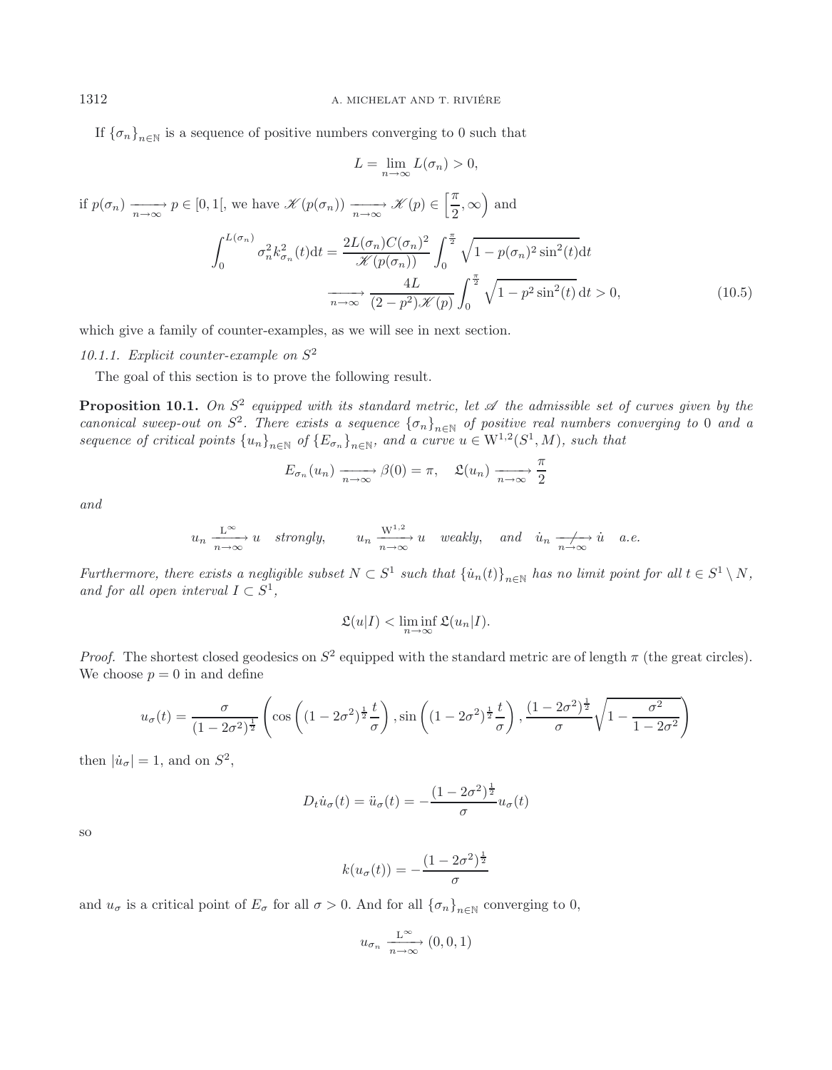If $\{\sigma_n\}_{n\in\mathbb{N}}$ is a sequence of positive numbers converging to 0 such that

$$L = \lim_{n\to\infty} L(\sigma_n) > 0,$$

if $p(\sigma_n) \xrightarrow[n\to\infty]{} p \in [0,1[$, we have $\mathscr{K}(p(\sigma_n)) \xrightarrow[n\to\infty]{} \mathscr{K}(p) \in \left[\frac{\pi}{2}, \infty\right)$ and

$$\begin{aligned}
\int_0^{L(\sigma_n)} \sigma_n^2 k_{\sigma_n}^2(t)\mathrm{d}t &= \frac{2L(\sigma_n)C(\sigma_n)^2}{\mathscr{K}(p(\sigma_n))}\int_0^{\frac{\pi}{2}} \sqrt{1-p(\sigma_n)^2\sin^2(t)}\mathrm{d}t \\
&\xrightarrow[n\to\infty]{} \frac{4L}{(2-p^2)\mathscr{K}(p)}\int_0^{\frac{\pi}{2}}\sqrt{1-p^2\sin^2(t)}\,\mathrm{d}t > 0,
\end{aligned} \tag{10.5}$$

which give a family of counter-examples, as we will see in next section.

*10.1.1. Explicit counter-example on $S^2$*

The goal of this section is to prove the following result.

**Proposition 10.1.** *On $S^2$ equipped with its standard metric, let $\mathscr{A}$ the admissible set of curves given by the canonical sweep-out on $S^2$. There exists a sequence $\{\sigma_n\}_{n\in\mathbb{N}}$ of positive real numbers converging to 0 and a sequence of critical points $\{u_n\}_{n\in\mathbb{N}}$ of $\{E_{\sigma_n}\}_{n\in\mathbb{N}}$, and a curve $u \in \mathrm{W}^{1,2}(S^1, M)$, such that*

$$E_{\sigma_n}(u_n) \xrightarrow[n\to\infty]{} \beta(0) = \pi, \quad \mathfrak{L}(u_n) \xrightarrow[n\to\infty]{} \frac{\pi}{2}$$

*and*

$$u_n \xrightarrow[n\to\infty]{\mathrm{L}^\infty} u \quad \textit{strongly}, \qquad u_n \xrightarrow[n\to\infty]{\mathrm{W}^{1,2}} u \quad \textit{weakly}, \quad \textit{and} \quad \dot{u}_n \centernot{\xrightarrow[n\to\infty]{}} \dot{u} \quad \textit{a.e.}$$

*Furthermore, there exists a negligible subset $N \subset S^1$ such that $\{\dot{u}_n(t)\}_{n\in\mathbb{N}}$ has no limit point for all $t \in S^1 \setminus N$, and for all open interval $I \subset S^1$,*

$$\mathfrak{L}(u|I) < \liminf_{n\to\infty} \mathfrak{L}(u_n|I).$$

*Proof.* The shortest closed geodesics on $S^2$ equipped with the standard metric are of length $\pi$ (the great circles). We choose $p = 0$ in and define

$$u_\sigma(t) = \frac{\sigma}{(1-2\sigma^2)^{\frac{1}{2}}}\left(\cos\left((1-2\sigma^2)^{\frac{1}{2}}\frac{t}{\sigma}\right), \sin\left((1-2\sigma^2)^{\frac{1}{2}}\frac{t}{\sigma}\right), \frac{(1-2\sigma^2)^{\frac{1}{2}}}{\sigma}\sqrt{1-\frac{\sigma^2}{1-2\sigma^2}}\right)$$

then $|\dot{u}_\sigma| = 1$, and on $S^2$,

$$D_t\dot{u}_\sigma(t) = \ddot{u}_\sigma(t) = -\frac{(1-2\sigma^2)^{\frac{1}{2}}}{\sigma}u_\sigma(t)$$

so

$$k(u_\sigma(t)) = -\frac{(1-2\sigma^2)^{\frac{1}{2}}}{\sigma}$$

and $u_\sigma$ is a critical point of $E_\sigma$ for all $\sigma > 0$. And for all $\{\sigma_n\}_{n\in\mathbb{N}}$ converging to 0,

$$u_{\sigma_n} \xrightarrow[n\to\infty]{\mathrm{L}^\infty} (0,0,1)$$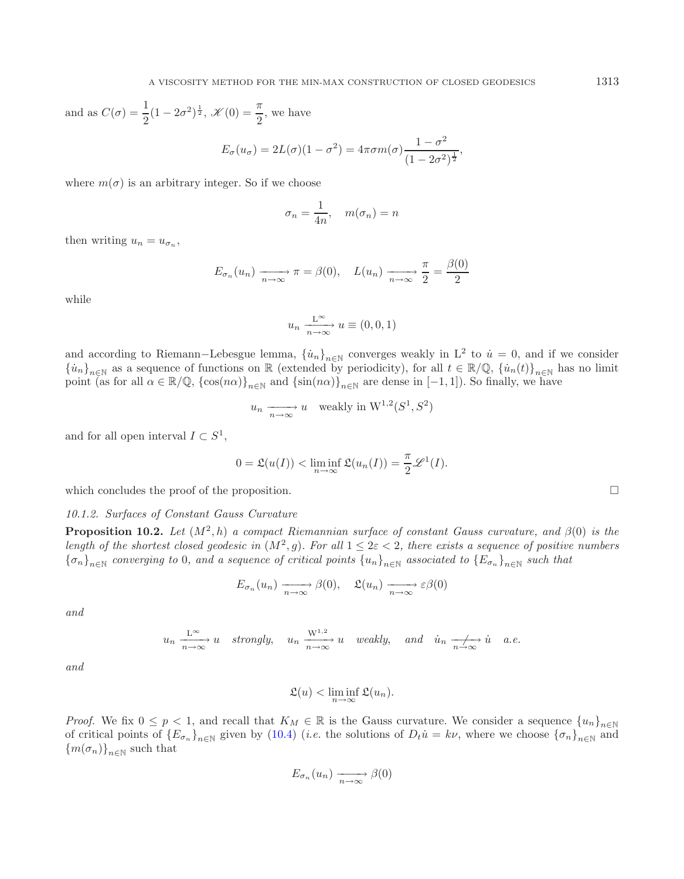and as $C(\sigma) = \dfrac{1}{2}(1-2\sigma^2)^{\frac{1}{2}}$, $\mathscr{K}(0) = \dfrac{\pi}{2}$, we have

$$E_\sigma(u_\sigma) = 2L(\sigma)(1-\sigma^2) = 4\pi\sigma m(\sigma)\frac{1-\sigma^2}{(1-2\sigma^2)^{\frac{1}{2}}},$$

where $m(\sigma)$ is an arbitrary integer. So if we choose

$$\sigma_n = \frac{1}{4n}, \quad m(\sigma_n) = n$$

then writing $u_n = u_{\sigma_n}$,

$$E_{\sigma_n}(u_n) \xrightarrow[n\to\infty]{} \pi = \beta(0), \quad L(u_n) \xrightarrow[n\to\infty]{} \frac{\pi}{2} = \frac{\beta(0)}{2}$$

while

$$u_n \xrightarrow[n\to\infty]{\mathrm{L}^\infty} u \equiv (0,0,1)$$

and according to Riemann−Lebesgue lemma, $\{\dot{u}_n\}_{n\in\mathbb{N}}$ converges weakly in $\mathrm{L}^2$ to $\dot{u} = 0$, and if we consider $\{\dot{u}_n\}_{n\in\mathbb{N}}$ as a sequence of functions on $\mathbb{R}$ (extended by periodicity), for all $t \in \mathbb{R}/\mathbb{Q}$, $\{\dot{u}_n(t)\}_{n\in\mathbb{N}}$ has no limit point (as for all $\alpha \in \mathbb{R}/\mathbb{Q}$, $\{\cos(n\alpha)\}_{n\in\mathbb{N}}$ and $\{\sin(n\alpha)\}_{n\in\mathbb{N}}$ are dense in $[-1,1]$). So finally, we have

$$u_n \xrightarrow[n\to\infty]{} u \quad \text{weakly in } \mathrm{W}^{1,2}(S^1, S^2)$$

and for all open interval $I \subset S^1$,

$$0 = \mathfrak{L}(u(I)) < \liminf_{n\to\infty} \mathfrak{L}(u_n(I)) = \frac{\pi}{2}\mathscr{L}^1(I).$$

which concludes the proof of the proposition. □

*10.1.2. Surfaces of Constant Gauss Curvature*

**Proposition 10.2.** *Let $(M^2, h)$ a compact Riemannian surface of constant Gauss curvature, and $\beta(0)$ is the length of the shortest closed geodesic in $(M^2, g)$. For all $1 \leq 2\varepsilon < 2$, there exists a sequence of positive numbers $\{\sigma_n\}_{n\in\mathbb{N}}$ converging to 0, and a sequence of critical points $\{u_n\}_{n\in\mathbb{N}}$ associated to $\{E_{\sigma_n}\}_{n\in\mathbb{N}}$ such that*

$$E_{\sigma_n}(u_n) \xrightarrow[n\to\infty]{} \beta(0), \quad \mathfrak{L}(u_n) \xrightarrow[n\to\infty]{} \varepsilon\beta(0)$$

*and*

$$u_n \xrightarrow[n\to\infty]{\mathrm{L}^\infty} u \quad \textit{strongly}, \quad u_n \xrightarrow[n\to\infty]{\mathrm{W}^{1,2}} u \quad \textit{weakly}, \quad \textit{and} \quad \dot{u}_n \not\xrightarrow[n\to\infty]{} \dot{u} \quad \textit{a.e.}$$

*and*

$$\mathfrak{L}(u) < \liminf_{n\to\infty} \mathfrak{L}(u_n).$$

*Proof.* We fix $0 \leq p < 1$, and recall that $K_M \in \mathbb{R}$ is the Gauss curvature. We consider a sequence $\{u_n\}_{n\in\mathbb{N}}$ of critical points of $\{E_{\sigma_n}\}_{n\in\mathbb{N}}$ given by (10.4) (*i.e.* the solutions of $D_t\dot{u} = k\nu$, where we choose $\{\sigma_n\}_{n\in\mathbb{N}}$ and $\{m(\sigma_n)\}_{n\in\mathbb{N}}$ such that

$$E_{\sigma_n}(u_n) \xrightarrow[n\to\infty]{} \beta(0)$$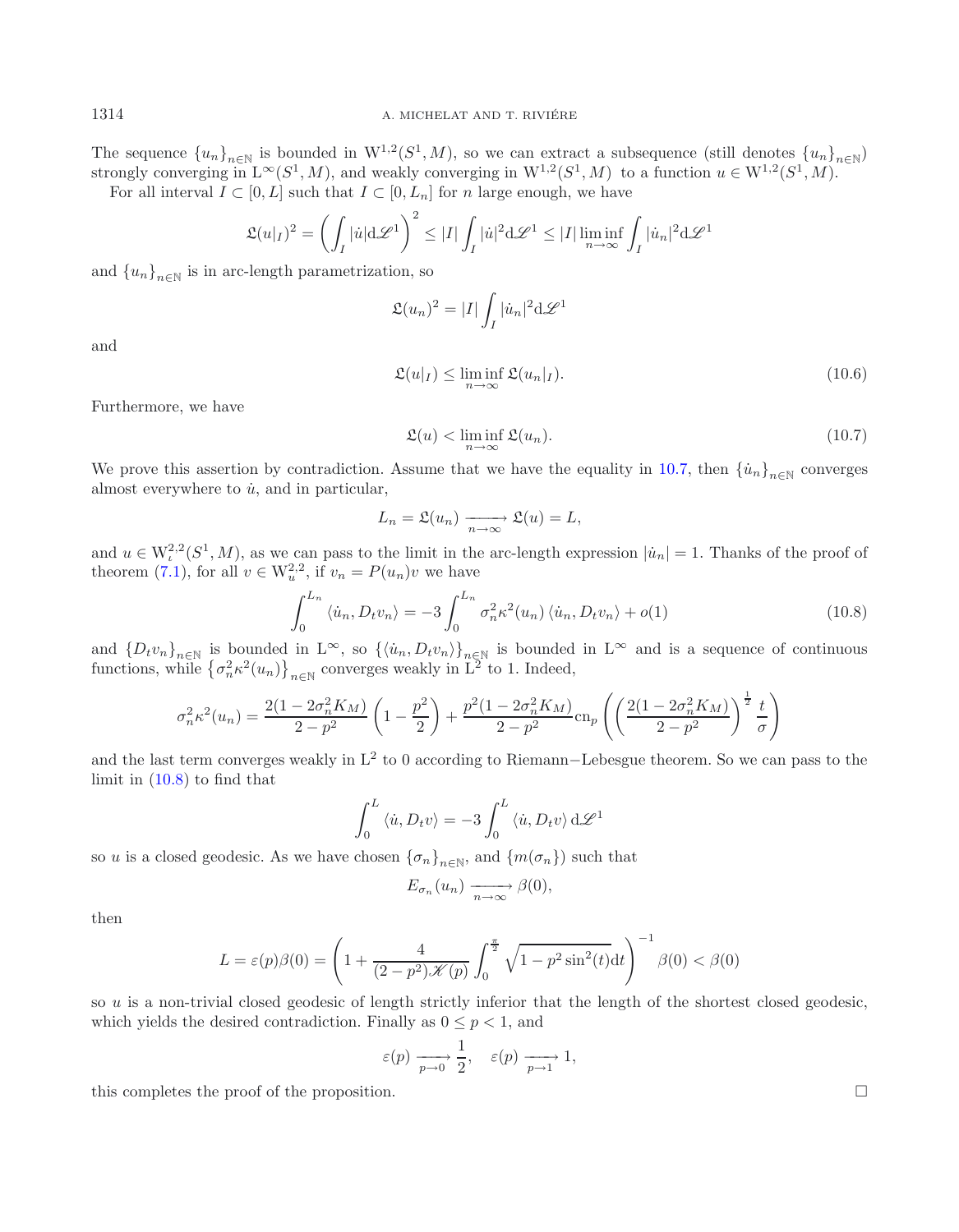The sequence $\{u_n\}_{n\in\mathbb{N}}$ is bounded in $\mathrm{W}^{1,2}(S^1,M)$, so we can extract a subsequence (still denotes $\{u_n\}_{n\in\mathbb{N}}$) strongly converging in $\mathrm{L}^\infty(S^1,M)$, and weakly converging in $\mathrm{W}^{1,2}(S^1,M)$ to a function $u\in\mathrm{W}^{1,2}(S^1,M)$.

For all interval $I\subset[0,L]$ such that $I\subset[0,L_n]$ for $n$ large enough, we have

$$\mathfrak{L}(u|_I)^2=\left(\int_I|\dot{u}|\mathrm{d}\mathscr{L}^1\right)^2\leq|I|\int_I|\dot{u}|^2\mathrm{d}\mathscr{L}^1\leq|I|\liminf_{n\to\infty}\int_I|\dot{u}_n|^2\mathrm{d}\mathscr{L}^1$$

and $\{u_n\}_{n\in\mathbb{N}}$ is in arc-length parametrization, so

$$\mathfrak{L}(u_n)^2=|I|\int_I|\dot{u}_n|^2\mathrm{d}\mathscr{L}^1$$

and

$$\mathfrak{L}(u|_I)\leq\liminf_{n\to\infty}\mathfrak{L}(u_n|_I).\tag{10.6}$$

Furthermore, we have

$$\mathfrak{L}(u)<\liminf_{n\to\infty}\mathfrak{L}(u_n).\tag{10.7}$$

We prove this assertion by contradiction. Assume that we have the equality in 10.7, then $\{\dot{u}_n\}_{n\in\mathbb{N}}$ converges almost everywhere to $\dot{u}$, and in particular,

$$L_n=\mathfrak{L}(u_n)\xrightarrow[n\to\infty]{}\mathfrak{L}(u)=L,$$

and $u\in\mathrm{W}^{2,2}_\iota(S^1,M)$, as we can pass to the limit in the arc-length expression $|\dot{u}_n|=1$. Thanks of the proof of theorem (7.1), for all $v\in\mathrm{W}^{2,2}_u$, if $v_n=P(u_n)v$ we have

$$\int_0^{L_n}\langle\dot{u}_n,D_tv_n\rangle=-3\int_0^{L_n}\sigma_n^2\kappa^2(u_n)\langle\dot{u}_n,D_tv_n\rangle+o(1)\tag{10.8}$$

and $\{D_tv_n\}_{n\in\mathbb{N}}$ is bounded in $\mathrm{L}^\infty$, so $\{\langle\dot{u}_n,D_tv_n\rangle\}_{n\in\mathbb{N}}$ is bounded in $\mathrm{L}^\infty$ and is a sequence of continuous functions, while $\left\{\sigma_n^2\kappa^2(u_n)\right\}_{n\in\mathbb{N}}$ converges weakly in $\mathrm{L}^2$ to 1. Indeed,

$$\sigma_n^2\kappa^2(u_n)=\frac{2(1-2\sigma_n^2K_M)}{2-p^2}\left(1-\frac{p^2}{2}\right)+\frac{p^2(1-2\sigma_n^2K_M)}{2-p^2}\mathrm{cn}_p\left(\left(\frac{2(1-2\sigma_n^2K_M)}{2-p^2}\right)^{\frac{1}{2}}\frac{t}{\sigma}\right)$$

and the last term converges weakly in $\mathrm{L}^2$ to 0 according to Riemann−Lebesgue theorem. So we can pass to the limit in (10.8) to find that

$$\int_0^L\langle\dot{u},D_tv\rangle=-3\int_0^L\langle\dot{u},D_tv\rangle\,\mathrm{d}\mathscr{L}^1$$

so $u$ is a closed geodesic. As we have chosen $\{\sigma_n\}_{n\in\mathbb{N}}$, and $\{m(\sigma_n)\}$ such that

$$E_{\sigma_n}(u_n)\xrightarrow[n\to\infty]{}\beta(0),$$

then

$$L=\varepsilon(p)\beta(0)=\left(1+\frac{4}{(2-p^2).\mathscr{K}(p)}\int_0^{\frac{\pi}{2}}\sqrt{1-p^2\sin^2(t)}\mathrm{d}t\right)^{-1}\beta(0)<\beta(0)$$

so $u$ is a non-trivial closed geodesic of length strictly inferior that the length of the shortest closed geodesic, which yields the desired contradiction. Finally as $0\leq p<1$, and

$$\varepsilon(p)\xrightarrow[p\to0]{}\frac{1}{2},\quad\varepsilon(p)\xrightarrow[p\to1]{}1,$$

this completes the proof of the proposition. □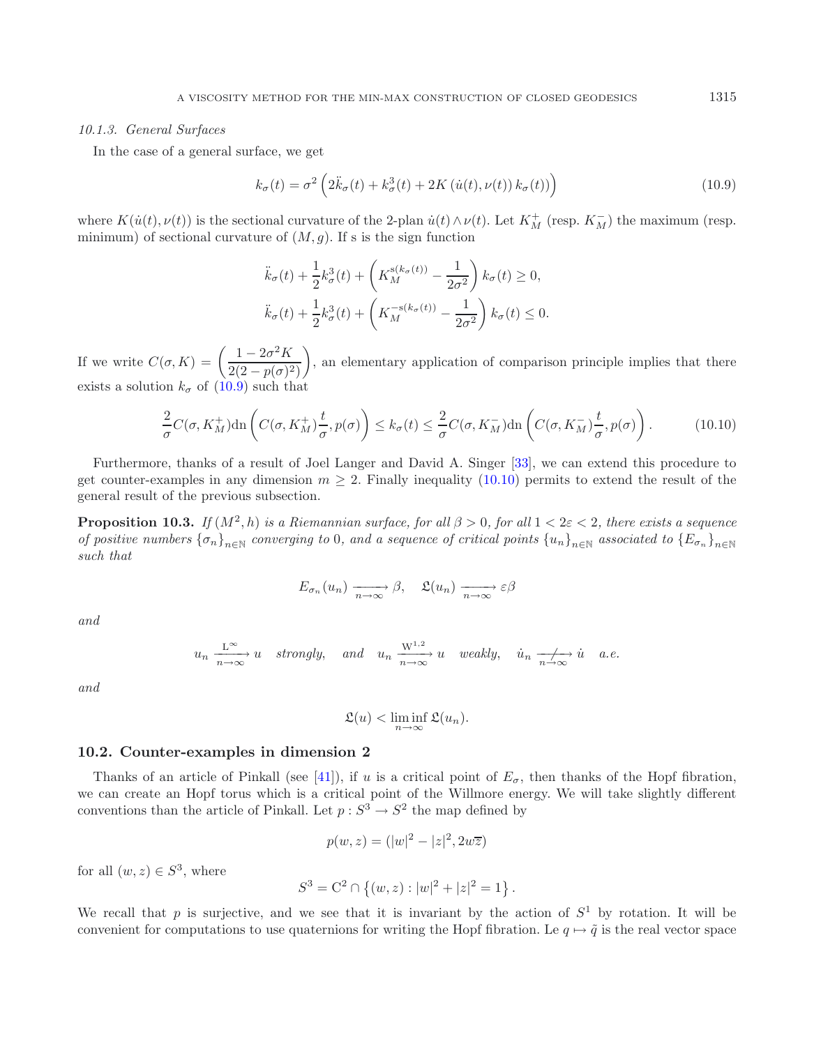#### 10.1.3. General Surfaces

In the case of a general surface, we get

$$k_\sigma(t) = \sigma^2\left(2\ddot{k}_\sigma(t) + k_\sigma^3(t) + 2K\left(\dot{u}(t), \nu(t)\right) k_\sigma(t)\right) \tag{10.9}$$

where $K(\dot{u}(t), \nu(t))$ is the sectional curvature of the 2-plan $\dot{u}(t)\wedge\nu(t)$. Let $K_M^+$ (resp. $K_M^-$) the maximum (resp. minimum) of sectional curvature of $(M, g)$. If s is the sign function

$$\ddot{k}_\sigma(t) + \frac{1}{2}k_\sigma^3(t) + \left(K_M^{\mathrm{s}(k_\sigma(t))} - \frac{1}{2\sigma^2}\right)k_\sigma(t) \geq 0,$$

$$\ddot{k}_\sigma(t) + \frac{1}{2}k_\sigma^3(t) + \left(K_M^{-\mathrm{s}(k_\sigma(t))} - \frac{1}{2\sigma^2}\right)k_\sigma(t) \leq 0.$$

If we write $C(\sigma, K) = \left(\dfrac{1 - 2\sigma^2 K}{2(2-p(\sigma)^2)}\right)$, an elementary application of comparison principle implies that there exists a solution $k_\sigma$ of (10.9) such that

$$\frac{2}{\sigma}C(\sigma, K_M^+)\mathrm{dn}\left(C(\sigma, K_M^+)\frac{t}{\sigma}, p(\sigma)\right) \leq k_\sigma(t) \leq \frac{2}{\sigma}C(\sigma, K_M^-)\mathrm{dn}\left(C(\sigma, K_M^-)\frac{t}{\sigma}, p(\sigma)\right). \tag{10.10}$$

Furthermore, thanks of a result of Joel Langer and David A. Singer [33], we can extend this procedure to get counter-examples in any dimension $m \geq 2$. Finally inequality (10.10) permits to extend the result of the general result of the previous subsection.

**Proposition 10.3.** *If $(M^2, h)$ is a Riemannian surface, for all $\beta > 0$, for all $1 < 2\varepsilon < 2$, there exists a sequence of positive numbers $\{\sigma_n\}_{n\in\mathbb{N}}$ converging to 0, and a sequence of critical points $\{u_n\}_{n\in\mathbb{N}}$ associated to $\{E_{\sigma_n}\}_{n\in\mathbb{N}}$ such that*

$$E_{\sigma_n}(u_n) \xrightarrow[n\to\infty]{} \beta, \quad \mathfrak{L}(u_n) \xrightarrow[n\to\infty]{} \varepsilon\beta$$

*and*

$$u_n \xrightarrow[n\to\infty]{\mathrm{L}^\infty} u \quad \textit{strongly}, \quad \textit{and} \quad u_n \xrightarrow[n\to\infty]{\mathrm{W}^{1,2}} u \quad \textit{weakly}, \quad \dot{u}_n \not\xrightarrow[n\to\infty]{} \dot{u} \quad \textit{a.e.}$$

*and*

$$\mathfrak{L}(u) < \liminf_{n\to\infty}\mathfrak{L}(u_n).$$

### 10.2. Counter-examples in dimension 2

Thanks of an article of Pinkall (see [41]), if $u$ is a critical point of $E_\sigma$, then thanks of the Hopf fibration, we can create an Hopf torus which is a critical point of the Willmore energy. We will take slightly different conventions than the article of Pinkall. Let $p : S^3 \to S^2$ the map defined by

$$p(w, z) = (|w|^2 - |z|^2, 2w\overline{z})$$

for all $(w, z) \in S^3$, where

$$S^3 = \mathbb{C}^2 \cap \left\{(w, z) : |w|^2 + |z|^2 = 1\right\}.$$

We recall that $p$ is surjective, and we see that it is invariant by the action of $S^1$ by rotation. It will be convenient for computations to use quaternions for writing the Hopf fibration. Le $q \mapsto \tilde{q}$ is the real vector space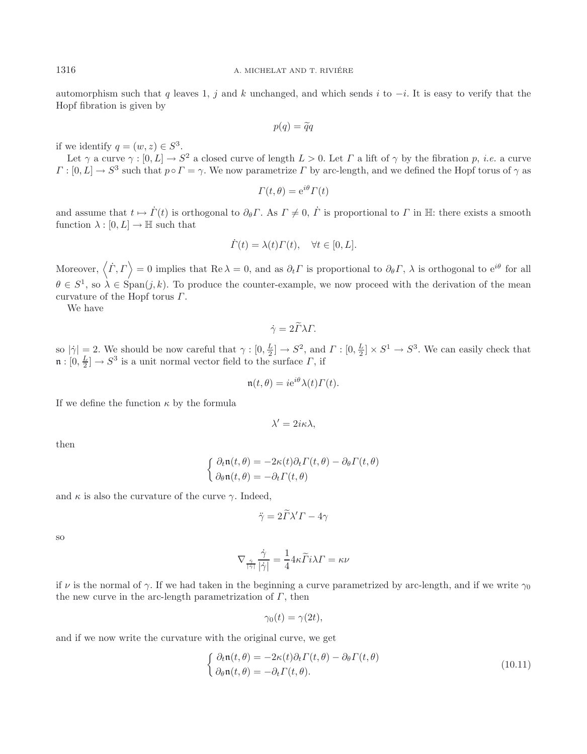automorphism such that $q$ leaves 1, $j$ and $k$ unchanged, and which sends $i$ to $-i$. It is easy to verify that the Hopf fibration is given by

$$p(q) = \widetilde{q}q$$

if we identify $q = (w, z) \in S^3$.

Let $\gamma$ a curve $\gamma : [0, L] \to S^2$ a closed curve of length $L > 0$. Let $\Gamma$ a lift of $\gamma$ by the fibration $p$, *i.e.* a curve $\Gamma : [0, L] \to S^3$ such that $p \circ \Gamma = \gamma$. We now parametrize $\Gamma$ by arc-length, and we defined the Hopf torus of $\gamma$ as

$$\Gamma(t, \theta) = \mathrm{e}^{i\theta}\Gamma(t)$$

and assume that $t \mapsto \dot{\Gamma}(t)$ is orthogonal to $\partial_\theta \Gamma$. As $\Gamma \neq 0$, $\dot{\Gamma}$ is proportional to $\Gamma$ in $\mathbb{H}$: there exists a smooth function $\lambda : [0, L] \to \mathbb{H}$ such that

$$\dot{\Gamma}(t) = \lambda(t)\Gamma(t), \quad \forall t \in [0, L].$$

Moreover, $\left\langle \dot{\Gamma}, \Gamma \right\rangle = 0$ implies that $\mathrm{Re}\,\lambda = 0$, and as $\partial_t \Gamma$ is proportional to $\partial_\theta \Gamma$, $\lambda$ is orthogonal to $\mathrm{e}^{i\theta}$ for all $\theta \in S^1$, so $\lambda \in \mathrm{Span}(j, k)$. To produce the counter-example, we now proceed with the derivation of the mean curvature of the Hopf torus $\Gamma$.

We have

$$\dot{\gamma} = 2\widetilde{\Gamma}\lambda\Gamma.$$

so $|\dot{\gamma}| = 2$. We should be now careful that $\gamma : [0, \frac{L}{2}] \to S^2$, and $\Gamma : [0, \frac{L}{2}] \times S^1 \to S^3$. We can easily check that $\mathfrak{n} : [0, \frac{L}{2}] \to S^3$ is a unit normal vector field to the surface $\Gamma$, if

$$\mathfrak{n}(t, \theta) = i\mathrm{e}^{i\theta}\lambda(t)\Gamma(t).$$

If we define the function $\kappa$ by the formula

$$\lambda' = 2i\kappa\lambda,$$

then

$$\begin{cases} \partial_t \mathfrak{n}(t, \theta) = -2\kappa(t)\partial_t \Gamma(t, \theta) - \partial_\theta \Gamma(t, \theta) \\ \partial_\theta \mathfrak{n}(t, \theta) = -\partial_t \Gamma(t, \theta) \end{cases}$$

and $\kappa$ is also the curvature of the curve $\gamma$. Indeed,

$$\ddot{\gamma} = 2\widetilde{\Gamma}\lambda'\Gamma - 4\gamma$$

so

$$\nabla_{\frac{\dot{\gamma}}{|\dot{\gamma}|}} \frac{\dot{\gamma}}{|\dot{\gamma}|} = \frac{1}{4} 4\kappa \widetilde{\Gamma} i \lambda \Gamma = \kappa\nu$$

if $\nu$ is the normal of $\gamma$. If we had taken in the beginning a curve parametrized by arc-length, and if we write $\gamma_0$ the new curve in the arc-length parametrization of $\Gamma$, then

$$\gamma_0(t) = \gamma(2t),$$

and if we now write the curvature with the original curve, we get

$$\begin{cases} \partial_t \mathfrak{n}(t, \theta) = -2\kappa(t)\partial_t \Gamma(t, \theta) - \partial_\theta \Gamma(t, \theta) \\ \partial_\theta \mathfrak{n}(t, \theta) = -\partial_t \Gamma(t, \theta). \end{cases} \tag{10.11}$$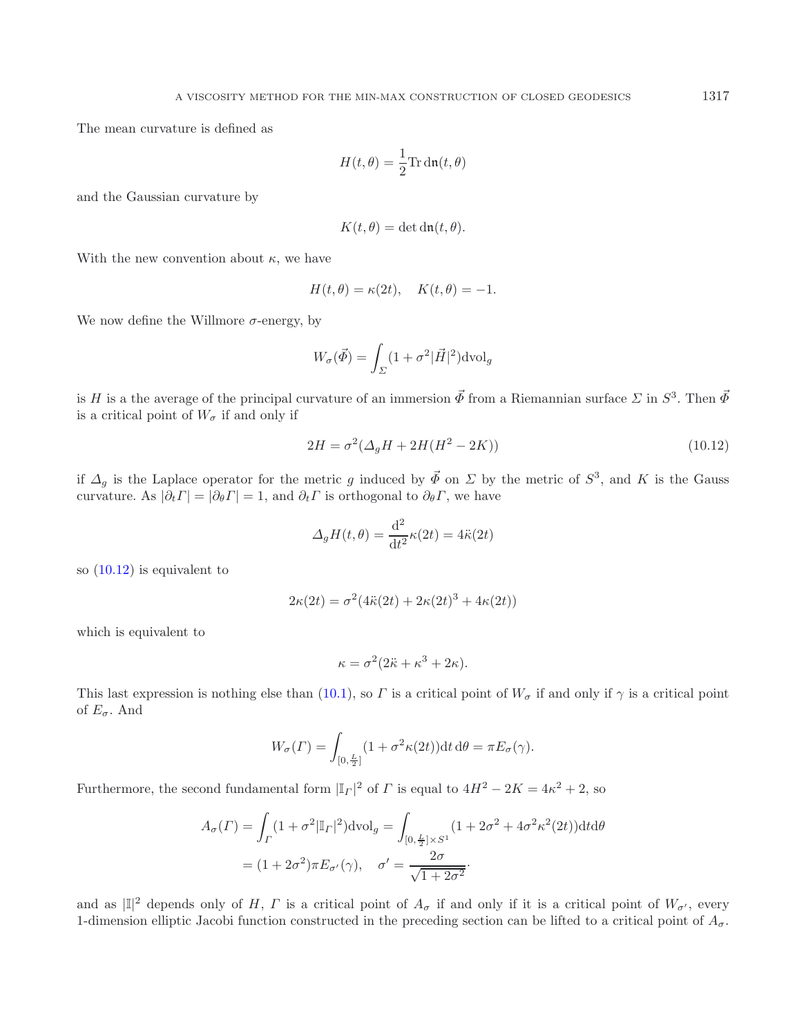The mean curvature is defined as

$$H(t,\theta) = \frac{1}{2}\mathrm{Tr}\,\mathrm{d}\mathfrak{n}(t,\theta)$$

and the Gaussian curvature by

$$K(t,\theta) = \det \mathrm{d}\mathfrak{n}(t,\theta).$$

With the new convention about $\kappa$, we have

$$H(t,\theta) = \kappa(2t), \quad K(t,\theta) = -1.$$

We now define the Willmore $\sigma$-energy, by

$$W_\sigma(\vec{\Phi}) = \int_\Sigma (1 + \sigma^2 |\vec{H}|^2)\mathrm{dvol}_g$$

is $H$ is a the average of the principal curvature of an immersion $\vec{\Phi}$ from a Riemannian surface $\Sigma$ in $S^3$. Then $\vec{\Phi}$ is a critical point of $W_\sigma$ if and only if

$$2H = \sigma^2(\Delta_g H + 2H(H^2 - 2K)) \tag{10.12}$$

if $\Delta_g$ is the Laplace operator for the metric $g$ induced by $\vec{\Phi}$ on $\Sigma$ by the metric of $S^3$, and $K$ is the Gauss curvature. As $|\partial_t \Gamma| = |\partial_\theta \Gamma| = 1$, and $\partial_t \Gamma$ is orthogonal to $\partial_\theta \Gamma$, we have

$$\Delta_g H(t,\theta) = \frac{\mathrm{d}^2}{\mathrm{d}t^2}\kappa(2t) = 4\ddot{\kappa}(2t)$$

so (10.12) is equivalent to

$$2\kappa(2t) = \sigma^2(4\ddot{\kappa}(2t) + 2\kappa(2t)^3 + 4\kappa(2t))$$

which is equivalent to

$$\kappa = \sigma^2(2\ddot{\kappa} + \kappa^3 + 2\kappa).$$

This last expression is nothing else than (10.1), so $\Gamma$ is a critical point of $W_\sigma$ if and only if $\gamma$ is a critical point of $E_\sigma$. And

$$W_\sigma(\Gamma) = \int_{[0,\frac{L}{2}]} (1 + \sigma^2\kappa(2t))\mathrm{d}t\,\mathrm{d}\theta = \pi E_\sigma(\gamma).$$

Furthermore, the second fundamental form $|\mathbb{I}_\Gamma|^2$ of $\Gamma$ is equal to $4H^2 - 2K = 4\kappa^2 + 2$, so

$$\begin{aligned}
A_\sigma(\Gamma) &= \int_\Gamma (1 + \sigma^2 |\mathbb{I}_\Gamma|^2)\mathrm{dvol}_g = \int_{[0,\frac{L}{2}]\times S^1} (1 + 2\sigma^2 + 4\sigma^2\kappa^2(2t))\mathrm{d}t\mathrm{d}\theta \\
&= (1 + 2\sigma^2)\pi E_{\sigma'}(\gamma), \quad \sigma' = \frac{2\sigma}{\sqrt{1 + 2\sigma^2}}.
\end{aligned}$$

and as $|\mathbb{I}|^2$ depends only of $H$, $\Gamma$ is a critical point of $A_\sigma$ if and only if it is a critical point of $W_{\sigma'}$, every 1-dimension elliptic Jacobi function constructed in the preceding section can be lifted to a critical point of $A_\sigma$.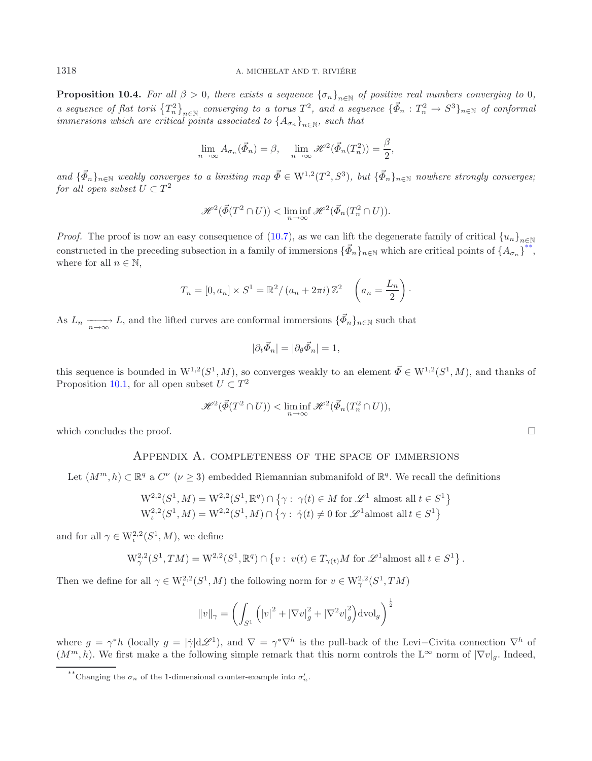**Proposition 10.4.** *For all $\beta > 0$, there exists a sequence $\{\sigma_n\}_{n\in\mathbb{N}}$ of positive real numbers converging to 0, a sequence of flat torii $\{T_n^2\}_{n\in\mathbb{N}}$ converging to a torus $T^2$, and a sequence $\{\vec{\Phi}_n : T_n^2 \to S^3\}_{n\in\mathbb{N}}$ of conformal immersions which are critical points associated to $\{A_{\sigma_n}\}_{n\in\mathbb{N}}$, such that*

$$\lim_{n\to\infty} A_{\sigma_n}(\vec{\Phi}_n) = \beta, \quad \lim_{n\to\infty} \mathscr{H}^2(\vec{\Phi}_n(T_n^2)) = \frac{\beta}{2},$$

*and $\{\vec{\Phi}_n\}_{n\in\mathbb{N}}$ weakly converges to a limiting map $\vec{\Phi} \in \mathrm{W}^{1,2}(T^2, S^3)$, but $\{\vec{\Phi}_n\}_{n\in\mathbb{N}}$ nowhere strongly converges; for all open subset $U \subset T^2$*

$$\mathscr{H}^2(\vec{\Phi}(T^2 \cap U)) < \liminf_{n\to\infty} \mathscr{H}^2(\vec{\Phi}_n(T_n^2 \cap U)).$$

*Proof.* The proof is now an easy consequence of (10.7), as we can lift the degenerate family of critical $\{u_n\}_{n\in\mathbb{N}}$ constructed in the preceding subsection in a family of immersions $\{\vec{\Phi}_n\}_{n\in\mathbb{N}}$ which are critical points of $\{A_{\sigma_n}\}$**, where for all $n \in \mathbb{N}$,

$$T_n = [0, a_n] \times S^1 = \mathbb{R}^2/\left(a_n + 2\pi i\right)\mathbb{Z}^2 \quad \left(a_n = \frac{L_n}{2}\right).$$

As $L_n \xrightarrow[n\to\infty]{} L$, and the lifted curves are conformal immersions $\{\vec{\Phi}_n\}_{n\in\mathbb{N}}$ such that

$$|\partial_t \vec{\Phi}_n| = |\partial_\theta \vec{\Phi}_n| = 1,$$

this sequence is bounded in $\mathrm{W}^{1,2}(S^1, M)$, so converges weakly to an element $\vec{\Phi} \in \mathrm{W}^{1,2}(S^1, M)$, and thanks of Proposition 10.1, for all open subset $U \subset T^2$

$$\mathscr{H}^2(\vec{\Phi}(T^2 \cap U)) < \liminf_{n\to\infty} \mathscr{H}^2(\vec{\Phi}_n(T_n^2 \cap U)),$$

which concludes the proof. □

## Appendix A. completeness of the space of immersions

Let $(M^m, h) \subset \mathbb{R}^q$ a $C^\nu$ ($\nu \geq 3$) embedded Riemannian submanifold of $\mathbb{R}^q$. We recall the definitions

$$\mathrm{W}^{2,2}(S^1, M) = \mathrm{W}^{2,2}(S^1, \mathbb{R}^q) \cap \left\{\gamma : \gamma(t) \in M \text{ for } \mathscr{L}^1 \text{ almost all } t \in S^1\right\}$$
$$\mathrm{W}^{2,2}_\iota(S^1, M) = \mathrm{W}^{2,2}(S^1, M) \cap \left\{\gamma : \dot{\gamma}(t) \neq 0 \text{ for } \mathscr{L}^1 \text{almost all } t \in S^1\right\}$$

and for all $\gamma \in \mathrm{W}^{2,2}_\iota(S^1, M)$, we define

$$\mathrm{W}^{2,2}_\gamma(S^1, TM) = \mathrm{W}^{2,2}(S^1, \mathbb{R}^q) \cap \left\{v : v(t) \in T_{\gamma(t)}M \text{ for } \mathscr{L}^1 \text{almost all } t \in S^1\right\}.$$

Then we define for all $\gamma \in \mathrm{W}^{2,2}_\iota(S^1, M)$ the following norm for $v \in \mathrm{W}^{2,2}_\gamma(S^1, TM)$

$$\|v\|_\gamma = \left(\int_{S^1} \left(|v|^2 + |\nabla v|_g^2 + |\nabla^2 v|_g^2\right) d\mathrm{vol}_g\right)^{\frac{1}{2}}$$

where $g = \gamma^* h$ (locally $g = |\dot{\gamma}| d\mathscr{L}^1$), and $\nabla = \gamma^* \nabla^h$ is the pull-back of the Levi−Civita connection $\nabla^h$ of $(M^m, h)$. We first make a the following simple remark that this norm controls the $\mathrm{L}^\infty$ norm of $|\nabla v|_g$. Indeed,

**Changing the $\sigma_n$ of the 1-dimensional counter-example into $\sigma_n'$.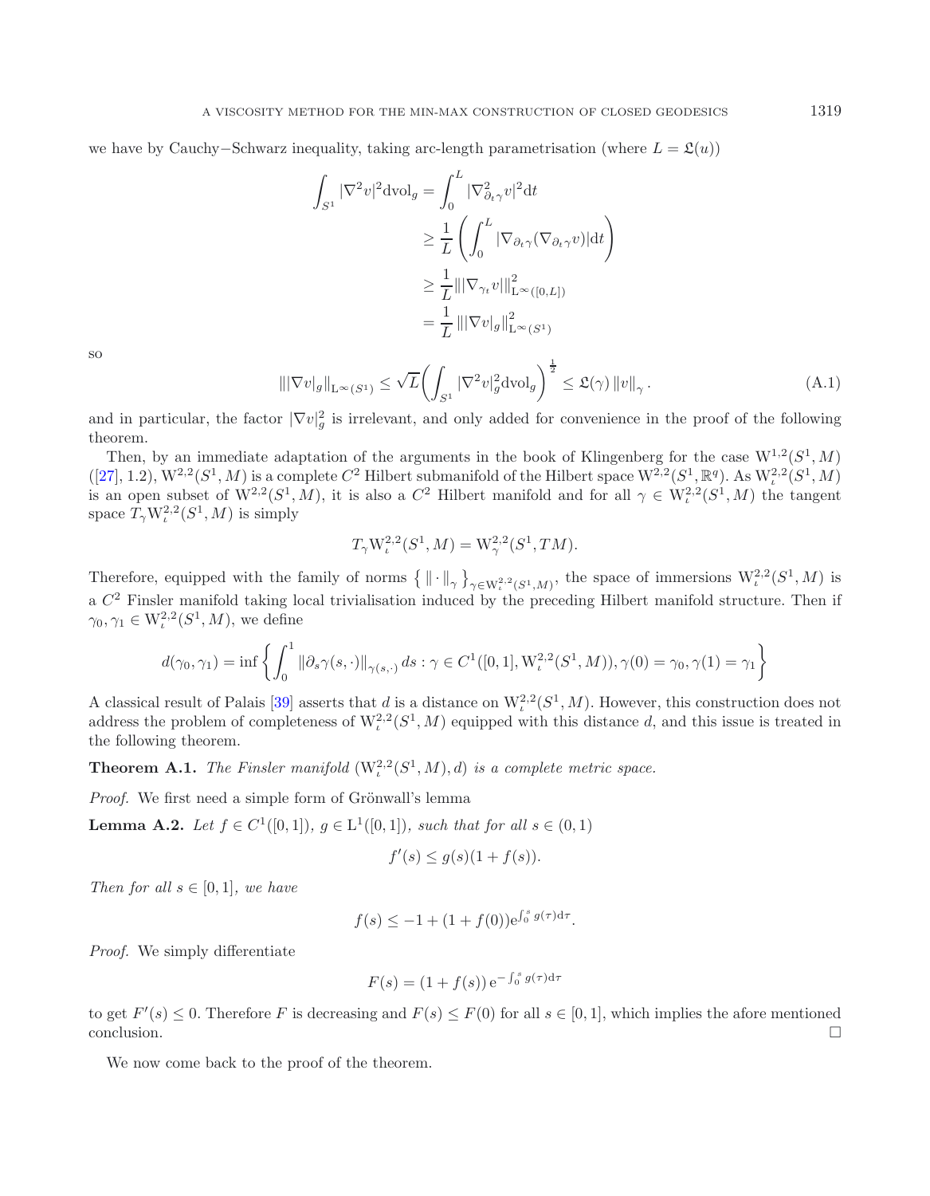we have by Cauchy−Schwarz inequality, taking arc-length parametrisation (where $L = \mathfrak{L}(u)$)

$$
\begin{aligned}
\int_{S^1} |\nabla^2 v|^2 \mathrm{dvol}_g &= \int_0^L |\nabla^2_{\partial_t \gamma} v|^2 \mathrm{d}t \\
&\geq \frac{1}{L}\left(\int_0^L |\nabla_{\partial_t \gamma}(\nabla_{\partial_t \gamma} v)| \mathrm{d}t\right) \\
&\geq \frac{1}{L} \| |\nabla_{\gamma_t} v| \|^2_{\mathrm{L}^\infty([0,L])} \\
&= \frac{1}{L} \| |\nabla v|_g \|^2_{\mathrm{L}^\infty(S^1)}
\end{aligned}
$$

so

$$
\| |\nabla v|_g \|_{\mathrm{L}^\infty(S^1)} \leq \sqrt{L} \left( \int_{S^1} |\nabla^2 v|_g^2 \mathrm{dvol}_g \right)^{\frac{1}{2}} \leq \mathfrak{L}(\gamma) \, \|v\|_\gamma . \tag{A.1}
$$

and in particular, the factor $|\nabla v|_g^2$ is irrelevant, and only added for convenience in the proof of the following theorem.

Then, by an immediate adaptation of the arguments in the book of Klingenberg for the case $\mathrm{W}^{1,2}(S^1, M)$ ([27], 1.2), $\mathrm{W}^{2,2}(S^1, M)$ is a complete $C^2$ Hilbert submanifold of the Hilbert space $\mathrm{W}^{2,2}(S^1, \mathbb{R}^q)$. As $\mathrm{W}^{2,2}_\iota(S^1, M)$ is an open subset of $\mathrm{W}^{2,2}(S^1, M)$, it is also a $C^2$ Hilbert manifold and for all $\gamma \in \mathrm{W}^{2,2}_\iota(S^1, M)$ the tangent space $T_\gamma \mathrm{W}^{2,2}_\iota(S^1, M)$ is simply

$$
T_\gamma \mathrm{W}^{2,2}_\iota(S^1, M) = \mathrm{W}^{2,2}_\gamma(S^1, TM).
$$

Therefore, equipped with the family of norms $\left\{ \|\cdot\|_\gamma \right\}_{\gamma \in \mathrm{W}^{2,2}_\iota(S^1,M)}$, the space of immersions $\mathrm{W}^{2,2}_\iota(S^1, M)$ is a $C^2$ Finsler manifold taking local trivialisation induced by the preceding Hilbert manifold structure. Then if $\gamma_0, \gamma_1 \in \mathrm{W}^{2,2}_\iota(S^1, M)$, we define

$$
d(\gamma_0, \gamma_1) = \inf \left\{ \int_0^1 \|\partial_s \gamma(s, \cdot)\|_{\gamma(s,\cdot)} \, ds : \gamma \in C^1([0,1], \mathrm{W}^{2,2}_\iota(S^1, M)), \gamma(0) = \gamma_0, \gamma(1) = \gamma_1 \right\}
$$

A classical result of Palais [39] asserts that $d$ is a distance on $\mathrm{W}^{2,2}_\iota(S^1, M)$. However, this construction does not address the problem of completeness of $\mathrm{W}^{2,2}_\iota(S^1, M)$ equipped with this distance $d$, and this issue is treated in the following theorem.

**Theorem A.1.** *The Finsler manifold $(\mathrm{W}^{2,2}_\iota(S^1, M), d)$ is a complete metric space.*

*Proof.* We first need a simple form of Grönwall's lemma

**Lemma A.2.** *Let $f \in C^1([0,1])$, $g \in \mathrm{L}^1([0,1])$, such that for all $s \in (0,1)$*

$$
f'(s) \leq g(s)(1 + f(s)).
$$

*Then for all $s \in [0,1]$, we have*

$$
f(s) \leq -1 + (1 + f(0)) \mathrm{e}^{\int_0^s g(\tau) \mathrm{d}\tau}.
$$

*Proof.* We simply differentiate

$$
F(s) = (1 + f(s)) \, \mathrm{e}^{-\int_0^s g(\tau) \mathrm{d}\tau}
$$

to get $F'(s) \leq 0$. Therefore $F$ is decreasing and $F(s) \leq F(0)$ for all $s \in [0,1]$, which implies the afore mentioned conclusion. $\square$

We now come back to the proof of the theorem.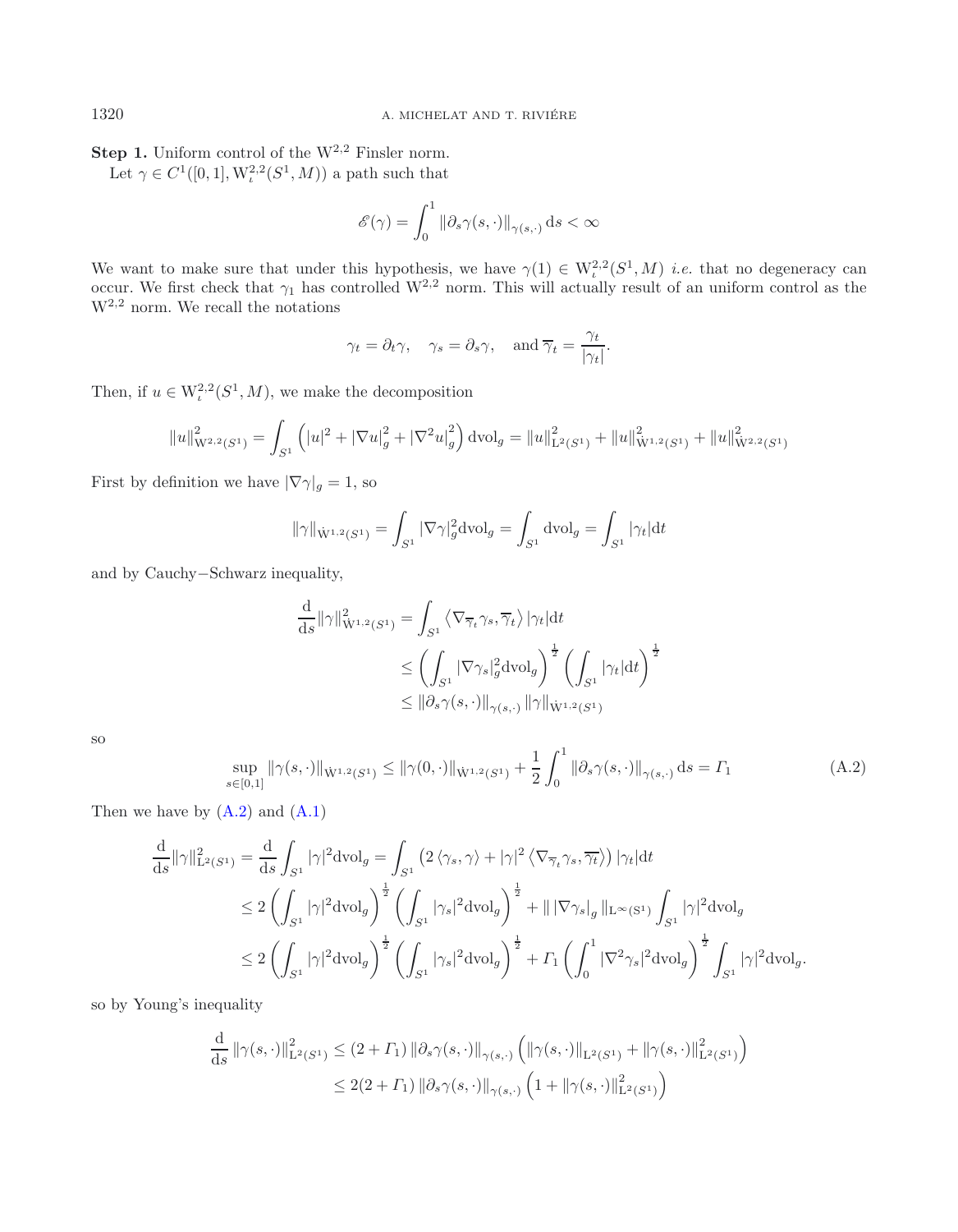**Step 1.** Uniform control of the $\mathrm{W}^{2,2}$ Finsler norm.

Let $\gamma \in C^1([0,1], \mathrm{W}^{2,2}_\iota(S^1, M))$ a path such that

$$\mathscr{E}(\gamma) = \int_0^1 \|\partial_s \gamma(s,\cdot)\|_{\gamma(s,\cdot)}\,\mathrm{d}s < \infty$$

We want to make sure that under this hypothesis, we have $\gamma(1) \in \mathrm{W}^{2,2}_\iota(S^1, M)$ *i.e.* that no degeneracy can occur. We first check that $\gamma_1$ has controlled $\mathrm{W}^{2,2}$ norm. This will actually result of an uniform control as the $\mathrm{W}^{2,2}$ norm. We recall the notations

$$\gamma_t = \partial_t \gamma, \quad \gamma_s = \partial_s \gamma, \quad \text{and}\, \overline{\gamma}_t = \frac{\gamma_t}{|\gamma_t|}.$$

Then, if $u \in \mathrm{W}^{2,2}_\iota(S^1, M)$, we make the decomposition

$$\|u\|^2_{\mathrm{W}^{2,2}(S^1)} = \int_{S^1} \left(|u|^2 + |\nabla u|_g^2 + |\nabla^2 u|_g^2\right)\mathrm{dvol}_g = \|u\|^2_{\mathrm{L}^2(S^1)} + \|u\|^2_{\dot{\mathrm{W}}^{1,2}(S^1)} + \|u\|^2_{\dot{\mathrm{W}}^{2,2}(S^1)}$$

First by definition we have $|\nabla \gamma|_g = 1$, so

$$\|\gamma\|_{\dot{\mathrm{W}}^{1,2}(S^1)} = \int_{S^1} |\nabla \gamma|_g^2 \mathrm{dvol}_g = \int_{S^1} \mathrm{dvol}_g = \int_{S^1} |\gamma_t| \mathrm{d}t$$

and by Cauchy−Schwarz inequality,

$$\begin{aligned}
\frac{\mathrm{d}}{\mathrm{d}s}\|\gamma\|^2_{\dot{\mathrm{W}}^{1,2}(S^1)} &= \int_{S^1} \left\langle \nabla_{\overline{\gamma}_t} \gamma_s, \overline{\gamma}_t \right\rangle |\gamma_t| \mathrm{d}t \\
&\leq \left(\int_{S^1} |\nabla \gamma_s|_g^2 \mathrm{dvol}_g\right)^{\frac{1}{2}} \left(\int_{S^1} |\gamma_t| \mathrm{d}t\right)^{\frac{1}{2}} \\
&\leq \|\partial_s \gamma(s,\cdot)\|_{\gamma(s,\cdot)} \|\gamma\|_{\dot{\mathrm{W}}^{1,2}(S^1)}
\end{aligned}$$

so

$$\sup_{s \in [0,1]} \|\gamma(s,\cdot)\|_{\dot{\mathrm{W}}^{1,2}(S^1)} \leq \|\gamma(0,\cdot)\|_{\dot{\mathrm{W}}^{1,2}(S^1)} + \frac{1}{2}\int_0^1 \|\partial_s \gamma(s,\cdot)\|_{\gamma(s,\cdot)}\,\mathrm{d}s = \mathit{\Gamma}_1 \tag{A.2}$$

Then we have by (A.2) and (A.1)

$$\begin{aligned}
\frac{\mathrm{d}}{\mathrm{d}s}\|\gamma\|^2_{\mathrm{L}^2(S^1)} = \frac{\mathrm{d}}{\mathrm{d}s}\int_{S^1} |\gamma|^2 \mathrm{dvol}_g &= \int_{S^1} \left(2\left\langle \gamma_s, \gamma\right\rangle + |\gamma|^2 \left\langle \nabla_{\overline{\gamma}_t} \gamma_s, \overline{\gamma_t}\right\rangle\right)|\gamma_t| \mathrm{d}t \\
&\leq 2\left(\int_{S^1} |\gamma|^2 \mathrm{dvol}_g\right)^{\frac{1}{2}} \left(\int_{S^1} |\gamma_s|^2 \mathrm{dvol}_g\right)^{\frac{1}{2}} + \| \left|\nabla \gamma_s\right|_g \|_{\mathrm{L}^\infty(S^1)} \int_{S^1} |\gamma|^2 \mathrm{dvol}_g \\
&\leq 2\left(\int_{S^1} |\gamma|^2 \mathrm{dvol}_g\right)^{\frac{1}{2}} \left(\int_{S^1} |\gamma_s|^2 \mathrm{dvol}_g\right)^{\frac{1}{2}} + \mathit{\Gamma}_1 \left(\int_0^1 |\nabla^2 \gamma_s|^2 \mathrm{dvol}_g\right)^{\frac{1}{2}} \int_{S^1} |\gamma|^2 \mathrm{dvol}_g.
\end{aligned}$$

so by Young's inequality

$$\begin{aligned}
\frac{\mathrm{d}}{\mathrm{d}s}\|\gamma(s,\cdot)\|^2_{\mathrm{L}^2(S^1)} &\leq (2 + \mathit{\Gamma}_1)\|\partial_s \gamma(s,\cdot)\|_{\gamma(s,\cdot)} \left(\|\gamma(s,\cdot)\|_{\mathrm{L}^2(S^1)} + \|\gamma(s,\cdot)\|^2_{\mathrm{L}^2(S^1)}\right) \\
&\leq 2(2 + \mathit{\Gamma}_1)\|\partial_s \gamma(s,\cdot)\|_{\gamma(s,\cdot)} \left(1 + \|\gamma(s,\cdot)\|^2_{\mathrm{L}^2(S^1)}\right)
\end{aligned}$$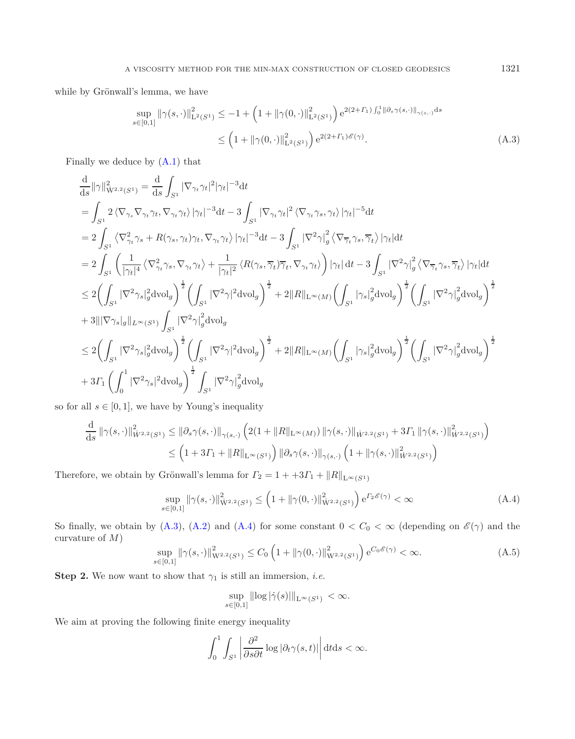while by Grönwall's lemma, we have

$$
\begin{aligned}
\sup_{s\in[0,1]}\|\gamma(s,\cdot)\|^2_{\mathrm{L}^2(S^1)} &\leq -1+\left(1+\|\gamma(0,\cdot)\|^2_{\mathrm{L}^2(S^1)}\right)\mathrm{e}^{2(2+\Gamma_1)\int_0^1\|\partial_s\gamma(s,\cdot)\|_{\gamma(s,\cdot)}\mathrm{d}s}\\
&\leq \left(1+\|\gamma(0,\cdot)\|^2_{\mathrm{L}^2(S^1)}\right)\mathrm{e}^{2(2+\Gamma_1)\mathscr{E}(\gamma)}.
\end{aligned}\tag{A.3}
$$

Finally we deduce by (A.1) that

$$
\begin{aligned}
&\frac{\mathrm{d}}{\mathrm{d}s}\|\gamma\|^2_{\dot{\mathrm{W}}^{2,2}(S^1)} = \frac{\mathrm{d}}{\mathrm{d}s}\int_{S^1}|\nabla_{\gamma_t}\gamma_t|^2|\gamma_t|^{-3}\mathrm{d}t\\
&=\int_{S^1}2\left\langle\nabla_{\gamma_s}\nabla_{\gamma_t}\gamma_t,\nabla_{\gamma_t}\gamma_t\right\rangle|\gamma_t|^{-3}\mathrm{d}t-3\int_{S^1}|\nabla_{\gamma_t}\gamma_t|^2\left\langle\nabla_{\gamma_t}\gamma_s,\gamma_t\right\rangle|\gamma_t|^{-5}\mathrm{d}t\\
&=2\int_{S^1}\left\langle\nabla^2_{\gamma_t}\gamma_s+R(\gamma_s,\gamma_t)\gamma_t,\nabla_{\gamma_t}\gamma_t\right\rangle|\gamma_t|^{-3}\mathrm{d}t-3\int_{S^1}|\nabla^2\gamma|^2_g\left\langle\nabla_{\overline{\gamma}_t}\gamma_s,\overline{\gamma}_t\right\rangle|\gamma_t|\mathrm{d}t\\
&=2\int_{S^1}\left(\frac{1}{|\gamma_t|^4}\left\langle\nabla^2_{\gamma_t}\gamma_s,\nabla_{\gamma_t}\gamma_t\right\rangle+\frac{1}{|\gamma_t|^2}\left\langle R(\gamma_s,\overline{\gamma}_t)\overline{\gamma}_t,\nabla_{\gamma_t}\gamma_t\right\rangle\right)|\gamma_t|\,\mathrm{d}t-3\int_{S^1}|\nabla^2\gamma|^2_g\left\langle\nabla_{\overline{\gamma}_t}\gamma_s,\overline{\gamma}_t\right\rangle|\gamma_t|\mathrm{d}t\\
&\leq 2\bigg(\int_{S^1}|\nabla^2\gamma_s|^2_g\mathrm{dvol}_g\bigg)^{\frac{1}{2}}\left(\int_{S^1}|\nabla^2\gamma|^2\mathrm{dvol}_g\right)^{\frac{1}{2}}+2\|R\|_{\mathrm{L}^\infty(M)}\bigg(\int_{S^1}|\gamma_s|^2_g\mathrm{dvol}_g\bigg)^{\frac{1}{2}}\bigg(\int_{S^1}|\nabla^2\gamma|^2_g\mathrm{dvol}_g\bigg)^{\frac{1}{2}}\\
&+3\||\nabla\gamma_s|_g\|_{L^\infty(S^1)}\int_{S^1}|\nabla^2\gamma|^2_g\mathrm{dvol}_g\\
&\leq 2\bigg(\int_{S^1}|\nabla^2\gamma_s|^2_g\mathrm{dvol}_g\bigg)^{\frac{1}{2}}\left(\int_{S^1}|\nabla^2\gamma|^2\mathrm{dvol}_g\right)^{\frac{1}{2}}+2\|R\|_{\mathrm{L}^\infty(M)}\bigg(\int_{S^1}|\gamma_s|^2_g\mathrm{dvol}_g\bigg)^{\frac{1}{2}}\bigg(\int_{S^1}|\nabla^2\gamma|^2_g\mathrm{dvol}_g\bigg)^{\frac{1}{2}}\\
&+3\Gamma_1\left(\int_0^1|\nabla^2\gamma_s|^2\mathrm{dvol}_g\right)^{\frac{1}{2}}\int_{S^1}|\nabla^2\gamma|^2_g\mathrm{dvol}_g
\end{aligned}
$$

so for all $s\in[0,1]$, we have by Young's inequality

$$
\begin{aligned}
\frac{\mathrm{d}}{\mathrm{d}s}\|\gamma(s,\cdot)\|^2_{\dot{W}^{2,2}(S^1)} &\leq \|\partial_s\gamma(s,\cdot)\|_{\gamma(s,\cdot)}\left(2(1+\|R\|_{\mathrm{L}^\infty(M)})\|\gamma(s,\cdot)\|_{\dot{W}^{2,2}(S^1)}+3\Gamma_1\|\gamma(s,\cdot)\|^2_{\dot{W}^{2,2}(S^1)}\right)\\
&\leq\left(1+3\Gamma_1+\|R\|_{\mathrm{L}^\infty(S^1)}\right)\|\partial_s\gamma(s,\cdot)\|_{\gamma(s,\cdot)}\left(1+\|\gamma(s,\cdot)\|^2_{\dot{W}^{2,2}(S^1)}\right)
\end{aligned}
$$

Therefore, we obtain by Grönwall's lemma for $\Gamma_2=1++3\Gamma_1+\|R\|_{\mathrm{L}^\infty(S^1)}$

$$
\sup_{s\in[0,1]}\|\gamma(s,\cdot)\|^2_{\dot{\mathrm{W}}^{2,2}(S^1)}\leq\left(1+\|\gamma(0,\cdot)\|^2_{\dot{\mathrm{W}}^{2,2}(S^1)}\right)\mathrm{e}^{\Gamma_2\mathscr{E}(\gamma)}<\infty\tag{A.4}
$$

So finally, we obtain by (A.3), (A.2) and (A.4) for some constant $0<C_0<\infty$ (depending on $\mathscr{E}(\gamma)$ and the curvature of $M$)

$$
\sup_{s\in[0,1]}\|\gamma(s,\cdot)\|^2_{\mathrm{W}^{2,2}(S^1)}\leq C_0\left(1+\|\gamma(0,\cdot)\|^2_{\mathrm{W}^{2,2}(S^1)}\right)\mathrm{e}^{C_0\mathscr{E}(\gamma)}<\infty.\tag{A.5}
$$

**Step 2.** We now want to show that $\gamma_1$ is still an immersion, *i.e.*

$$
\sup_{s\in[0,1]}\|\log|\dot{\gamma}(s)|\|_{\mathrm{L}^\infty(S^1)}<\infty.
$$

We aim at proving the following finite energy inequality

$$
\int_0^1\int_{S^1}\left|\frac{\partial^2}{\partial s\partial t}\log|\partial_t\gamma(s,t)|\right|\mathrm{d}t\mathrm{d}s<\infty.
$$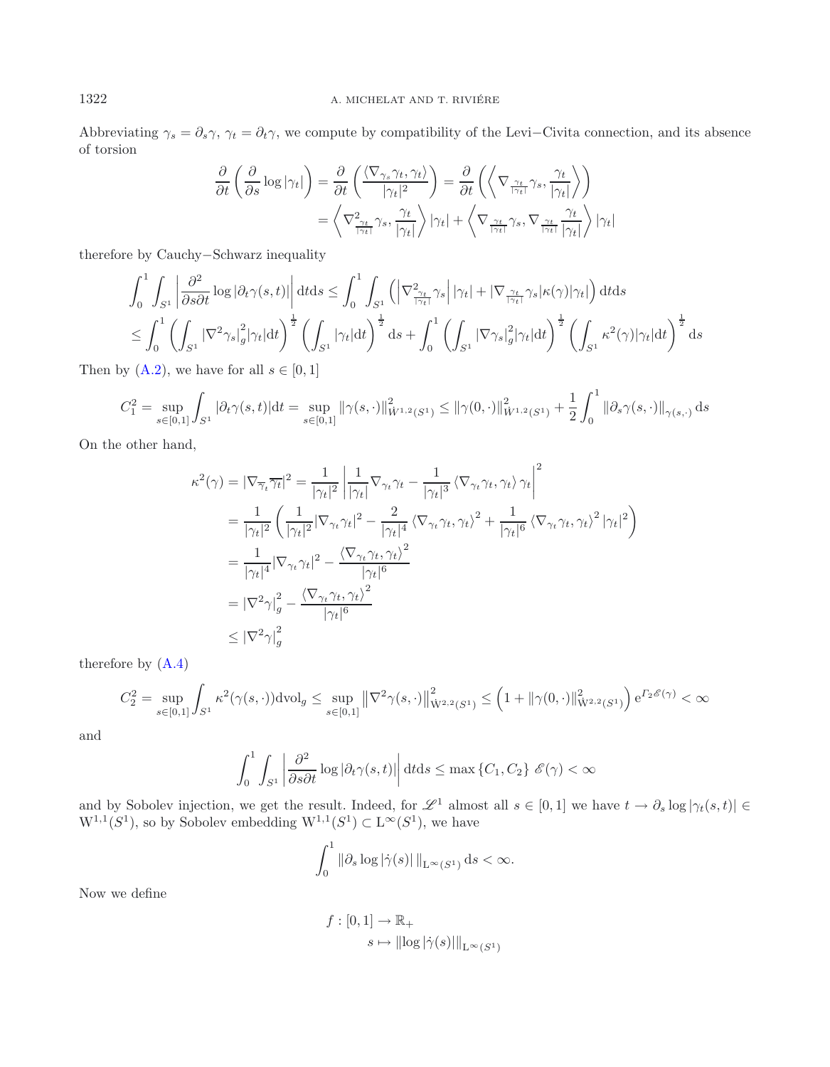Abbreviating $\gamma_s = \partial_s\gamma$, $\gamma_t = \partial_t\gamma$, we compute by compatibility of the Levi−Civita connection, and its absence of torsion

$$
\begin{aligned}
\frac{\partial}{\partial t}\left(\frac{\partial}{\partial s}\log|\gamma_t|\right) &= \frac{\partial}{\partial t}\left(\frac{\langle\nabla_{\gamma_s}\gamma_t,\gamma_t\rangle}{|\gamma_t|^2}\right) = \frac{\partial}{\partial t}\left(\left\langle\nabla_{\frac{\gamma_t}{|\gamma_t|}}\gamma_s,\frac{\gamma_t}{|\gamma_t|}\right\rangle\right)\\
&= \left\langle\nabla^2_{\frac{\gamma_t}{|\gamma_t|}}\gamma_s,\frac{\gamma_t}{|\gamma_t|}\right\rangle|\gamma_t| + \left\langle\nabla_{\frac{\gamma_t}{|\gamma_t|}}\gamma_s,\nabla_{\frac{\gamma_t}{|\gamma_t|}}\frac{\gamma_t}{|\gamma_t|}\right\rangle|\gamma_t|
\end{aligned}
$$

therefore by Cauchy−Schwarz inequality

$$
\begin{aligned}
&\int_0^1\int_{S^1}\left|\frac{\partial^2}{\partial s\partial t}\log|\partial_t\gamma(s,t)|\right|\mathrm{d}t\mathrm{d}s \le \int_0^1\int_{S^1}\left(\left|\nabla^2_{\frac{\gamma_t}{|\gamma_t|}}\gamma_s\right||\gamma_t| + |\nabla_{\frac{\gamma_t}{|\gamma_t|}}\gamma_s|\kappa(\gamma)|\gamma_t|\right)\mathrm{d}t\mathrm{d}s\\
&\le \int_0^1\left(\int_{S^1}|\nabla^2\gamma_s|_g^2|\gamma_t|\mathrm{d}t\right)^{\frac{1}{2}}\left(\int_{S^1}|\gamma_t|\mathrm{d}t\right)^{\frac{1}{2}}\mathrm{d}s + \int_0^1\left(\int_{S^1}|\nabla\gamma_s|_g^2|\gamma_t|\mathrm{d}t\right)^{\frac{1}{2}}\left(\int_{S^1}\kappa^2(\gamma)|\gamma_t|\mathrm{d}t\right)^{\frac{1}{2}}\mathrm{d}s
\end{aligned}
$$

Then by (A.2), we have for all $s\in[0,1]$

$$
C_1^2 = \sup_{s\in[0,1]}\int_{S^1}|\partial_t\gamma(s,t)|\mathrm{d}t = \sup_{s\in[0,1]}\|\gamma(s,\cdot)\|^2_{\dot{W}^{1,2}(S^1)} \le \|\gamma(0,\cdot)\|^2_{\dot{W}^{1,2}(S^1)} + \frac{1}{2}\int_0^1\|\partial_s\gamma(s,\cdot)\|_{\gamma(s,\cdot)}\,\mathrm{d}s
$$

On the other hand,

$$
\begin{aligned}
\kappa^2(\gamma) = |\nabla_{\overline{\gamma_t}}\overline{\gamma_t}|^2 &= \frac{1}{|\gamma_t|^2}\left|\frac{1}{|\gamma_t|}\nabla_{\gamma_t}\gamma_t - \frac{1}{|\gamma_t|^3}\langle\nabla_{\gamma_t}\gamma_t,\gamma_t\rangle\gamma_t\right|^2\\
&= \frac{1}{|\gamma_t|^2}\left(\frac{1}{|\gamma_t|^2}|\nabla_{\gamma_t}\gamma_t|^2 - \frac{2}{|\gamma_t|^4}\langle\nabla_{\gamma_t}\gamma_t,\gamma_t\rangle^2 + \frac{1}{|\gamma_t|^6}\langle\nabla_{\gamma_t}\gamma_t,\gamma_t\rangle^2|\gamma_t|^2\right)\\
&= \frac{1}{|\gamma_t|^4}|\nabla_{\gamma_t}\gamma_t|^2 - \frac{\langle\nabla_{\gamma_t}\gamma_t,\gamma_t\rangle^2}{|\gamma_t|^6}\\
&= |\nabla^2\gamma|_g^2 - \frac{\langle\nabla_{\gamma_t}\gamma_t,\gamma_t\rangle^2}{|\gamma_t|^6}\\
&\le |\nabla^2\gamma|_g^2
\end{aligned}
$$

therefore by (A.4)

$$
C_2^2 = \sup_{s\in[0,1]}\int_{S^1}\kappa^2(\gamma(s,\cdot))\mathrm{dvol}_g \le \sup_{s\in[0,1]}\left\|\nabla^2\gamma(s,\cdot)\right\|^2_{\dot{\mathrm{W}}^{2,2}(S^1)} \le \left(1+\|\gamma(0,\cdot)\|^2_{\dot{\mathrm{W}}^{2,2}(S^1)}\right)\mathrm{e}^{\Gamma_2\mathscr{E}(\gamma)} < \infty
$$

and

$$
\int_0^1\int_{S^1}\left|\frac{\partial^2}{\partial s\partial t}\log|\partial_t\gamma(s,t)|\right|\mathrm{d}t\mathrm{d}s \le \max\{C_1,C_2\}\,\mathscr{E}(\gamma) < \infty
$$

and by Sobolev injection, we get the result. Indeed, for $\mathscr{L}^1$ almost all $s\in[0,1]$ we have $t\to\partial_s\log|\gamma_t(s,t)|\in\mathrm{W}^{1,1}(S^1)$, so by Sobolev embedding $\mathrm{W}^{1,1}(S^1)\subset\mathrm{L}^\infty(S^1)$, we have

$$
\int_0^1\|\partial_s\log|\dot{\gamma}(s)|\,\|_{\mathrm{L}^\infty(S^1)}\,\mathrm{d}s < \infty.
$$

Now we define

$$
\begin{aligned}
f:[0,1]&\to\mathbb{R}_+\\
s&\mapsto\|\log|\dot{\gamma}(s)|\|_{\mathrm{L}^\infty(S^1)}
\end{aligned}
$$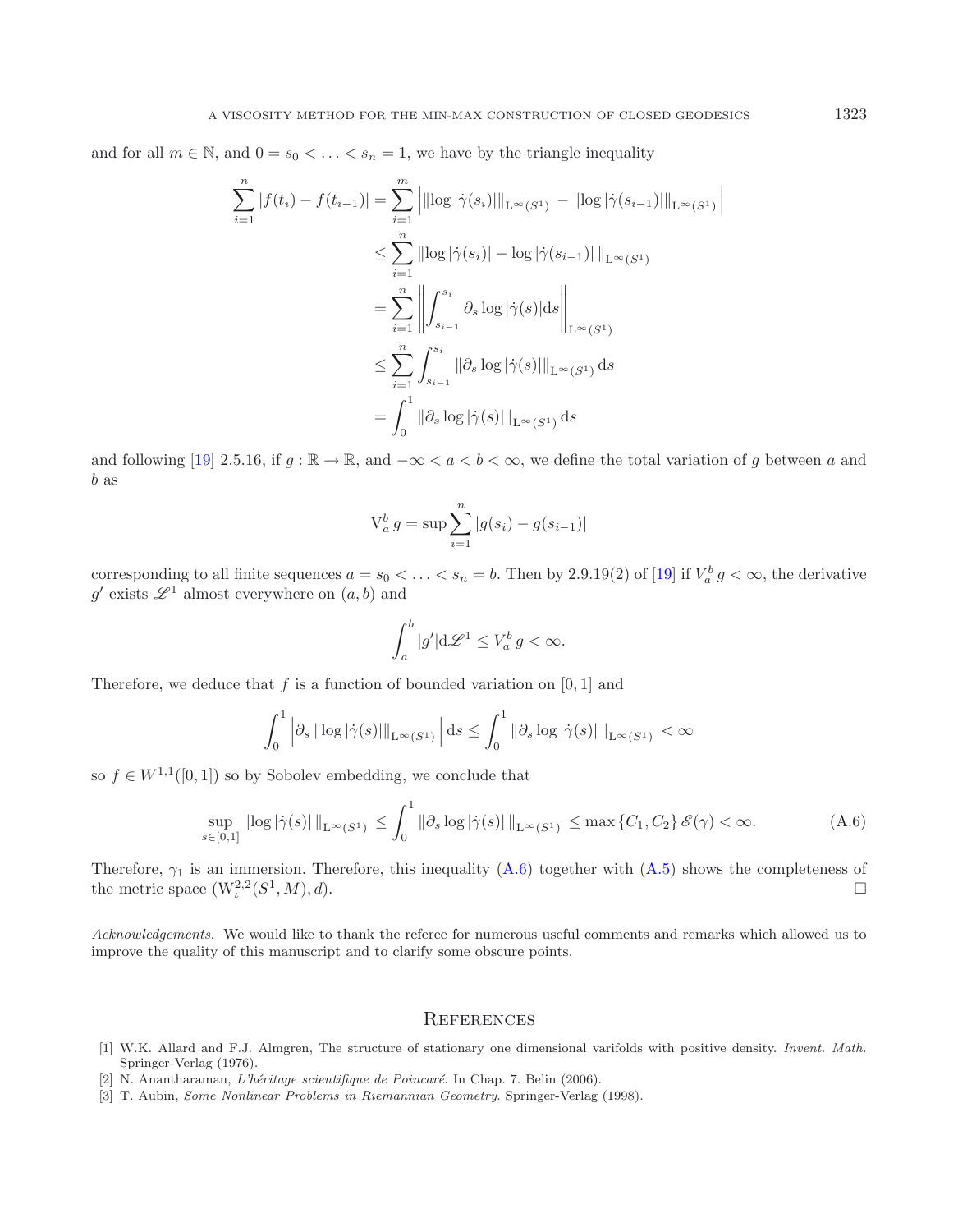and for all $m \in \mathbb{N}$, and $0 = s_0 < \ldots < s_n = 1$, we have by the triangle inequality

$$
\begin{aligned}
\sum_{i=1}^{n} |f(t_i) - f(t_{i-1})| &= \sum_{i=1}^{m} \left| \|\log|\dot{\gamma}(s_i)|\|_{\mathrm{L}^\infty(S^1)} - \|\log|\dot{\gamma}(s_{i-1})|\|_{\mathrm{L}^\infty(S^1)} \right| \\
&\leq \sum_{i=1}^{n} \|\log|\dot{\gamma}(s_i)| - \log|\dot{\gamma}(s_{i-1})|\,\|_{\mathrm{L}^\infty(S^1)} \\
&= \sum_{i=1}^{n} \left\| \int_{s_{i-1}}^{s_i} \partial_s \log|\dot{\gamma}(s)| \mathrm{d}s \right\|_{\mathrm{L}^\infty(S^1)} \\
&\leq \sum_{i=1}^{n} \int_{s_{i-1}}^{s_i} \|\partial_s \log|\dot{\gamma}(s)|\|_{\mathrm{L}^\infty(S^1)} \,\mathrm{d}s \\
&= \int_0^1 \|\partial_s \log|\dot{\gamma}(s)|\|_{\mathrm{L}^\infty(S^1)} \,\mathrm{d}s
\end{aligned}
$$

and following [19] 2.5.16, if $g : \mathbb{R} \to \mathbb{R}$, and $-\infty < a < b < \infty$, we define the total variation of $g$ between $a$ and $b$ as

$$
\mathrm{V}_a^b\, g = \sup \sum_{i=1}^{n} |g(s_i) - g(s_{i-1})|
$$

corresponding to all finite sequences $a = s_0 < \ldots < s_n = b$. Then by 2.9.19(2) of [19] if $V_a^b\, g < \infty$, the derivative $g'$ exists $\mathscr{L}^1$ almost everywhere on $(a, b)$ and

$$
\int_a^b |g'| \mathrm{d}\mathscr{L}^1 \leq V_a^b\, g < \infty.
$$

Therefore, we deduce that $f$ is a function of bounded variation on $[0, 1]$ and

$$
\int_0^1 \left| \partial_s \|\log|\dot{\gamma}(s)|\|_{\mathrm{L}^\infty(S^1)} \right| \mathrm{d}s \leq \int_0^1 \|\partial_s \log|\dot{\gamma}(s)|\,\|_{\mathrm{L}^\infty(S^1)} < \infty
$$

so $f \in W^{1,1}([0, 1])$ so by Sobolev embedding, we conclude that

$$
\sup_{s\in[0,1]} \|\log|\dot{\gamma}(s)|\,\|_{\mathrm{L}^\infty(S^1)} \leq \int_0^1 \|\partial_s \log|\dot{\gamma}(s)|\,\|_{\mathrm{L}^\infty(S^1)} \leq \max\{C_1, C_2\}\, \mathscr{E}(\gamma) < \infty. \tag{A.6}
$$

Therefore, $\gamma_1$ is an immersion. Therefore, this inequality (A.6) together with (A.5) shows the completeness of the metric space $(\mathrm{W}_\iota^{2,2}(S^1, M), d)$. $\square$

*Acknowledgements.* We would like to thank the referee for numerous useful comments and remarks which allowed us to improve the quality of this manuscript and to clarify some obscure points.

## References

[1] W.K. Allard and F.J. Almgren, The structure of stationary one dimensional varifolds with positive density. *Invent. Math.* Springer-Verlag (1976).

[2] N. Anantharaman, *L'héritage scientifique de Poincaré.* In Chap. 7. Belin (2006).

[3] T. Aubin, *Some Nonlinear Problems in Riemannian Geometry.* Springer-Verlag (1998).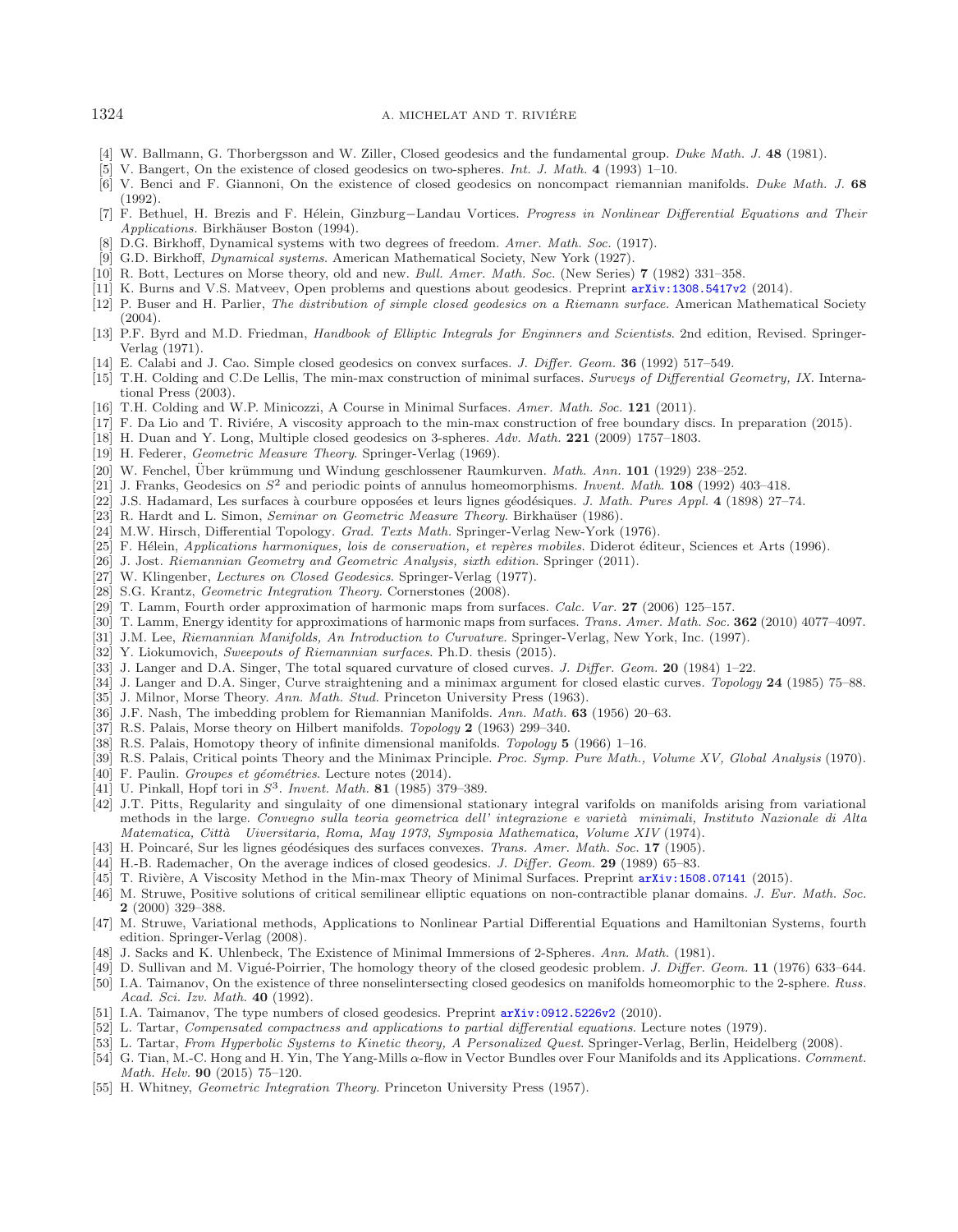[4] W. Ballmann, G. Thorbergsson and W. Ziller, Closed geodesics and the fundamental group. *Duke Math. J.* **48** (1981).

[5] V. Bangert, On the existence of closed geodesics on two-spheres. *Int. J. Math.* **4** (1993) 1–10.

[6] V. Benci and F. Giannoni, On the existence of closed geodesics on noncompact riemannian manifolds. *Duke Math. J.* **68** (1992).

[7] F. Bethuel, H. Brezis and F. Hélein, Ginzburg−Landau Vortices. *Progress in Nonlinear Differential Equations and Their Applications.* Birkhäuser Boston (1994).

[8] D.G. Birkhoff, Dynamical systems with two degrees of freedom. *Amer. Math. Soc.* (1917).

[9] G.D. Birkhoff, *Dynamical systems*. American Mathematical Society, New York (1927).

[10] R. Bott, Lectures on Morse theory, old and new. *Bull. Amer. Math. Soc.* (New Series) **7** (1982) 331–358.

[11] K. Burns and V.S. Matveev, Open problems and questions about geodesics. Preprint arXiv:1308.5417v2 (2014).

[12] P. Buser and H. Parlier, *The distribution of simple closed geodesics on a Riemann surface.* American Mathematical Society (2004).

[13] P.F. Byrd and M.D. Friedman, *Handbook of Elliptic Integrals for Enginners and Scientists*. 2nd edition, Revised. Springer-Verlag (1971).

[14] E. Calabi and J. Cao. Simple closed geodesics on convex surfaces. *J. Differ. Geom.* **36** (1992) 517–549.

[15] T.H. Colding and C.De Lellis, The min-max construction of minimal surfaces. *Surveys of Differential Geometry, IX*. International Press (2003).

[16] T.H. Colding and W.P. Minicozzi, A Course in Minimal Surfaces. *Amer. Math. Soc.* **121** (2011).

[17] F. Da Lio and T. Rivière, A viscosity approach to the min-max construction of free boundary discs. In preparation (2015).

[18] H. Duan and Y. Long, Multiple closed geodesics on 3-spheres. *Adv. Math.* **221** (2009) 1757–1803.

[19] H. Federer, *Geometric Measure Theory*. Springer-Verlag (1969).

[20] W. Fenchel, Über krümmung und Windung geschlossener Raumkurven. *Math. Ann.* **101** (1929) 238–252.

[21] J. Franks, Geodesics on $S^2$ and periodic points of annulus homeomorphisms. *Invent. Math.* **108** (1992) 403–418.

[22] J.S. Hadamard, Les surfaces à courbure opposées et leurs lignes géodésiques. *J. Math. Pures Appl.* **4** (1898) 27–74.

[23] R. Hardt and L. Simon, *Seminar on Geometric Measure Theory*. Birkhaüser (1986).

[24] M.W. Hirsch, Differential Topology. *Grad. Texts Math.* Springer-Verlag New-York (1976).

[25] F. Hélein, *Applications harmoniques, lois de conservation, et repères mobiles*. Diderot éditeur, Sciences et Arts (1996).

[26] J. Jost. *Riemannian Geometry and Geometric Analysis, sixth edition*. Springer (2011).

[27] W. Klingenber, *Lectures on Closed Geodesics*. Springer-Verlag (1977).

[28] S.G. Krantz, *Geometric Integration Theory*. Cornerstones (2008).

[29] T. Lamm, Fourth order approximation of harmonic maps from surfaces. *Calc. Var.* **27** (2006) 125–157.

[30] T. Lamm, Energy identity for approximations of harmonic maps from surfaces. *Trans. Amer. Math. Soc.* **362** (2010) 4077–4097.

[31] J.M. Lee, *Riemannian Manifolds, An Introduction to Curvature*. Springer-Verlag, New York, Inc. (1997).

[32] Y. Liokumovich, *Sweepouts of Riemannian surfaces*. Ph.D. thesis (2015).

[33] J. Langer and D.A. Singer, The total squared curvature of closed curves. *J. Differ. Geom.* **20** (1984) 1–22.

[34] J. Langer and D.A. Singer, Curve straightening and a minimax argument for closed elastic curves. *Topology* **24** (1985) 75–88.

[35] J. Milnor, Morse Theory. *Ann. Math. Stud.* Princeton University Press (1963).

[36] J.F. Nash, The imbedding problem for Riemannian Manifolds. *Ann. Math.* **63** (1956) 20–63.

[37] R.S. Palais, Morse theory on Hilbert manifolds. *Topology* **2** (1963) 299–340.

[38] R.S. Palais, Homotopy theory of infinite dimensional manifolds. *Topology* **5** (1966) 1–16.

[39] R.S. Palais, Critical points Theory and the Minimax Principle. *Proc. Symp. Pure Math., Volume XV, Global Analysis* (1970).

[40] F. Paulin. *Groupes et géométries*. Lecture notes (2014).

[41] U. Pinkall, Hopf tori in $S^3$. *Invent. Math.* **81** (1985) 379–389.

[42] J.T. Pitts, Regularity and singulaity of one dimensional stationary integral varifolds on manifolds arising from variational methods in the large. *Convegno sulla teoria geometrica dell' integrazione e varietà minimali, Instituto Nazionale di Alta Matematica, Città Uiversitaria, Roma, May 1973, Symposia Mathematica, Volume XIV* (1974).

[43] H. Poincaré, Sur les lignes géodésiques des surfaces convexes. *Trans. Amer. Math. Soc.* **17** (1905).

[44] H.-B. Rademacher, On the average indices of closed geodesics. *J. Differ. Geom.* **29** (1989) 65–83.

[45] T. Rivière, A Viscosity Method in the Min-max Theory of Minimal Surfaces. Preprint arXiv:1508.07141 (2015).

[46] M. Struwe, Positive solutions of critical semilinear elliptic equations on non-contractible planar domains. *J. Eur. Math. Soc.* **2** (2000) 329–388.

[47] M. Struwe, Variational methods, Applications to Nonlinear Partial Differential Equations and Hamiltonian Systems, fourth edition. Springer-Verlag (2008).

[48] J. Sacks and K. Uhlenbeck, The Existence of Minimal Immersions of 2-Spheres. *Ann. Math.* (1981).

[49] D. Sullivan and M. Vigué-Poirrier, The homology theory of the closed geodesic problem. *J. Differ. Geom.* **11** (1976) 633–644.

[50] I.A. Taimanov, On the existence of three nonselfintersecting closed geodesics on manifolds homeomorphic to the 2-sphere. *Russ. Acad. Sci. Izv. Math.* **40** (1992).

[51] I.A. Taimanov, The type numbers of closed geodesics. Preprint arXiv:0912.5226v2 (2010).

[52] L. Tartar, *Compensated compactness and applications to partial differential equations*. Lecture notes (1979).

[53] L. Tartar, *From Hyperbolic Systems to Kinetic theory, A Personalized Quest*. Springer-Verlag, Berlin, Heidelberg (2008).

[54] G. Tian, M.-C. Hong and H. Yin, The Yang-Mills $\alpha$-flow in Vector Bundles over Four Manifolds and its Applications. *Comment. Math. Helv.* **90** (2015) 75–120.

[55] H. Whitney, *Geometric Integration Theory*. Princeton University Press (1957).